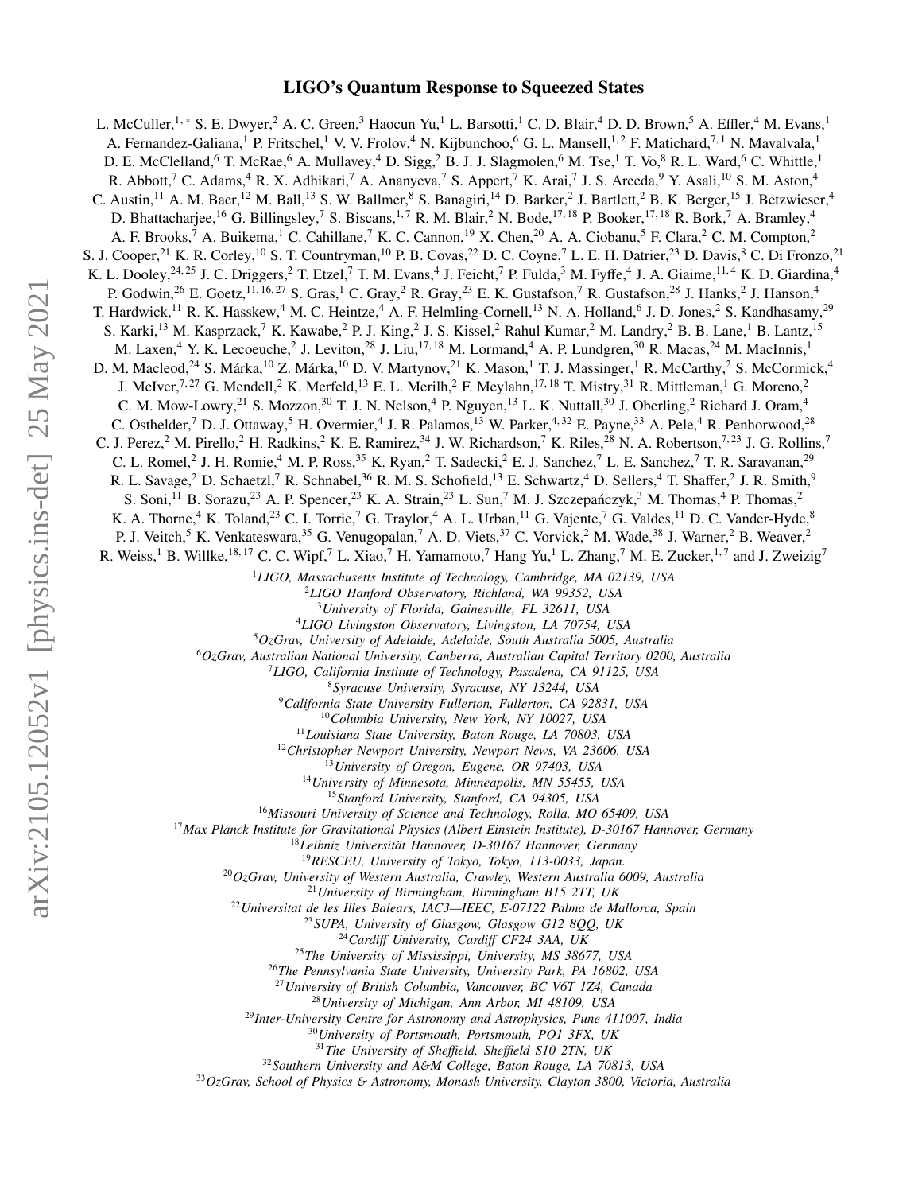# LIGO's Quantum Response to Squeezed States

L. McCuller,[1,*] S. E. Dwyer,[2] A. C. Green,[3] Haocun Yu,[1] L. Barsotti,[1] C. D. Blair,[4] D. D. Brown,[5] A. Effler,[4] M. Evans,[1] A. Fernandez-Galiana,[1] P. Fritschel,[1] V. V. Frolov,[4] N. Kijbunchoo,[6] G. L. Mansell,[1,2] F. Matichard,[7,1] N. Mavalvala,[1] D. E. McClelland,[6] T. McRae,[6] A. Mullavey,[4] D. Sigg,[2] B. J. J. Slagmolen,[6] M. Tse,[1] T. Vo,[8] R. L. Ward,[6] C. Whittle,[1] R. Abbott,[7] C. Adams,[4] R. X. Adhikari,[7] A. Ananyeva,[7] S. Appert,[7] K. Arai,[7] J. S. Areeda,[9] Y. Asali,[10] S. M. Aston,[4] C. Austin,[11] A. M. Baer,[12] M. Ball,[13] S. W. Ballmer,[8] S. Banagiri,[14] D. Barker,[2] J. Bartlett,[2] B. K. Berger,[15] J. Betzwieser,[4] D. Bhattacharjee,[16] G. Billingsley,[7] S. Biscans,[1,7] R. M. Blair,[2] N. Bode,[17,18] P. Booker,[17,18] R. Bork,[7] A. Bramley,[4] A. F. Brooks,[7] A. Buikema,[1] C. Cahillane,[7] K. C. Cannon,[19] X. Chen,[20] A. A. Ciobanu,[5] F. Clara,[2] C. M. Compton,[2] S. J. Cooper,[21] K. R. Corley,[10] S. T. Countryman,[10] P. B. Covas,[22] D. C. Coyne,[7] L. E. H. Datrier,[23] D. Davis,[8] C. Di Fronzo,[21] K. L. Dooley,[24,25] J. C. Driggers,[2] T. Etzel,[7] T. M. Evans,[4] J. Feicht,[7] P. Fulda,[3] M. Fyffe,[4] J. A. Giaime,[11,4] K. D. Giardina,[4] P. Godwin,[26] E. Goetz,[11,16,27] S. Gras,[1] C. Gray,[2] R. Gray,[23] E. K. Gustafson,[7] R. Gustafson,[28] J. Hanks,[2] J. Hanson,[4] T. Hardwick,[11] R. K. Hasskew,[4] M. C. Heintze,[4] A. F. Helmling-Cornell,[13] N. A. Holland,[6] J. D. Jones,[2] S. Kandhasamy,[29] S. Karki,[13] M. Kasprzack,[7] K. Kawabe,[2] P. J. King,[2] J. S. Kissel,[2] Rahul Kumar,[2] M. Landry,[2] B. B. Lane,[1] B. Lantz,[15] M. Laxen,[4] Y. K. Lecoeuche,[2] J. Leviton,[28] J. Liu,[17,18] M. Lormand,[4] A. P. Lundgren,[30] R. Macas,[24] M. MacInnis,[1] D. M. Macleod,[24] S. Márka,[10] Z. Márka,[10] D. V. Martynov,[21] K. Mason,[1] T. J. Massinger,[1] R. McCarthy,[2] S. McCormick,[4] J. McIver,[7,27] G. Mendell,[2] K. Merfeld,[13] E. L. Merilh,[2] F. Meylahn,[17,18] T. Mistry,[31] R. Mittleman,[1] G. Moreno,[2] C. M. Mow-Lowry,[21] S. Mozzon,[30] T. J. N. Nelson,[4] P. Nguyen,[13] L. K. Nuttall,[30] J. Oberling,[2] Richard J. Oram,[4] C. Osthelder,[7] D. J. Ottaway,[5] H. Overmier,[4] J. R. Palamos,[13] W. Parker,[4,32] E. Payne,[33] A. Pele,[4] R. Penhorwood,[28] C. J. Perez,[2] M. Pirello,[2] H. Radkins,[2] K. E. Ramirez,[34] J. W. Richardson,[7] K. Riles,[28] N. A. Robertson,[7,23] J. G. Rollins,[7] C. L. Romel,[2] J. H. Romie,[4] M. P. Ross,[35] K. Ryan,[2] T. Sadecki,[2] E. J. Sanchez,[7] L. E. Sanchez,[7] T. R. Saravanan,[29] R. L. Savage,[2] D. Schaetzl,[7] R. Schnabel,[36] R. M. S. Schofield,[13] E. Schwartz,[4] D. Sellers,[4] T. Shaffer,[2] J. R. Smith,[9] S. Soni,[11] B. Sorazu,[23] A. P. Spencer,[23] K. A. Strain,[23] L. Sun,[7] M. J. Szczepańczyk,[3] M. Thomas,[4] P. Thomas,[2] K. A. Thorne,[4] K. Toland,[23] C. I. Torrie,[7] G. Traylor,[4] A. L. Urban,[11] G. Vajente,[7] G. Valdes,[11] D. C. Vander-Hyde,[8] P. J. Veitch,[5] K. Venkateswara,[35] G. Venugopalan,[7] A. D. Viets,[37] C. Vorvick,[2] M. Wade,[38] J. Warner,[2] B. Weaver,[2] R. Weiss,[1] B. Willke,[18,17] C. C. Wipf,[7] L. Xiao,[7] H. Yamamoto,[7] Hang Yu,[1] L. Zhang,[7] M. E. Zucker,[1,7] and J. Zweizig[7]

[1] *LIGO, Massachusetts Institute of Technology, Cambridge, MA 02139, USA*
[2] *LIGO Hanford Observatory, Richland, WA 99352, USA*
[3] *University of Florida, Gainesville, FL 32611, USA*
[4] *LIGO Livingston Observatory, Livingston, LA 70754, USA*
[5] *OzGrav, University of Adelaide, Adelaide, South Australia 5005, Australia*
[6] *OzGrav, Australian National University, Canberra, Australian Capital Territory 0200, Australia*
[7] *LIGO, California Institute of Technology, Pasadena, CA 91125, USA*
[8] *Syracuse University, Syracuse, NY 13244, USA*
[9] *California State University Fullerton, Fullerton, CA 92831, USA*
[10] *Columbia University, New York, NY 10027, USA*
[11] *Louisiana State University, Baton Rouge, LA 70803, USA*
[12] *Christopher Newport University, Newport News, VA 23606, USA*
[13] *University of Oregon, Eugene, OR 97403, USA*
[14] *University of Minnesota, Minneapolis, MN 55455, USA*
[15] *Stanford University, Stanford, CA 94305, USA*
[16] *Missouri University of Science and Technology, Rolla, MO 65409, USA*
[17] *Max Planck Institute for Gravitational Physics (Albert Einstein Institute), D-30167 Hannover, Germany*
[18] *Leibniz Universität Hannover, D-30167 Hannover, Germany*
[19] *RESCEU, University of Tokyo, Tokyo, 113-0033, Japan.*
[20] *OzGrav, University of Western Australia, Crawley, Western Australia 6009, Australia*
[21] *University of Birmingham, Birmingham B15 2TT, UK*
[22] *Universitat de les Illes Balears, IAC3—IEEC, E-07122 Palma de Mallorca, Spain*
[23] *SUPA, University of Glasgow, Glasgow G12 8QQ, UK*
[24] *Cardiff University, Cardiff CF24 3AA, UK*
[25] *The University of Mississippi, University, MS 38677, USA*
[26] *The Pennsylvania State University, University Park, PA 16802, USA*
[27] *University of British Columbia, Vancouver, BC V6T 1Z4, Canada*
[28] *University of Michigan, Ann Arbor, MI 48109, USA*
[29] *Inter-University Centre for Astronomy and Astrophysics, Pune 411007, India*
[30] *University of Portsmouth, Portsmouth, PO1 3FX, UK*
[31] *The University of Sheffield, Sheffield S10 2TN, UK*
[32] *Southern University and A&M College, Baton Rouge, LA 70813, USA*
[33] *OzGrav, School of Physics & Astronomy, Monash University, Clayton 3800, Victoria, Australia*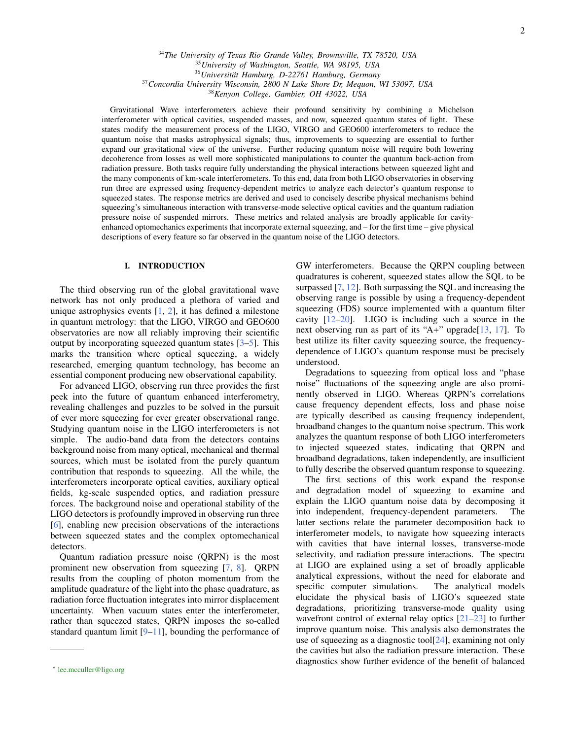[34]*The University of Texas Rio Grande Valley, Brownsville, TX 78520, USA*
[35]*University of Washington, Seattle, WA 98195, USA*
[36]*Universität Hamburg, D-22761 Hamburg, Germany*
[37]*Concordia University Wisconsin, 2800 N Lake Shore Dr, Mequon, WI 53097, USA*
[38]*Kenyon College, Gambier, OH 43022, USA*

Gravitational Wave interferometers achieve their profound sensitivity by combining a Michelson interferometer with optical cavities, suspended masses, and now, squeezed quantum states of light. These states modify the measurement process of the LIGO, VIRGO and GEO600 interferometers to reduce the quantum noise that masks astrophysical signals; thus, improvements to squeezing are essential to further expand our gravitational view of the universe. Further reducing quantum noise will require both lowering decoherence from losses as well more sophisticated manipulations to counter the quantum back-action from radiation pressure. Both tasks require fully understanding the physical interactions between squeezed light and the many components of km-scale interferometers. To this end, data from both LIGO observatories in observing run three are expressed using frequency-dependent metrics to analyze each detector's quantum response to squeezed states. The response metrics are derived and used to concisely describe physical mechanisms behind squeezing's simultaneous interaction with transverse-mode selective optical cavities and the quantum radiation pressure noise of suspended mirrors. These metrics and related analysis are broadly applicable for cavity-enhanced optomechanics experiments that incorporate external squeezing, and – for the first time – give physical descriptions of every feature so far observed in the quantum noise of the LIGO detectors.

## I. INTRODUCTION

The third observing run of the global gravitational wave network has not only produced a plethora of varied and unique astrophysics events [1, 2], it has defined a milestone in quantum metrology: that the LIGO, VIRGO and GEO600 observatories are now all reliably improving their scientific output by incorporating squeezed quantum states [3–5]. This marks the transition where optical squeezing, a widely researched, emerging quantum technology, has become an essential component producing new observational capability.

For advanced LIGO, observing run three provides the first peek into the future of quantum enhanced interferometry, revealing challenges and puzzles to be solved in the pursuit of ever more squeezing for ever greater observational range. Studying quantum noise in the LIGO interferometers is not simple. The audio-band data from the detectors contains background noise from many optical, mechanical and thermal sources, which must be isolated from the purely quantum contribution that responds to squeezing. All the while, the interferometers incorporate optical cavities, auxiliary optical fields, kg-scale suspended optics, and radiation pressure forces. The background noise and operational stability of the LIGO detectors is profoundly improved in observing run three [6], enabling new precision observations of the interactions between squeezed states and the complex optomechanical detectors.

Quantum radiation pressure noise (QRPN) is the most prominent new observation from squeezing [7, 8]. QRPN results from the coupling of photon momentum from the amplitude quadrature of the light into the phase quadrature, as radiation force fluctuation integrates into mirror displacement uncertainty. When vacuum states enter the interferometer, rather than squeezed states, QRPN imposes the so-called standard quantum limit [9–11], bounding the performance of GW interferometers. Because the QRPN coupling between quadratures is coherent, squeezed states allow the SQL to be surpassed [7, 12]. Both surpassing the SQL and increasing the observing range is possible by using a frequency-dependent squeezing (FDS) source implemented with a quantum filter cavity [12–20]. LIGO is including such a source in the next observing run as part of its "A+" upgrade[13, 17]. To best utilize its filter cavity squeezing source, the frequency-dependence of LIGO's quantum response must be precisely understood.

Degradations to squeezing from optical loss and "phase noise" fluctuations of the squeezing angle are also prominently observed in LIGO. Whereas QRPN's correlations cause frequency dependent effects, loss and phase noise are typically described as causing frequency independent, broadband changes to the quantum noise spectrum. This work analyzes the quantum response of both LIGO interferometers to injected squeezed states, indicating that QRPN and broadband degradations, taken independently, are insufficient to fully describe the observed quantum response to squeezing.

The first sections of this work expand the response and degradation model of squeezing to examine and explain the LIGO quantum noise data by decomposing it into independent, frequency-dependent parameters. The latter sections relate the parameter decomposition back to interferometer models, to navigate how squeezing interacts with cavities that have internal losses, transverse-mode selectivity, and radiation pressure interactions. The spectra at LIGO are explained using a set of broadly applicable analytical expressions, without the need for elaborate and specific computer simulations. The analytical models elucidate the physical basis of LIGO's squeezed state degradations, prioritizing transverse-mode quality using wavefront control of external relay optics [21–23] to further improve quantum noise. This analysis also demonstrates the use of squeezing as a diagnostic tool[24], examining not only the cavities but also the radiation pressure interaction. These diagnostics show further evidence of the benefit of balanced

* lee.mcculler@ligo.org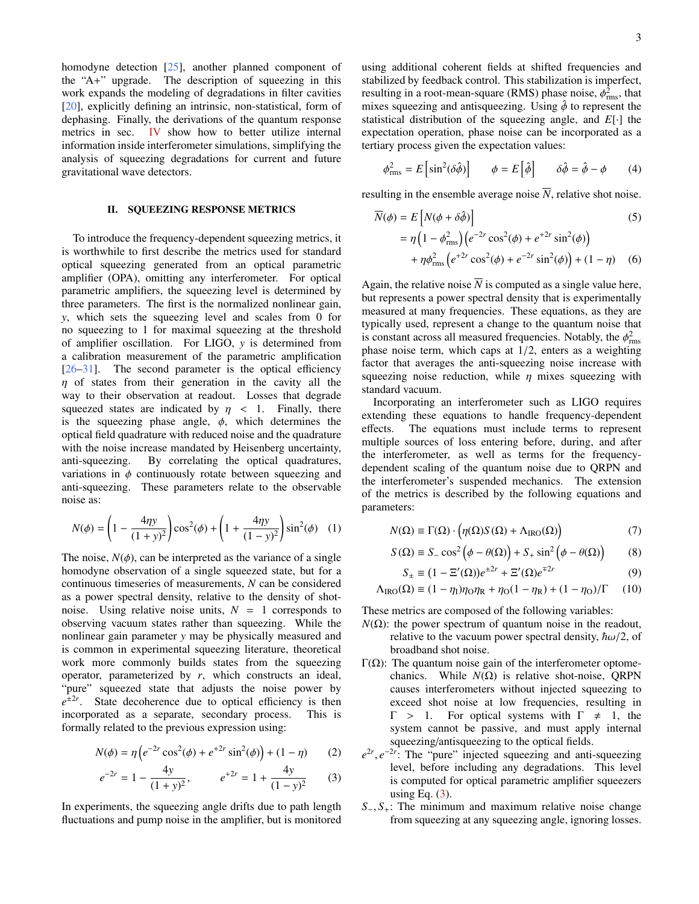homodyne detection [25], another planned component of the "A+" upgrade. The description of squeezing in this work expands the modeling of degradations in filter cavities [20], explicitly defining an intrinsic, non-statistical, form of dephasing. Finally, the derivations of the quantum response metrics in sec. IV show how to better utilize internal information inside interferometer simulations, simplifying the analysis of squeezing degradations for current and future gravitational wave detectors.

## II. SQUEEZING RESPONSE METRICS

To introduce the frequency-dependent squeezing metrics, it is worthwhile to first describe the metrics used for standard optical squeezing generated from an optical parametric amplifier (OPA), omitting any interferometer. For optical parametric amplifiers, the squeezing level is determined by three parameters. The first is the normalized nonlinear gain, $y$, which sets the squeezing level and scales from 0 for no squeezing to 1 for maximal squeezing at the threshold of amplifier oscillation. For LIGO, $y$ is determined from a calibration measurement of the parametric amplification [26–31]. The second parameter is the optical efficiency $\eta$ of states from their generation in the cavity all the way to their observation at readout. Losses that degrade squeezed states are indicated by $\eta < 1$. Finally, there is the squeezing phase angle, $\phi$, which determines the optical field quadrature with reduced noise and the quadrature with the noise increase mandated by Heisenberg uncertainty, anti-squeezing. By correlating the optical quadratures, variations in $\phi$ continuously rotate between squeezing and anti-squeezing. These parameters relate to the observable noise as:

$$N(\phi) = \left(1 - \frac{4\eta y}{(1+y)^2}\right)\cos^2(\phi) + \left(1 + \frac{4\eta y}{(1-y)^2}\right)\sin^2(\phi) \quad (1)$$

The noise, $N(\phi)$, can be interpreted as the variance of a single homodyne observation of a single squeezed state, but for a continuous timeseries of measurements, $N$ can be considered as a power spectral density, relative to the density of shot-noise. Using relative noise units, $N = 1$ corresponds to observing vacuum states rather than squeezing. While the nonlinear gain parameter $y$ may be physically measured and is common in experimental squeezing literature, theoretical work more commonly builds states from the squeezing operator, parameterized by $r$, which constructs an ideal, "pure" squeezed state that adjusts the noise power by $e^{\pm 2r}$. State decoherence due to optical efficiency is then incorporated as a separate, secondary process. This is formally related to the previous expression using:

$$N(\phi) = \eta\left(e^{-2r}\cos^2(\phi) + e^{+2r}\sin^2(\phi)\right) + (1-\eta) \quad (2)$$

$$e^{-2r} = 1 - \frac{4y}{(1+y)^2}, \qquad e^{+2r} = 1 + \frac{4y}{(1-y)^2} \quad (3)$$

In experiments, the squeezing angle drifts due to path length fluctuations and pump noise in the amplifier, but is monitored using additional coherent fields at shifted frequencies and stabilized by feedback control. This stabilization is imperfect, resulting in a root-mean-square (RMS) phase noise, $\phi^2_{\mathrm{rms}}$, that mixes squeezing and antisqueezing. Using $\hat{\phi}$ to represent the statistical distribution of the squeezing angle, and $E[\cdot]$ the expectation operation, phase noise can be incorporated as a tertiary process given the expectation values:

$$\phi^2_{\mathrm{rms}} = E\left[\sin^2(\delta\hat{\phi})\right] \qquad \phi = E\left[\hat{\phi}\right] \qquad \delta\hat{\phi} = \hat{\phi} - \phi \quad (4)$$

resulting in the ensemble average noise $\overline{N}$, relative shot noise.

$$\begin{aligned}\overline{N}(\phi) &= E\left[N(\phi + \delta\hat{\phi})\right] \quad (5)\\ &= \eta\left(1 - \phi^2_{\mathrm{rms}}\right)\left(e^{-2r}\cos^2(\phi) + e^{+2r}\sin^2(\phi)\right)\\ &\quad + \eta\phi^2_{\mathrm{rms}}\left(e^{+2r}\cos^2(\phi) + e^{-2r}\sin^2(\phi)\right) + (1-\eta) \quad (6)\end{aligned}$$

Again, the relative noise $\overline{N}$ is computed as a single value here, but represents a power spectral density that is experimentally measured at many frequencies. These equations, as they are typically used, represent a change to the quantum noise that is constant across all measured frequencies. Notably, the $\phi^2_{\mathrm{rms}}$ phase noise term, which caps at 1/2, enters as a weighting factor that averages the anti-squeezing noise increase with squeezing noise reduction, while $\eta$ mixes squeezing with standard vacuum.

Incorporating an interferometer such as LIGO requires extending these equations to handle frequency-dependent effects. The equations must include terms to represent multiple sources of loss entering before, during, and after the interferometer, as well as terms for the frequency-dependent scaling of the quantum noise due to QRPN and the interferometer's suspended mechanics. The extension of the metrics is described by the following equations and parameters:

$$N(\Omega) \equiv \Gamma(\Omega) \cdot \Big(\eta(\Omega) S(\Omega) + \Lambda_{\mathrm{IRO}}(\Omega)\Big) \quad (7)$$

$$S(\Omega) \equiv S_- \cos^2\Big(\phi - \theta(\Omega)\Big) + S_+ \sin^2\Big(\phi - \theta(\Omega)\Big) \quad (8)$$

$$S_\pm \equiv (1 - \Xi'(\Omega))e^{\pm 2r} + \Xi'(\Omega)e^{\mp 2r} \quad (9)$$

$$\Lambda_{\mathrm{IRO}}(\Omega) \equiv (1-\eta_{\mathrm{I}})\eta_{\mathrm{O}}\eta_{\mathrm{R}} + \eta_{\mathrm{O}}(1-\eta_{\mathrm{R}}) + (1-\eta_{\mathrm{O}})/\Gamma \quad (10)$$

These metrics are composed of the following variables:

- $N(\Omega)$: the power spectrum of quantum noise in the readout, relative to the vacuum power spectral density, $\hbar\omega/2$, of broadband shot noise.
- $\Gamma(\Omega)$: The quantum noise gain of the interferometer optomechanics. While $N(\Omega)$ is relative shot-noise, QRPN causes interferometers without injected squeezing to exceed shot noise at low frequencies, resulting in $\Gamma > 1$. For optical systems with $\Gamma \neq 1$, the system cannot be passive, and must apply internal squeezing/antisqueezing to the optical fields.
- $e^{2r}, e^{-2r}$: The "pure" injected squeezing and anti-squeezing level, before including any degradations. This level is computed for optical parametric amplifier squeezers using Eq. (3).
- $S_-, S_+$: The minimum and maximum relative noise change from squeezing at any squeezing angle, ignoring losses.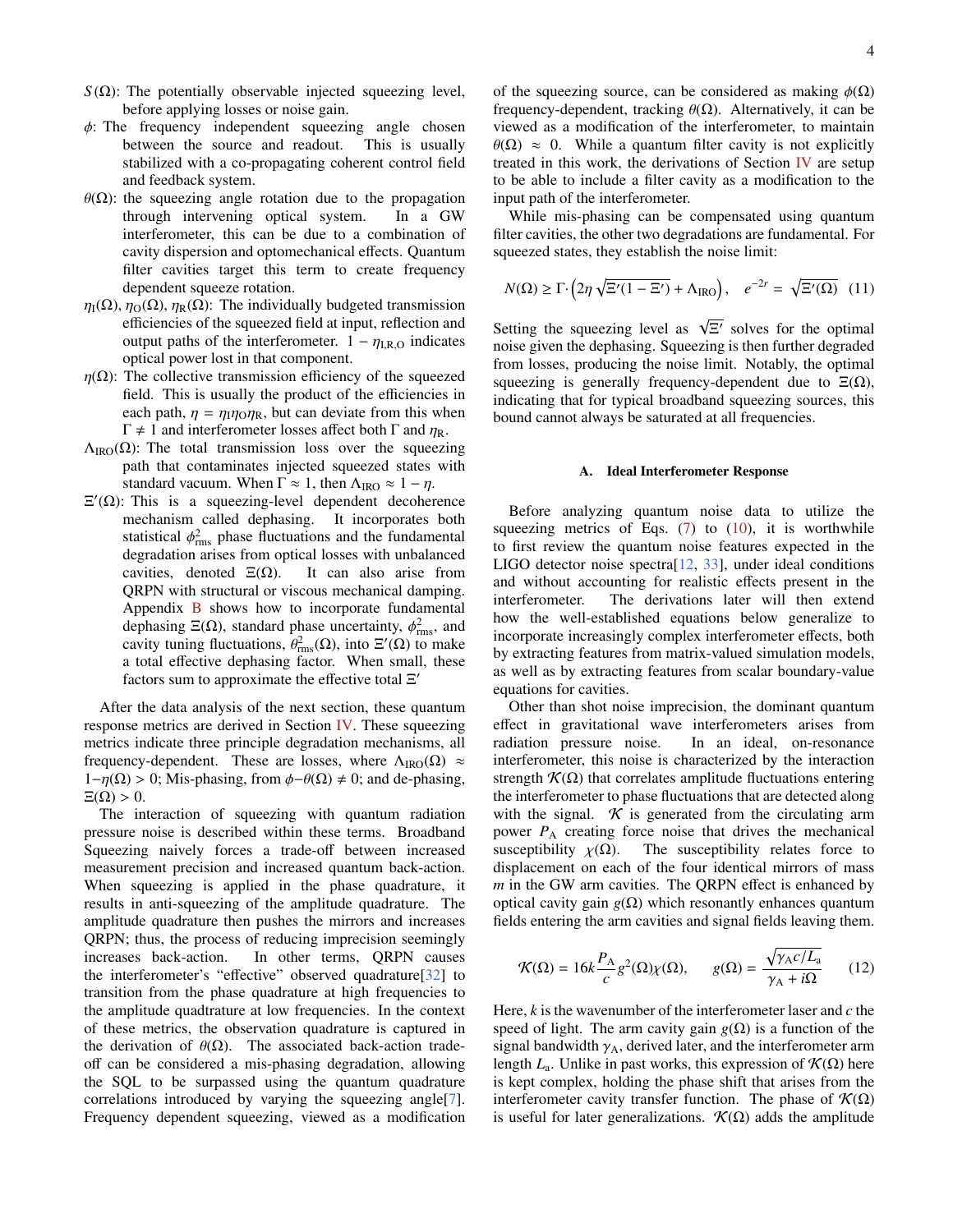- $S(\Omega)$: The potentially observable injected squeezing level, before applying losses or noise gain.
- $\phi$: The frequency independent squeezing angle chosen between the source and readout. This is usually stabilized with a co-propagating coherent control field and feedback system.
- $\theta(\Omega)$: the squeezing angle rotation due to the propagation through intervening optical system. In a GW interferometer, this can be due to a combination of cavity dispersion and optomechanical effects. Quantum filter cavities target this term to create frequency dependent squeeze rotation.
- $\eta_{\mathrm{I}}(\Omega)$, $\eta_{\mathrm{O}}(\Omega)$, $\eta_{\mathrm{R}}(\Omega)$: The individually budgeted transmission efficiencies of the squeezed field at input, reflection and output paths of the interferometer. $1 - \eta_{\mathrm{I,R,O}}$ indicates optical power lost in that component.
- $\eta(\Omega)$: The collective transmission efficiency of the squeezed field. This is usually the product of the efficiencies in each path, $\eta = \eta_{\mathrm{I}}\eta_{\mathrm{O}}\eta_{\mathrm{R}}$, but can deviate from this when $\Gamma \neq 1$ and interferometer losses affect both $\Gamma$ and $\eta_{\mathrm{R}}$.
- $\Lambda_{\mathrm{IRO}}(\Omega)$: The total transmission loss over the squeezing path that contaminates injected squeezed states with standard vacuum. When $\Gamma \approx 1$, then $\Lambda_{\mathrm{IRO}} \approx 1 - \eta$.
- $\Xi'(\Omega)$: This is a squeezing-level dependent decoherence mechanism called dephasing. It incorporates both statistical $\phi^2_{\mathrm{rms}}$ phase fluctuations and the fundamental degradation arises from optical losses with unbalanced cavities, denoted $\Xi(\Omega)$. It can also arise from QRPN with structural or viscous mechanical damping. Appendix B shows how to incorporate fundamental dephasing $\Xi(\Omega)$, standard phase uncertainty, $\phi^2_{\mathrm{rms}}$, and cavity tuning fluctuations, $\theta^2_{\mathrm{rms}}(\Omega)$, into $\Xi'(\Omega)$ to make a total effective dephasing factor. When small, these factors sum to approximate the effective total $\Xi'$

After the data analysis of the next section, these quantum response metrics are derived in Section IV. These squeezing metrics indicate three principle degradation mechanisms, all frequency-dependent. These are losses, where $\Lambda_{\mathrm{IRO}}(\Omega) \approx 1-\eta(\Omega) > 0$; Mis-phasing, from $\phi-\theta(\Omega) \neq 0$; and de-phasing, $\Xi(\Omega) > 0$.

The interaction of squeezing with quantum radiation pressure noise is described within these terms. Broadband Squeezing naively forces a trade-off between increased measurement precision and increased quantum back-action. When squeezing is applied in the phase quadrature, it results in anti-squeezing of the amplitude quadrature. The amplitude quadrature then pushes the mirrors and increases QRPN; thus, the process of reducing imprecision seemingly increases back-action. In other terms, QRPN causes the interferometer's "effective" observed quadrature[32] to transition from the phase quadrature at high frequencies to the amplitude quadrature at low frequencies. In the context of these metrics, the observation quadrature is captured in the derivation of $\theta(\Omega)$. The associated back-action trade-off can be considered a mis-phasing degradation, allowing the SQL to be surpassed using the quantum quadrature correlations introduced by varying the squeezing angle[7]. Frequency dependent squeezing, viewed as a modification of the squeezing source, can be considered as making $\phi(\Omega)$ frequency-dependent, tracking $\theta(\Omega)$. Alternatively, it can be viewed as a modification of the interferometer, to maintain $\theta(\Omega) \approx 0$. While a quantum filter cavity is not explicitly treated in this work, the derivations of Section IV are setup to be able to include a filter cavity as a modification to the input path of the interferometer.

While mis-phasing can be compensated using quantum filter cavities, the other two degradations are fundamental. For squeezed states, they establish the noise limit:

$$N(\Omega) \geq \Gamma \cdot \left(2\eta\sqrt{\Xi'(1-\Xi')} + \Lambda_{\mathrm{IRO}}\right), \quad e^{-2r} = \sqrt{\Xi'(\Omega)} \quad (11)$$

Setting the squeezing level as $\sqrt{\Xi'}$ solves for the optimal noise given the dephasing. Squeezing is then further degraded from losses, producing the noise limit. Notably, the optimal squeezing is generally frequency-dependent due to $\Xi(\Omega)$, indicating that for typical broadband squeezing sources, this bound cannot always be saturated at all frequencies.

### A. Ideal Interferometer Response

Before analyzing quantum noise data to utilize the squeezing metrics of Eqs. (7) to (10), it is worthwhile to first review the quantum noise features expected in the LIGO detector noise spectra[12, 33], under ideal conditions and without accounting for realistic effects present in the interferometer. The derivations later will then extend how the well-established equations below generalize to incorporate increasingly complex interferometer effects, both by extracting features from matrix-valued simulation models, as well as by extracting features from scalar boundary-value equations for cavities.

Other than shot noise imprecision, the dominant quantum effect in gravitational wave interferometers arises from radiation pressure noise. In an ideal, on-resonance interferometer, this noise is characterized by the interaction strength $\mathcal{K}(\Omega)$ that correlates amplitude fluctuations entering the interferometer to phase fluctuations that are detected along with the signal. $\mathcal{K}$ is generated from the circulating arm power $P_{\mathrm{A}}$ creating force noise that drives the mechanical susceptibility $\chi(\Omega)$. The susceptibility relates force to displacement on each of the four identical mirrors of mass $m$ in the GW arm cavities. The QRPN effect is enhanced by optical cavity gain $g(\Omega)$ which resonantly enhances quantum fields entering the arm cavities and signal fields leaving them.

$$\mathcal{K}(\Omega) = 16k\frac{P_{\mathrm{A}}}{c}g^2(\Omega)\chi(\Omega), \qquad g(\Omega) = \frac{\sqrt{\gamma_{\mathrm{A}}c/L_{\mathrm{a}}}}{\gamma_{\mathrm{A}} + i\Omega} \qquad (12)$$

Here, $k$ is the wavenumber of the interferometer laser and $c$ the speed of light. The arm cavity gain $g(\Omega)$ is a function of the signal bandwidth $\gamma_{\mathrm{A}}$, derived later, and the interferometer arm length $L_{\mathrm{a}}$. Unlike in past works, this expression of $\mathcal{K}(\Omega)$ here is kept complex, holding the phase shift that arises from the interferometer cavity transfer function. The phase of $\mathcal{K}(\Omega)$ is useful for later generalizations. $\mathcal{K}(\Omega)$ adds the amplitude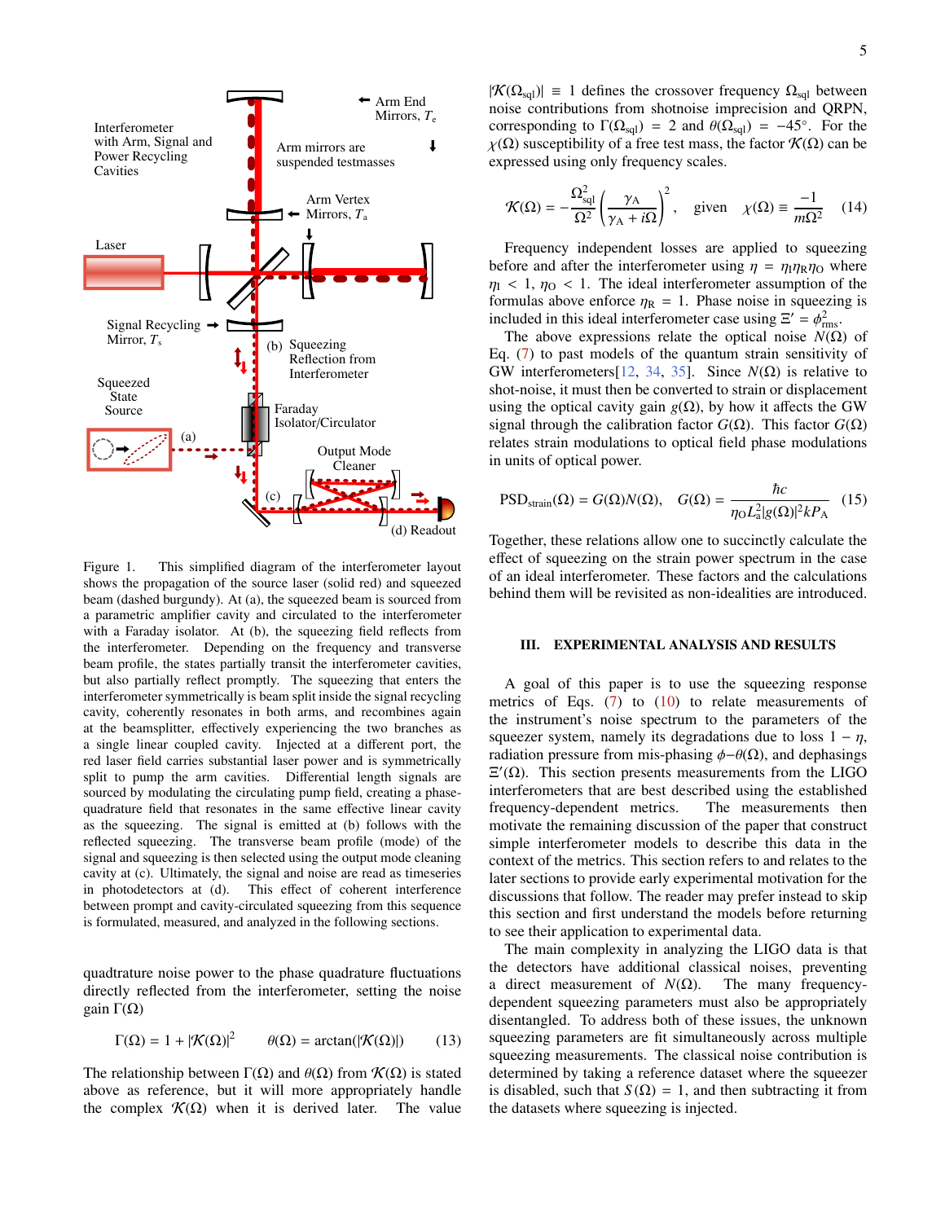Figure 1. This simplified diagram of the interferometer layout shows the propagation of the source laser (solid red) and squeezed beam (dashed burgundy). At (a), the squeezed beam is sourced from a parametric amplifier cavity and circulated to the interferometer with a Faraday isolator. At (b), the squeezing field reflects from the interferometer. Depending on the frequency and transverse beam profile, the states partially transit the interferometer cavities, but also partially reflect promptly. The squeezing that enters the interferometer symmetrically is beam split inside the signal recycling cavity, coherently resonates in both arms, and recombines again at the beamsplitter, effectively experiencing the two branches as a single linear coupled cavity. Injected at a different port, the red laser field carries substantial laser power and is symmetrically split to pump the arm cavities. Differential length signals are sourced by modulating the circulating pump field, creating a phase-quadrature field that resonates in the same effective linear cavity as the squeezing. The signal is emitted at (b) follows with the reflected squeezing. The transverse beam profile (mode) of the signal and squeezing is then selected using the output mode cleaning cavity at (c). Ultimately, the signal and noise are read as timeseries in photodetectors at (d). This effect of coherent interference between prompt and cavity-circulated squeezing from this sequence is formulated, measured, and analyzed in the following sections.

quadtrature noise power to the phase quadrature fluctuations directly reflected from the interferometer, setting the noise gain $\Gamma(\Omega)$

$$\Gamma(\Omega) = 1 + |\mathcal{K}(\Omega)|^2 \qquad \theta(\Omega) = \arctan(|\mathcal{K}(\Omega)|) \tag{13}$$

The relationship between $\Gamma(\Omega)$ and $\theta(\Omega)$ from $\mathcal{K}(\Omega)$ is stated above as reference, but it will more appropriately handle the complex $\mathcal{K}(\Omega)$ when it is derived later. The value $|\mathcal{K}(\Omega_{\mathrm{sql}})| \equiv 1$ defines the crossover frequency $\Omega_{\mathrm{sql}}$ between noise contributions from shotnoise imprecision and QRPN, corresponding to $\Gamma(\Omega_{\mathrm{sql}}) = 2$ and $\theta(\Omega_{\mathrm{sql}}) = -45°$. For the $\chi(\Omega)$ susceptibility of a free test mass, the factor $\mathcal{K}(\Omega)$ can be expressed using only frequency scales.

$$\mathcal{K}(\Omega) = -\frac{\Omega_{\mathrm{sql}}^2}{\Omega^2}\left(\frac{\gamma_{\mathrm{A}}}{\gamma_{\mathrm{A}} + i\Omega}\right)^2, \quad \text{given} \quad \chi(\Omega) \equiv \frac{-1}{m\Omega^2} \tag{14}$$

Frequency independent losses are applied to squeezing before and after the interferometer using $\eta = \eta_{\mathrm{I}}\eta_{\mathrm{R}}\eta_{\mathrm{O}}$ where $\eta_{\mathrm{I}} < 1$, $\eta_{\mathrm{O}} < 1$. The ideal interferometer assumption of the formulas above enforce $\eta_{\mathrm{R}} = 1$. Phase noise in squeezing is included in this ideal interferometer case using $\Xi' = \phi_{\mathrm{rms}}^2$.

The above expressions relate the optical noise $N(\Omega)$ of Eq. (7) to past models of the quantum strain sensitivity of GW interferometers[12, 34, 35]. Since $N(\Omega)$ is relative to shot-noise, it must then be converted to strain or displacement using the optical cavity gain $g(\Omega)$, by how it affects the GW signal through the calibration factor $G(\Omega)$. This factor $G(\Omega)$ relates strain modulations to optical field phase modulations in units of optical power.

$$\mathrm{PSD}_{\mathrm{strain}}(\Omega) = G(\Omega)N(\Omega), \quad G(\Omega) = \frac{\hbar c}{\eta_{\mathrm{O}} L_{\mathrm{a}}^2 |g(\Omega)|^2 k P_{\mathrm{A}}} \tag{15}$$

Together, these relations allow one to succinctly calculate the effect of squeezing on the strain power spectrum in the case of an ideal interferometer. These factors and the calculations behind them will be revisited as non-idealities are introduced.

## III. EXPERIMENTAL ANALYSIS AND RESULTS

A goal of this paper is to use the squeezing response metrics of Eqs. (7) to (10) to relate measurements of the instrument's noise spectrum to the parameters of the squeezer system, namely its degradations due to loss $1 - \eta$, radiation pressure from mis-phasing $\phi - \theta(\Omega)$, and dephasings $\Xi'(\Omega)$. This section presents measurements from the LIGO interferometers that are best described using the established frequency-dependent metrics. The measurements then motivate the remaining discussion of the paper that construct simple interferometer models to describe this data in the context of the metrics. This section refers to and relates to the later sections to provide early experimental motivation for the discussions that follow. The reader may prefer instead to skip this section and first understand the models before returning to see their application to experimental data.

The main complexity in analyzing the LIGO data is that the detectors have additional classical noises, preventing a direct measurement of $N(\Omega)$. The many frequency-dependent squeezing parameters must also be appropriately disentangled. To address both of these issues, the unknown squeezing parameters are fit simultaneously across multiple squeezing measurements. The classical noise contribution is determined by taking a reference dataset where the squeezer is disabled, such that $S(\Omega) = 1$, and then subtracting it from the datasets where squeezing is injected.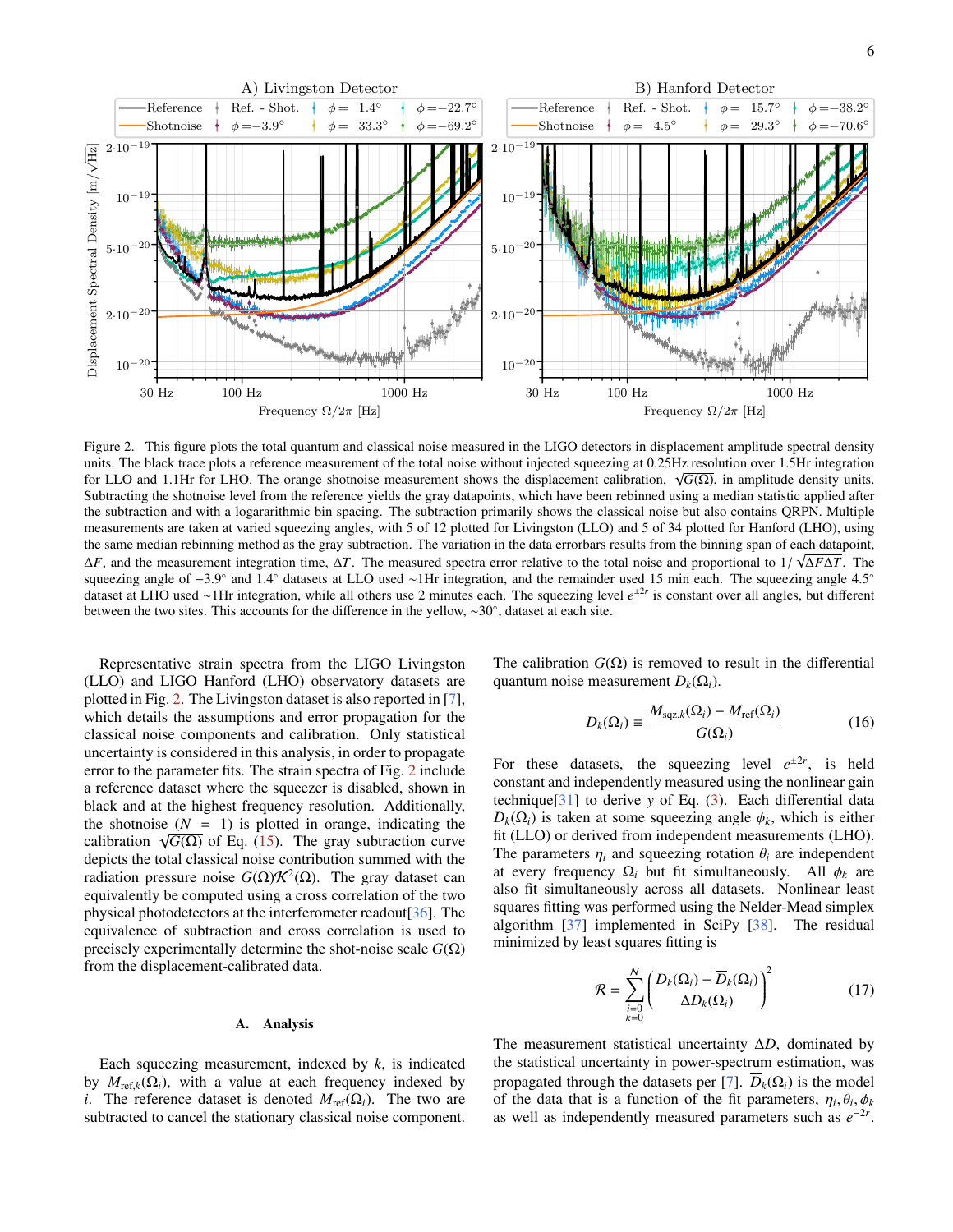Figure 2. This figure plots the total quantum and classical noise measured in the LIGO detectors in displacement amplitude spectral density units. The black trace plots a reference measurement of the total noise without injected squeezing at 0.25Hz resolution over 1.5Hr integration for LLO and 1.1Hr for LHO. The orange shotnoise measurement shows the displacement calibration, $\sqrt{G(\Omega)}$, in amplitude density units. Subtracting the shotnoise level from the reference yields the gray datapoints, which have been rebinned using a median statistic applied after the subtraction and with a logarithmic bin spacing. The subtraction primarily shows the classical noise but also contains QRPN. Multiple measurements are taken at varied squeezing angles, with 5 of 12 plotted for Livingston (LLO) and 5 of 34 plotted for Hanford (LHO), using the same median rebinning method as the gray subtraction. The variation in the data errorbars results from the binning span of each datapoint, $\Delta F$, and the measurement integration time, $\Delta T$. The measured spectra error relative to the total noise and proportional to $1/\sqrt{\Delta F \Delta T}$. The squeezing angle of $-3.9°$ and $1.4°$ datasets at LLO used ~1Hr integration, and the remainder used 15 min each. The squeezing angle 4.5° dataset at LHO used ~1Hr integration, while all others use 2 minutes each. The squeezing level $e^{\pm 2r}$ is constant over all angles, but different between the two sites. This accounts for the difference in the yellow, ~30°, dataset at each site.

Representative strain spectra from the LIGO Livingston (LLO) and LIGO Hanford (LHO) observatory datasets are plotted in Fig. 2. The Livingston dataset is also reported in [7], which details the assumptions and error propagation for the classical noise components and calibration. Only statistical uncertainty is considered in this analysis, in order to propagate error to the parameter fits. The strain spectra of Fig. 2 include a reference dataset where the squeezer is disabled, shown in black and at the highest frequency resolution. Additionally, the shotnoise ($N = 1$) is plotted in orange, indicating the calibration $\sqrt{G(\Omega)}$ of Eq. (15). The gray subtraction curve depicts the total classical noise contribution summed with the radiation pressure noise $G(\Omega)\mathcal{K}^2(\Omega)$. The gray dataset can equivalently be computed using a cross correlation of the two physical photodetectors at the interferometer readout[36]. The equivalence of subtraction and cross correlation is used to precisely experimentally determine the shot-noise scale $G(\Omega)$ from the displacement-calibrated data.

### A. Analysis

Each squeezing measurement, indexed by $k$, is indicated by $M_{\text{ref},k}(\Omega_i)$, with a value at each frequency indexed by $i$. The reference dataset is denoted $M_{\text{ref}}(\Omega_i)$. The two are subtracted to cancel the stationary classical noise component. The calibration $G(\Omega)$ is removed to result in the differential quantum noise measurement $D_k(\Omega_i)$.

$$D_k(\Omega_i) \equiv \frac{M_{\text{sqz},k}(\Omega_i) - M_{\text{ref}}(\Omega_i)}{G(\Omega_i)} \tag{16}$$

For these datasets, the squeezing level $e^{\pm 2r}$, is held constant and independently measured using the nonlinear gain technique[31] to derive $y$ of Eq. (3). Each differential data $D_k(\Omega_i)$ is taken at some squeezing angle $\phi_k$, which is either fit (LLO) or derived from independent measurements (LHO). The parameters $\eta_i$ and squeezing rotation $\theta_i$ are independent at every frequency $\Omega_i$ but fit simultaneously. All $\phi_k$ are also fit simultaneously across all datasets. Nonlinear least squares fitting was performed using the Nelder-Mead simplex algorithm [37] implemented in SciPy [38]. The residual minimized by least squares fitting is

$$\mathcal{R} = \sum_{\substack{i=0 \\ k=0}}^{N} \left( \frac{D_k(\Omega_i) - \overline{D}_k(\Omega_i)}{\Delta D_k(\Omega_i)} \right)^2 \tag{17}$$

The measurement statistical uncertainty $\Delta D$, dominated by the statistical uncertainty in power-spectrum estimation, was propagated through the datasets per [7]. $\overline{D}_k(\Omega_i)$ is the model of the data that is a function of the fit parameters, $\eta_i, \theta_i, \phi_k$ as well as independently measured parameters such as $e^{-2r}$.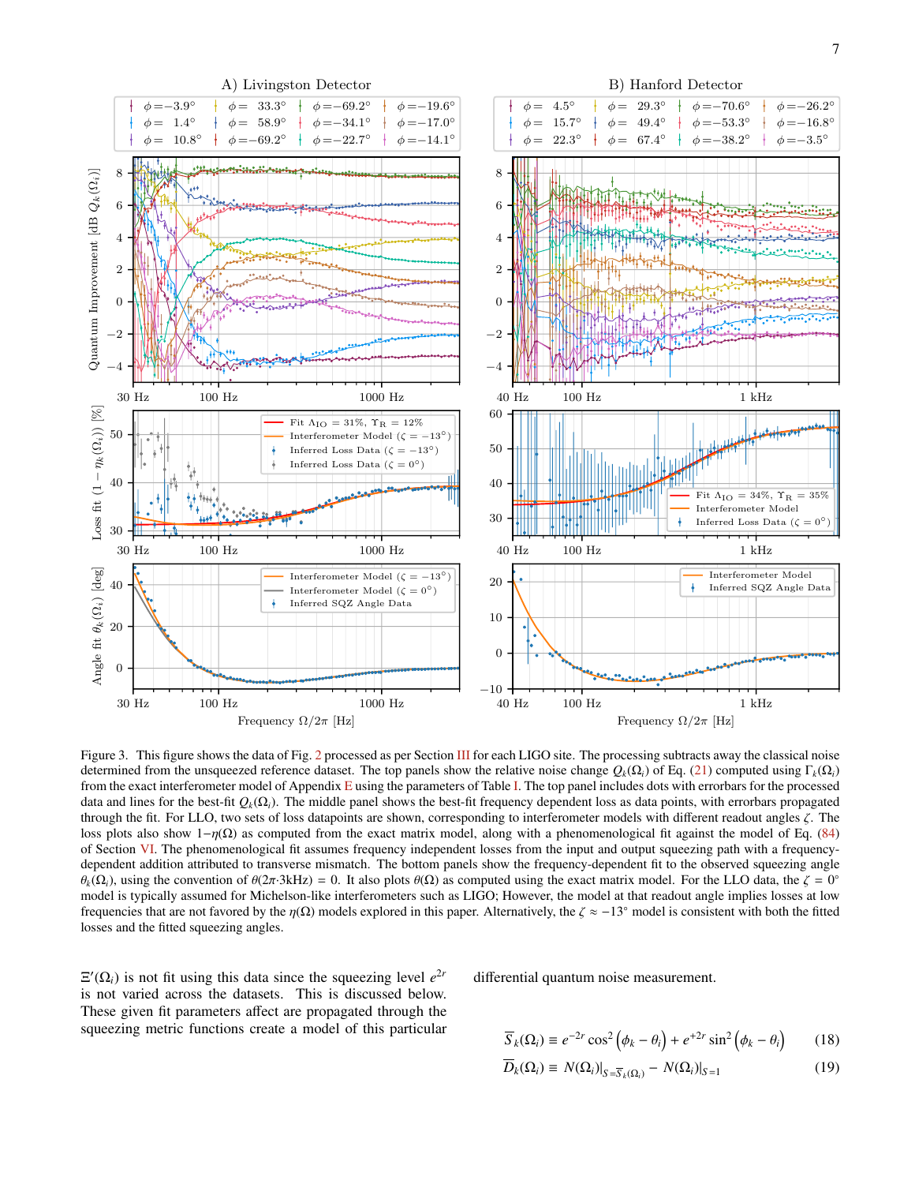Figure 3. This figure shows the data of Fig. 2 processed as per Section III for each LIGO site. The processing subtracts away the classical noise determined from the unsqueezed reference dataset. The top panels show the relative noise change $Q_k(\Omega_i)$ of Eq. (21) computed using $\Gamma_k(\Omega_i)$ from the exact interferometer model of Appendix E using the parameters of Table I. The top panel includes dots with errorbars for the processed data and lines for the best-fit $Q_k(\Omega_i)$. The middle panel shows the best-fit frequency dependent loss as data points, with errorbars propagated through the fit. For LLO, two sets of loss datapoints are shown, corresponding to interferometer models with different readout angles $\zeta$. The loss plots also show $1-\eta(\Omega)$ as computed from the exact matrix model, along with a phenomenological fit against the model of Eq. (84) of Section VI. The phenomenological fit assumes frequency independent losses from the input and output squeezing path with a frequency-dependent addition attributed to transverse mismatch. The bottom panels show the frequency-dependent fit to the observed squeezing angle $\theta_k(\Omega_i)$, using the convention of $\theta(2\pi{\cdot}3\text{kHz}) = 0$. It also plots $\theta(\Omega)$ as computed using the exact matrix model. For the LLO data, the $\zeta = 0°$ model is typically assumed for Michelson-like interferometers such as LIGO; However, the model at that readout angle implies losses at low frequencies that are not favored by the $\eta(\Omega)$ models explored in this paper. Alternatively, the $\zeta \approx -13°$ model is consistent with both the fitted losses and the fitted squeezing angles.

$\Xi'(\Omega_i)$ is not fit using this data since the squeezing level $e^{2r}$ is not varied across the datasets. This is discussed below. These given fit parameters affect are propagated through the squeezing metric functions create a model of this particular differential quantum noise measurement.

$$\overline{S}_k(\Omega_i) \equiv e^{-2r}\cos^2\left(\phi_k - \theta_i\right) + e^{+2r}\sin^2\left(\phi_k - \theta_i\right) \tag{18}$$

$$\overline{D}_k(\Omega_i) \equiv N(\Omega_i)|_{S=\overline{S}_k(\Omega_i)} - N(\Omega_i)|_{S=1} \tag{19}$$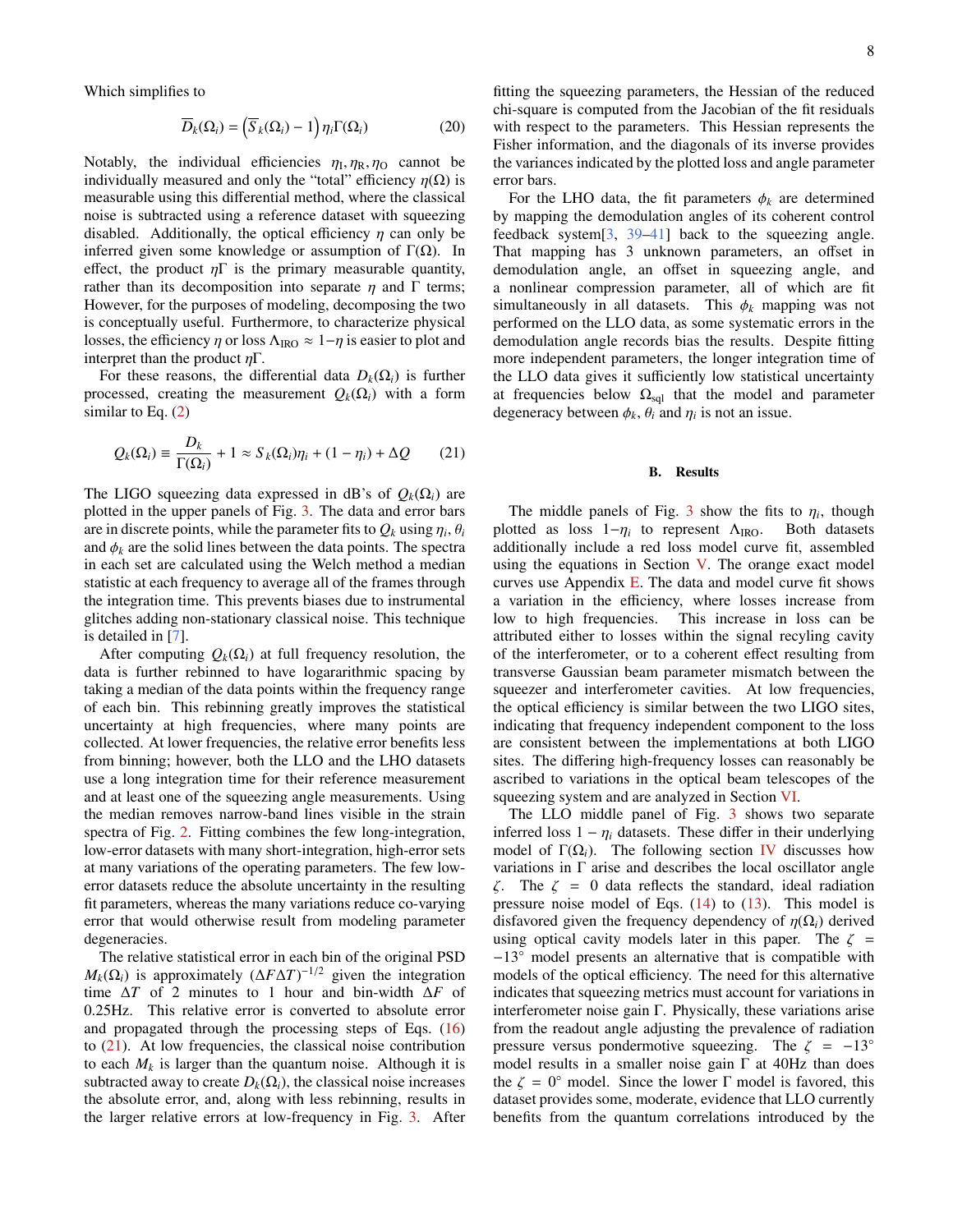Which simplifies to

$$\overline{D}_k(\Omega_i) = \left(\overline{S}_k(\Omega_i) - 1\right)\eta_i\Gamma(\Omega_i) \tag{20}$$

Notably, the individual efficiencies $\eta_{\rm I}, \eta_{\rm R}, \eta_{\rm O}$ cannot be individually measured and only the "total" efficiency $\eta(\Omega)$ is measurable using this differential method, where the classical noise is subtracted using a reference dataset with squeezing disabled. Additionally, the optical efficiency $\eta$ can only be inferred given some knowledge or assumption of $\Gamma(\Omega)$. In effect, the product $\eta\Gamma$ is the primary measurable quantity, rather than its decomposition into separate $\eta$ and $\Gamma$ terms; However, for the purposes of modeling, decomposing the two is conceptually useful. Furthermore, to characterize physical losses, the efficiency $\eta$ or loss $\Lambda_{\rm IRO} \approx 1-\eta$ is easier to plot and interpret than the product $\eta\Gamma$.

For these reasons, the differential data $D_k(\Omega_i)$ is further processed, creating the measurement $Q_k(\Omega_i)$ with a form similar to Eq. (2)

$$Q_k(\Omega_i) \equiv \frac{D_k}{\Gamma(\Omega_i)} + 1 \approx S_k(\Omega_i)\eta_i + (1-\eta_i) + \Delta Q \tag{21}$$

The LIGO squeezing data expressed in dB's of $Q_k(\Omega_i)$ are plotted in the upper panels of Fig. 3. The data and error bars are in discrete points, while the parameter fits to $Q_k$ using $\eta_i$, $\theta_i$ and $\phi_k$ are the solid lines between the data points. The spectra in each set are calculated using the Welch method a median statistic at each frequency to average all of the frames through the integration time. This prevents biases due to instrumental glitches adding non-stationary classical noise. This technique is detailed in [7].

After computing $Q_k(\Omega_i)$ at full frequency resolution, the data is further rebinned to have logararithmic spacing by taking a median of the data points within the frequency range of each bin. This rebinning greatly improves the statistical uncertainty at high frequencies, where many points are collected. At lower frequencies, the relative error benefits less from binning; however, both the LLO and the LHO datasets use a long integration time for their reference measurement and at least one of the squeezing angle measurements. Using the median removes narrow-band lines visible in the strain spectra of Fig. 2. Fitting combines the few long-integration, low-error datasets with many short-integration, high-error sets at many variations of the operating parameters. The few low-error datasets reduce the absolute uncertainty in the resulting fit parameters, whereas the many variations reduce co-varying error that would otherwise result from modeling parameter degeneracies.

The relative statistical error in each bin of the original PSD $M_k(\Omega_i)$ is approximately $(\Delta F \Delta T)^{-1/2}$ given the integration time $\Delta T$ of 2 minutes to 1 hour and bin-width $\Delta F$ of 0.25Hz. This relative error is converted to absolute error and propagated through the processing steps of Eqs. (16) to (21). At low frequencies, the classical noise contribution to each $M_k$ is larger than the quantum noise. Although it is subtracted away to create $D_k(\Omega_i)$, the classical noise increases the absolute error, and, along with less rebinning, results in the larger relative errors at low-frequency in Fig. 3. After fitting the squeezing parameters, the Hessian of the reduced chi-square is computed from the Jacobian of the fit residuals with respect to the parameters. This Hessian represents the Fisher information, and the diagonals of its inverse provides the variances indicated by the plotted loss and angle parameter error bars.

For the LHO data, the fit parameters $\phi_k$ are determined by mapping the demodulation angles of its coherent control feedback system[3, 39–41] back to the squeezing angle. That mapping has 3 unknown parameters, an offset in demodulation angle, an offset in squeezing angle, and a nonlinear compression parameter, all of which are fit simultaneously in all datasets. This $\phi_k$ mapping was not performed on the LLO data, as some systematic errors in the demodulation angle records bias the results. Despite fitting more independent parameters, the longer integration time of the LLO data gives it sufficiently low statistical uncertainty at frequencies below $\Omega_{\rm sql}$ that the model and parameter degeneracy between $\phi_k$, $\theta_i$ and $\eta_i$ is not an issue.

### B. Results

The middle panels of Fig. 3 show the fits to $\eta_i$, though plotted as loss $1-\eta_i$ to represent $\Lambda_{\rm IRO}$. Both datasets additionally include a red loss model curve fit, assembled using the equations in Section V. The orange exact model curves use Appendix E. The data and model curve fit shows a variation in the efficiency, where losses increase from low to high frequencies. This increase in loss can be attributed either to losses within the signal recyling cavity of the interferometer, or to a coherent effect resulting from transverse Gaussian beam parameter mismatch between the squeezer and interferometer cavities. At low frequencies, the optical efficiency is similar between the two LIGO sites, indicating that frequency independent component to the loss are consistent between the implementations at both LIGO sites. The differing high-frequency losses can reasonably be ascribed to variations in the optical beam telescopes of the squeezing system and are analyzed in Section VI.

The LLO middle panel of Fig. 3 shows two separate inferred loss $1-\eta_i$ datasets. These differ in their underlying model of $\Gamma(\Omega_i)$. The following section IV discusses how variations in $\Gamma$ arise and describes the local oscillator angle $\zeta$. The $\zeta = 0$ data reflects the standard, ideal radiation pressure noise model of Eqs. (14) to (13). This model is disfavored given the frequency dependency of $\eta(\Omega_i)$ derived using optical cavity models later in this paper. The $\zeta = -13^\circ$ model presents an alternative that is compatible with models of the optical efficiency. The need for this alternative indicates that squeezing metrics must account for variations in interferometer noise gain $\Gamma$. Physically, these variations arise from the readout angle adjusting the prevalence of radiation pressure versus pondermotive squeezing. The $\zeta = -13^\circ$ model results in a smaller noise gain $\Gamma$ at 40Hz than does the $\zeta = 0^\circ$ model. Since the lower $\Gamma$ model is favored, this dataset provides some, moderate, evidence that LLO currently benefits from the quantum correlations introduced by the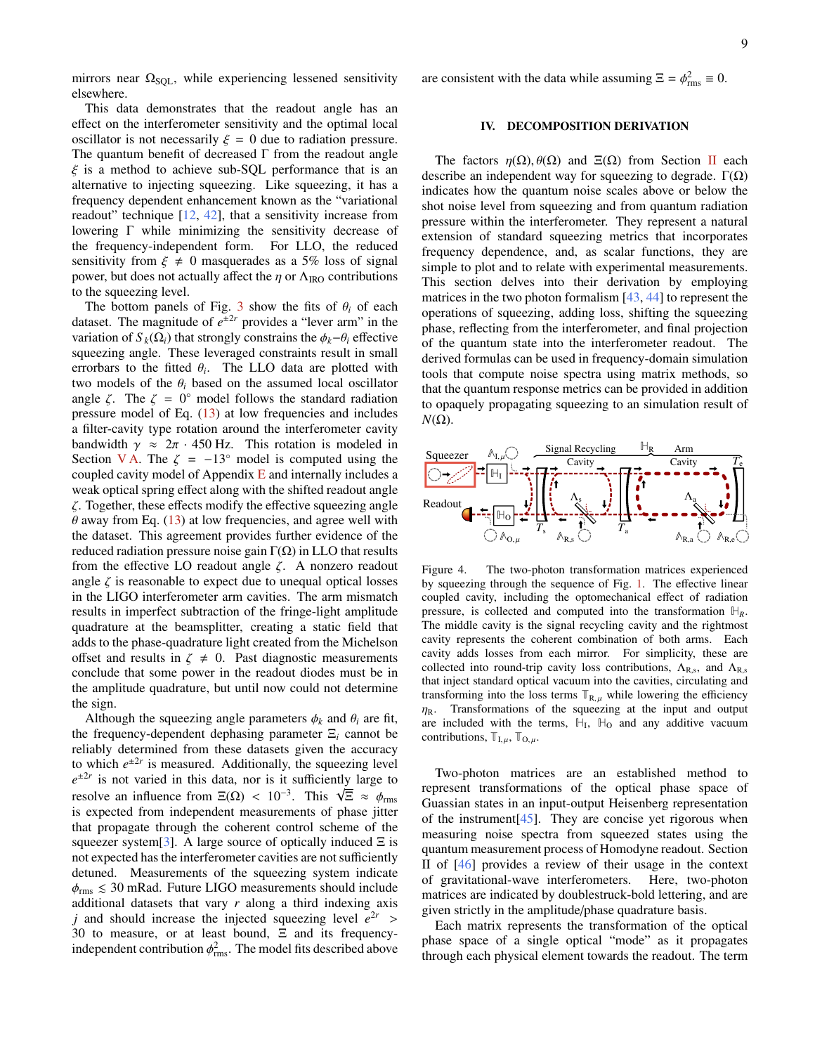mirrors near $\Omega_{\mathrm{SQL}}$, while experiencing lessened sensitivity elsewhere.

This data demonstrates that the readout angle has an effect on the interferometer sensitivity and the optimal local oscillator is not necessarily $\xi = 0$ due to radiation pressure. The quantum benefit of decreased $\Gamma$ from the readout angle $\xi$ is a method to achieve sub-SQL performance that is an alternative to injecting squeezing. Like squeezing, it has a frequency dependent enhancement known as the "variational readout" technique [12, 42], that a sensitivity increase from lowering $\Gamma$ while minimizing the sensitivity decrease of the frequency-independent form. For LLO, the reduced sensitivity from $\xi \neq 0$ masquerades as a 5% loss of signal power, but does not actually affect the $\eta$ or $\Lambda_{\mathrm{IRO}}$ contributions to the squeezing level.

The bottom panels of Fig. 3 show the fits of $\theta_i$ of each dataset. The magnitude of $e^{\pm 2r}$ provides a "lever arm" in the variation of $S_k(\Omega_i)$ that strongly constrains the $\phi_k - \theta_i$ effective squeezing angle. These leveraged constraints result in small errorbars to the fitted $\theta_i$. The LLO data are plotted with two models of the $\theta_i$ based on the assumed local oscillator angle $\zeta$. The $\zeta = 0^\circ$ model follows the standard radiation pressure model of Eq. (13) at low frequencies and includes a filter-cavity type rotation around the interferometer cavity bandwidth $\gamma \approx 2\pi \cdot 450\,\mathrm{Hz}$. This rotation is modeled in Section V A. The $\zeta = -13^\circ$ model is computed using the coupled cavity model of Appendix E and internally includes a weak optical spring effect along with the shifted readout angle $\zeta$. Together, these effects modify the effective squeezing angle $\theta$ away from Eq. (13) at low frequencies, and agree well with the dataset. This agreement provides further evidence of the reduced radiation pressure noise gain $\Gamma(\Omega)$ in LLO that results from the effective LO readout angle $\zeta$. A nonzero readout angle $\zeta$ is reasonable to expect due to unequal optical losses in the LIGO interferometer arm cavities. The arm mismatch results in imperfect subtraction of the fringe-light amplitude quadrature at the beamsplitter, creating a static field that adds to the phase-quadrature light created from the Michelson offset and results in $\zeta \neq 0$. Past diagnostic measurements conclude that some power in the readout diodes must be in the amplitude quadrature, but until now could not determine the sign.

Although the squeezing angle parameters $\phi_k$ and $\theta_i$ are fit, the frequency-dependent dephasing parameter $\Xi_i$ cannot be reliably determined from these datasets given the accuracy to which $e^{\pm 2r}$ is measured. Additionally, the squeezing level $e^{\pm 2r}$ is not varied in this data, nor is it sufficiently large to resolve an influence from $\Xi(\Omega) < 10^{-3}$. This $\sqrt{\Xi} \approx \phi_{\mathrm{rms}}$ is expected from independent measurements of phase jitter that propagate through the coherent control scheme of the squeezer system[3]. A large source of optically induced $\Xi$ is not expected has the interferometer cavities are not sufficiently detuned. Measurements of the squeezing system indicate $\phi_{\mathrm{rms}} \lesssim 30$ mRad. Future LIGO measurements should include additional datasets that vary $r$ along a third indexing axis $j$ and should increase the injected squeezing level $e^{2r} > 30$ to measure, or at least bound, $\Xi$ and its frequency-independent contribution $\phi^2_{\mathrm{rms}}$. The model fits described above are consistent with the data while assuming $\Xi = \phi^2_{\mathrm{rms}} \equiv 0$.

## IV. DECOMPOSITION DERIVATION

The factors $\eta(\Omega), \theta(\Omega)$ and $\Xi(\Omega)$ from Section II each describe an independent way for squeezing to degrade. $\Gamma(\Omega)$ indicates how the quantum noise scales above or below the shot noise level from squeezing and from quantum radiation pressure within the interferometer. They represent a natural extension of standard squeezing metrics that incorporates frequency dependence, and, as scalar functions, they are simple to plot and to relate with experimental measurements. This section delves into their derivation by employing matrices in the two photon formalism [43, 44] to represent the operations of squeezing, adding loss, shifting the squeezing phase, reflecting from the interferometer, and final projection of the quantum state into the interferometer readout. The derived formulas can be used in frequency-domain simulation tools that compute noise spectra using matrix methods, so that the quantum response metrics can be provided in addition to opaquely propagating squeezing to an simulation result of $N(\Omega)$.

Figure 4. The two-photon transformation matrices experienced by squeezing through the sequence of Fig. 1. The effective linear coupled cavity, including the optomechanical effect of radiation pressure, is collected and computed into the transformation $\mathbb{H}_R$. The middle cavity is the signal recycling cavity and the rightmost cavity represents the coherent combination of both arms. Each cavity adds losses from each mirror. For simplicity, these are collected into round-trip cavity loss contributions, $\Lambda_{\mathrm{R,s}}$, and $\Lambda_{\mathrm{R,s}}$ that inject standard optical vacuum into the cavities, circulating and transforming into the loss terms $\mathbb{T}_{\mathrm{R},\mu}$ while lowering the efficiency $\eta_{\mathrm{R}}$. Transformations of the squeezing at the input and output are included with the terms, $\mathbb{H}_{\mathrm{I}}$, $\mathbb{H}_{\mathrm{O}}$ and any additive vacuum contributions, $\mathbb{T}_{\mathrm{I},\mu}$, $\mathbb{T}_{\mathrm{O},\mu}$.

Two-photon matrices are an established method to represent transformations of the optical phase space of Guassian states in an input-output Heisenberg representation of the instrument[45]. They are concise yet rigorous when measuring noise spectra from squeezed states using the quantum measurement process of Homodyne readout. Section II of [46] provides a review of their usage in the context of gravitational-wave interferometers. Here, two-photon matrices are indicated by doublestruck-bold lettering, and are given strictly in the amplitude/phase quadrature basis.

Each matrix represents the transformation of the optical phase space of a single optical "mode" as it propagates through each physical element towards the readout. The term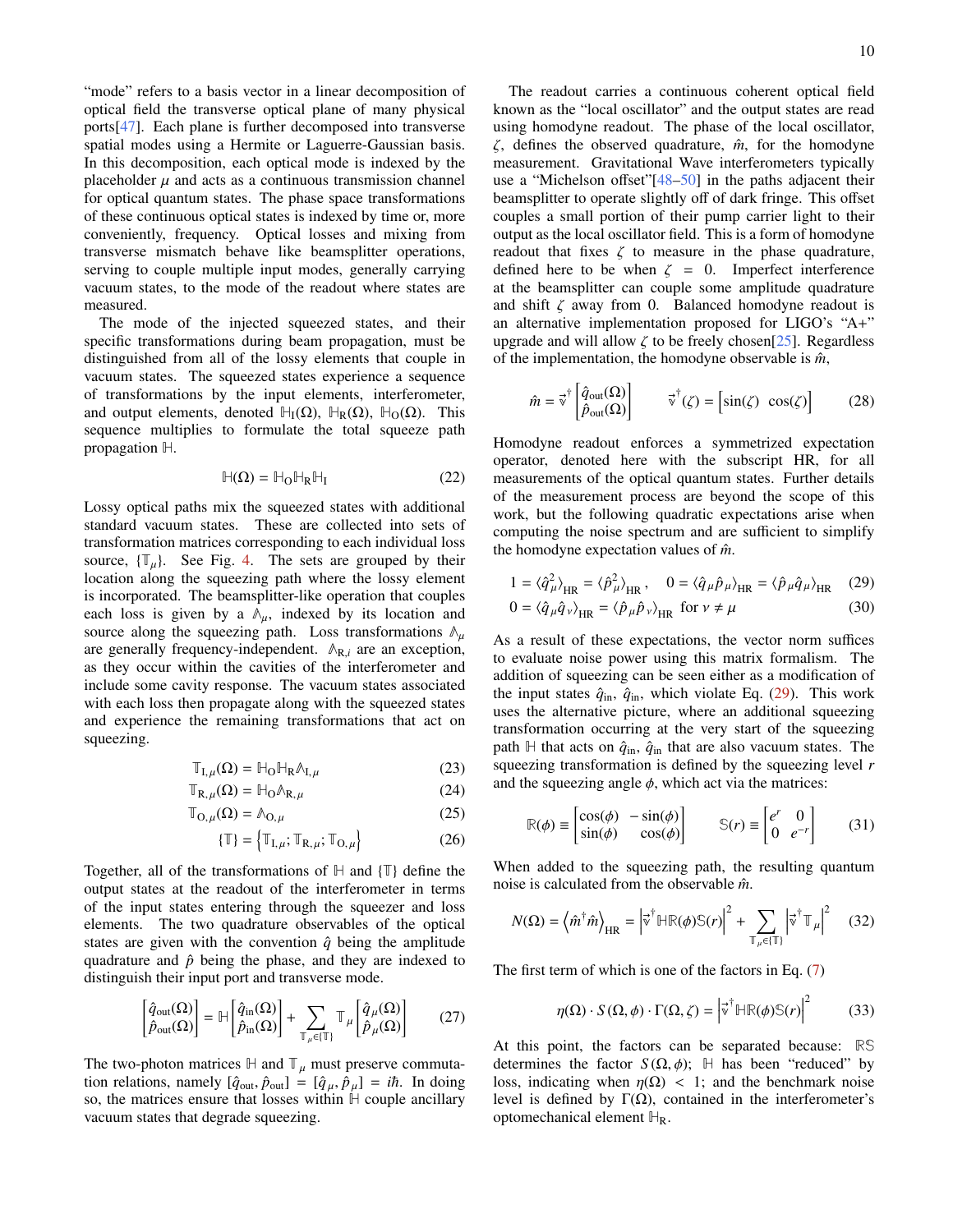"mode" refers to a basis vector in a linear decomposition of optical field the transverse optical plane of many physical ports[47]. Each plane is further decomposed into transverse spatial modes using a Hermite or Laguerre-Gaussian basis. In this decomposition, each optical mode is indexed by the placeholder $\mu$ and acts as a continuous transmission channel for optical quantum states. The phase space transformations of these continuous optical states is indexed by time or, more conveniently, frequency. Optical losses and mixing from transverse mismatch behave like beamsplitter operations, serving to couple multiple input modes, generally carrying vacuum states, to the mode of the readout where states are measured.

The mode of the injected squeezed states, and their specific transformations during beam propagation, must be distinguished from all of the lossy elements that couple in vacuum states. The squeezed states experience a sequence of transformations by the input elements, interferometer, and output elements, denoted $\mathbb{H}_{\mathrm{I}}(\Omega)$, $\mathbb{H}_{\mathrm{R}}(\Omega)$, $\mathbb{H}_{\mathrm{O}}(\Omega)$. This sequence multiplies to formulate the total squeeze path propagation $\mathbb{H}$.

$$\mathbb{H}(\Omega) = \mathbb{H}_{\mathrm{O}}\mathbb{H}_{\mathrm{R}}\mathbb{H}_{\mathrm{I}} \tag{22}$$

Lossy optical paths mix the squeezed states with additional standard vacuum states. These are collected into sets of transformation matrices corresponding to each individual loss source, $\{\mathbb{T}_\mu\}$. See Fig. 4. The sets are grouped by their location along the squeezing path where the lossy element is incorporated. The beamsplitter-like operation that couples each loss is given by a $\mathbb{A}_\mu$, indexed by its location and source along the squeezing path. Loss transformations $\mathbb{A}_\mu$ are generally frequency-independent. $\mathbb{A}_{\mathrm{R},i}$ are an exception, as they occur within the cavities of the interferometer and include some cavity response. The vacuum states associated with each loss then propagate along with the squeezed states and experience the remaining transformations that act on squeezing.

$$\mathbb{T}_{\mathrm{I},\mu}(\Omega) = \mathbb{H}_{\mathrm{O}}\mathbb{H}_{\mathrm{R}}\mathbb{A}_{\mathrm{I},\mu} \tag{23}$$

$$\mathbb{T}_{\mathrm{R},\mu}(\Omega) = \mathbb{H}_{\mathrm{O}}\mathbb{A}_{\mathrm{R},\mu} \tag{24}$$

$$\mathbb{T}_{\mathrm{O},\mu}(\Omega) = \mathbb{A}_{\mathrm{O},\mu} \tag{25}$$

$$\{\mathbb{T}\} = \left\{\mathbb{T}_{\mathrm{I},\mu}; \mathbb{T}_{\mathrm{R},\mu}; \mathbb{T}_{\mathrm{O},\mu}\right\} \tag{26}$$

Together, all of the transformations of $\mathbb{H}$ and $\{\mathbb{T}\}$ define the output states at the readout of the interferometer in terms of the input states entering through the squeezer and loss elements. The two quadrature observables of the optical states are given with the convention $\hat{q}$ being the amplitude quadrature and $\hat{p}$ being the phase, and they are indexed to distinguish their input port and transverse mode.

$$\begin{bmatrix}\hat{q}_{\mathrm{out}}(\Omega)\\ \hat{p}_{\mathrm{out}}(\Omega)\end{bmatrix} = \mathbb{H}\begin{bmatrix}\hat{q}_{\mathrm{in}}(\Omega)\\ \hat{p}_{\mathrm{in}}(\Omega)\end{bmatrix} + \sum_{\mathbb{T}_\mu\in\{\mathbb{T}\}}\mathbb{T}_\mu\begin{bmatrix}\hat{q}_{\mu}(\Omega)\\ \hat{p}_{\mu}(\Omega)\end{bmatrix} \tag{27}$$

The two-photon matrices $\mathbb{H}$ and $\mathbb{T}_\mu$ must preserve commutation relations, namely $[\hat{q}_{\mathrm{out}}, \hat{p}_{\mathrm{out}}] = [\hat{q}_\mu, \hat{p}_\mu] = i\hbar$. In doing so, the matrices ensure that losses within $\mathbb{H}$ couple ancillary vacuum states that degrade squeezing.

The readout carries a continuous coherent optical field known as the "local oscillator" and the output states are read using homodyne readout. The phase of the local oscillator, $\zeta$, defines the observed quadrature, $\hat{m}$, for the homodyne measurement. Gravitational Wave interferometers typically use a "Michelson offset"[48–50] in the paths adjacent their beamsplitter to operate slightly off of dark fringe. This offset couples a small portion of their pump carrier light to their output as the local oscillator field. This is a form of homodyne readout that fixes $\zeta$ to measure in the phase quadrature, defined here to be when $\zeta = 0$. Imperfect interference at the beamsplitter can couple some amplitude quadrature and shift $\zeta$ away from 0. Balanced homodyne readout is an alternative implementation proposed for LIGO's "A+" upgrade and will allow $\zeta$ to be freely chosen[25]. Regardless of the implementation, the homodyne observable is $\hat{m}$,

$$\hat{m} = \vec{\mathbb{v}}^{\dagger}\begin{bmatrix}\hat{q}_{\mathrm{out}}(\Omega)\\ \hat{p}_{\mathrm{out}}(\Omega)\end{bmatrix} \qquad \vec{\mathbb{v}}^{\dagger}(\zeta) = \begin{bmatrix}\sin(\zeta) & \cos(\zeta)\end{bmatrix} \tag{28}$$

Homodyne readout enforces a symmetrized expectation operator, denoted here with the subscript HR, for all measurements of the optical quantum states. Further details of the measurement process are beyond the scope of this work, but the following quadratic expectations arise when computing the noise spectrum and are sufficient to simplify the homodyne expectation values of $\hat{m}$.

$$1 = \langle\hat{q}_\mu^2\rangle_{\mathrm{HR}} = \langle\hat{p}_\mu^2\rangle_{\mathrm{HR}}, \quad 0 = \langle\hat{q}_\mu\hat{p}_\mu\rangle_{\mathrm{HR}} = \langle\hat{p}_\mu\hat{q}_\mu\rangle_{\mathrm{HR}} \tag{29}$$

$$0 = \langle\hat{q}_\mu\hat{q}_\nu\rangle_{\mathrm{HR}} = \langle\hat{p}_\mu\hat{p}_\nu\rangle_{\mathrm{HR}} \text{ for } \nu \neq \mu \tag{30}$$

As a result of these expectations, the vector norm suffices to evaluate noise power using this matrix formalism. The addition of squeezing can be seen either as a modification of the input states $\hat{q}_{\mathrm{in}}$, $\hat{q}_{\mathrm{in}}$, which violate Eq. (29). This work uses the alternative picture, where an additional squeezing transformation occurring at the very start of the squeezing path $\mathbb{H}$ that acts on $\hat{q}_{\mathrm{in}}$, $\hat{q}_{\mathrm{in}}$ that are also vacuum states. The squeezing transformation is defined by the squeezing level $r$ and the squeezing angle $\phi$, which act via the matrices:

$$\mathbb{R}(\phi) \equiv \begin{bmatrix}\cos(\phi) & -\sin(\phi)\\ \sin(\phi) & \cos(\phi)\end{bmatrix} \qquad \mathbb{S}(r) \equiv \begin{bmatrix}e^r & 0\\ 0 & e^{-r}\end{bmatrix} \tag{31}$$

When added to the squeezing path, the resulting quantum noise is calculated from the observable $\hat{m}$.

$$N(\Omega) = \left\langle\hat{m}^\dagger\hat{m}\right\rangle_{\mathrm{HR}} = \left|\vec{\mathbb{v}}^{\dagger}\mathbb{H}\mathbb{R}(\phi)\mathbb{S}(r)\right|^2 + \sum_{\mathbb{T}_\mu\in\{\mathbb{T}\}}\left|\vec{\mathbb{v}}^{\dagger}\mathbb{T}_\mu\right|^2 \tag{32}$$

The first term of which is one of the factors in Eq. (7)

$$\eta(\Omega)\cdot S(\Omega,\phi)\cdot\Gamma(\Omega,\zeta) = \left|\vec{\mathbb{v}}^{\dagger}\mathbb{H}\mathbb{R}(\phi)\mathbb{S}(r)\right|^2 \tag{33}$$

At this point, the factors can be separated because: $\mathbb{R}\mathbb{S}$ determines the factor $S(\Omega,\phi)$; $\mathbb{H}$ has been "reduced" by loss, indicating when $\eta(\Omega) < 1$; and the benchmark noise level is defined by $\Gamma(\Omega)$, contained in the interferometer's optomechanical element $\mathbb{H}_{\mathrm{R}}$.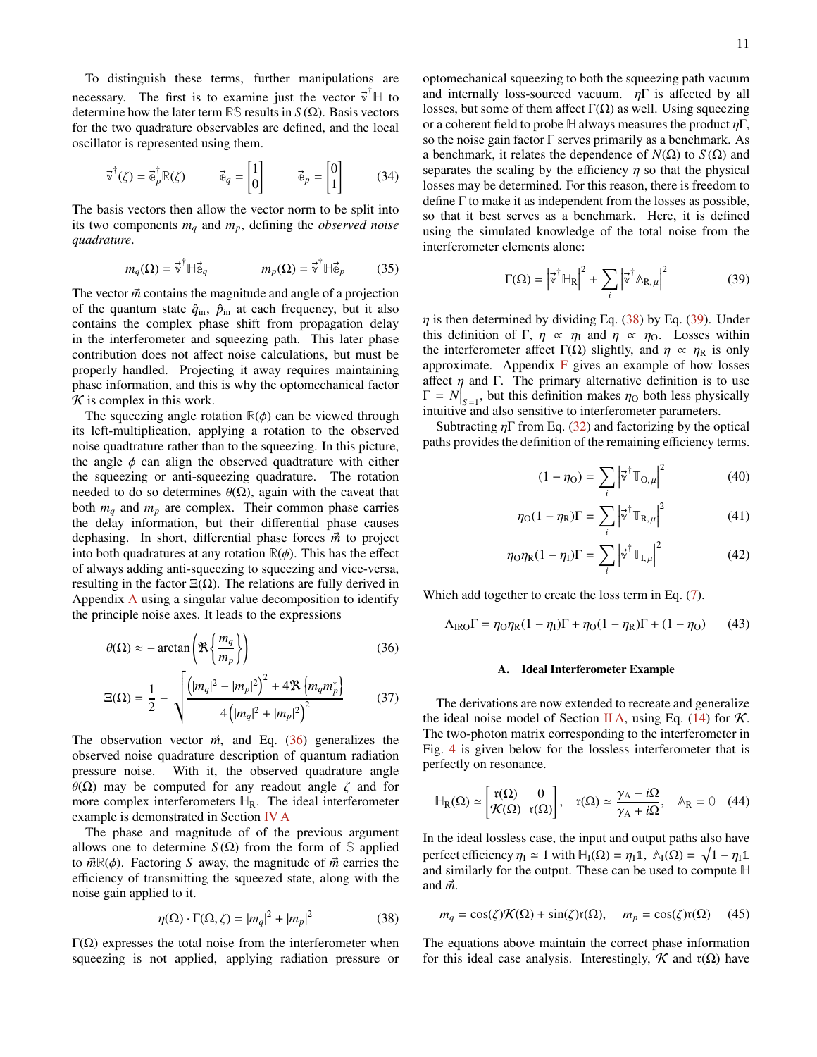To distinguish these terms, further manipulations are necessary. The first is to examine just the vector $\vec{\mathbb{v}}^\dagger\mathbb{H}$ to determine how the later term $\mathbb{RS}$ results in $S(\Omega)$. Basis vectors for the two quadrature observables are defined, and the local oscillator is represented using them.

$$\vec{\mathbb{v}}^\dagger(\zeta) = \vec{\mathbb{e}}_p^\dagger\mathbb{R}(\zeta) \qquad \vec{\mathbb{e}}_q = \begin{bmatrix}1\\0\end{bmatrix} \qquad \vec{\mathbb{e}}_p = \begin{bmatrix}0\\1\end{bmatrix} \tag{34}$$

The basis vectors then allow the vector norm to be split into its two components $m_q$ and $m_p$, defining the *observed noise quadrature*.

$$m_q(\Omega) = \vec{\mathbb{v}}^\dagger\mathbb{H}\vec{\mathbb{e}}_q \qquad m_p(\Omega) = \vec{\mathbb{v}}^\dagger\mathbb{H}\vec{\mathbb{e}}_p \tag{35}$$

The vector $\vec{m}$ contains the magnitude and angle of a projection of the quantum state $\hat{q}_{\text{in}}$, $\hat{p}_{\text{in}}$ at each frequency, but it also contains the complex phase shift from propagation delay in the interferometer and squeezing path. This later phase contribution does not affect noise calculations, but must be properly handled. Projecting it away requires maintaining phase information, and this is why the optomechanical factor $\mathcal{K}$ is complex in this work.

The squeezing angle rotation $\mathbb{R}(\phi)$ can be viewed through its left-multiplication, applying a rotation to the observed noise quadtrature rather than to the squeezing. In this picture, the angle $\phi$ can align the observed quadrature with either the squeezing or anti-squeezing quadrature. The rotation needed to do so determines $\theta(\Omega)$, again with the caveat that both $m_q$ and $m_p$ are complex. Their common phase carries the delay information, but their differential phase causes dephasing. In short, differential phase forces $\vec{m}$ to project into both quadratures at any rotation $\mathbb{R}(\phi)$. This has the effect of always adding anti-squeezing to squeezing and vice-versa, resulting in the factor $\Xi(\Omega)$. The relations are fully derived in Appendix A using a singular value decomposition to identify the principle noise axes. It leads to the expressions

$$\theta(\Omega) \approx -\arctan\left(\Re\left\{\frac{m_q}{m_p}\right\}\right) \tag{36}$$

$$\Xi(\Omega) = \frac{1}{2} - \sqrt{\frac{\left(|m_q|^2 - |m_p|^2\right)^2 + 4\Re\left\{m_q m_p^*\right\}}{4\left(|m_q|^2 + |m_p|^2\right)^2}} \tag{37}$$

The observation vector $\vec{m}$, and Eq. (36) generalizes the observed noise quadrature description of quantum radiation pressure noise. With it, the observed quadrature angle $\theta(\Omega)$ may be computed for any readout angle $\zeta$ and for more complex interferometers $\mathbb{H}_\text{R}$. The ideal interferometer example is demonstrated in Section IV A

The phase and magnitude of of the previous argument allows one to determine $S(\Omega)$ from the form of $\mathbb{S}$ applied to $\vec{m}\mathbb{R}(\phi)$. Factoring $S$ away, the magnitude of $\vec{m}$ carries the efficiency of transmitting the squeezed state, along with the noise gain applied to it.

$$\eta(\Omega)\cdot\Gamma(\Omega,\zeta) = |m_q|^2 + |m_p|^2 \tag{38}$$

$\Gamma(\Omega)$ expresses the total noise from the interferometer when squeezing is not applied, applying radiation pressure or optomechanical squeezing to both the squeezing path vacuum and internally loss-sourced vacuum. $\eta\Gamma$ is affected by all losses, but some of them affect $\Gamma(\Omega)$ as well. Using squeezing or a coherent field to probe $\mathbb{H}$ always measures the product $\eta\Gamma$, so the noise gain factor $\Gamma$ serves primarily as a benchmark. As a benchmark, it relates the dependence of $N(\Omega)$ to $S(\Omega)$ and separates the scaling by the efficiency $\eta$ so that the physical losses may be determined. For this reason, there is freedom to define $\Gamma$ to make it as independent from the losses as possible, so that it best serves as a benchmark. Here, it is defined using the simulated knowledge of the total noise from the interferometer elements alone:

$$\Gamma(\Omega) = \left|\vec{\mathbb{v}}^\dagger\mathbb{H}_\text{R}\right|^2 + \sum_i\left|\vec{\mathbb{v}}^\dagger\mathbb{A}_{\text{R},\mu}\right|^2 \tag{39}$$

$\eta$ is then determined by dividing Eq. (38) by Eq. (39). Under this definition of $\Gamma$, $\eta \propto \eta_\text{I}$ and $\eta \propto \eta_\text{O}$. Losses within the interferometer affect $\Gamma(\Omega)$ slightly, and $\eta \propto \eta_\text{R}$ is only approximate. Appendix F gives an example of how losses affect $\eta$ and $\Gamma$. The primary alternative definition is to use $\Gamma = N\big|_{S=1}$, but this definition makes $\eta_\text{O}$ both less physically intuitive and also sensitive to interferometer parameters.

Subtracting $\eta\Gamma$ from Eq. (32) and factorizing by the optical paths provides the definition of the remaining efficiency terms.

$$(1-\eta_\text{O}) = \sum_i\left|\vec{\mathbb{v}}^\dagger\mathbb{T}_{\text{O},\mu}\right|^2 \tag{40}$$

$$\eta_\text{O}(1-\eta_\text{R})\Gamma = \sum_i\left|\vec{\mathbb{v}}^\dagger\mathbb{T}_{\text{R},\mu}\right|^2 \tag{41}$$

$$\eta_\text{O}\eta_\text{R}(1-\eta_\text{I})\Gamma = \sum_i\left|\vec{\mathbb{v}}^\dagger\mathbb{T}_{\text{I},\mu}\right|^2 \tag{42}$$

Which add together to create the loss term in Eq. (7).

$$\Lambda_\text{IRO}\Gamma = \eta_\text{O}\eta_\text{R}(1-\eta_\text{I})\Gamma + \eta_\text{O}(1-\eta_\text{R})\Gamma + (1-\eta_\text{O}) \tag{43}$$

### A. Ideal Interferometer Example

The derivations are now extended to recreate and generalize the ideal noise model of Section II A, using Eq. (14) for $\mathcal{K}$. The two-photon matrix corresponding to the interferometer in Fig. 4 is given below for the lossless interferometer that is perfectly on resonance.

$$\mathbb{H}_\text{R}(\Omega) \simeq \begin{bmatrix}\mathrm{r}(\Omega) & 0\\ \mathcal{K}(\Omega) & \mathrm{r}(\Omega)\end{bmatrix}, \quad \mathrm{r}(\Omega) \simeq \frac{\gamma_\text{A} - i\Omega}{\gamma_\text{A} + i\Omega}, \quad \mathbb{A}_\text{R} = \mathbb{0} \tag{44}$$

In the ideal lossless case, the input and output paths also have perfect efficiency $\eta_\text{I} \simeq 1$ with $\mathbb{H}_\text{I}(\Omega) = \eta_\text{I}\mathbb{1}$, $\mathbb{A}_\text{I}(\Omega) = \sqrt{1-\eta_\text{I}}\mathbb{1}$ and similarly for the output. These can be used to compute $\mathbb{H}$ and $\vec{m}$.

$$m_q = \cos(\zeta)\mathcal{K}(\Omega) + \sin(\zeta)\mathrm{r}(\Omega), \qquad m_p = \cos(\zeta)\mathrm{r}(\Omega) \tag{45}$$

The equations above maintain the correct phase information for this ideal case analysis. Interestingly, $\mathcal{K}$ and $\mathrm{r}(\Omega)$ have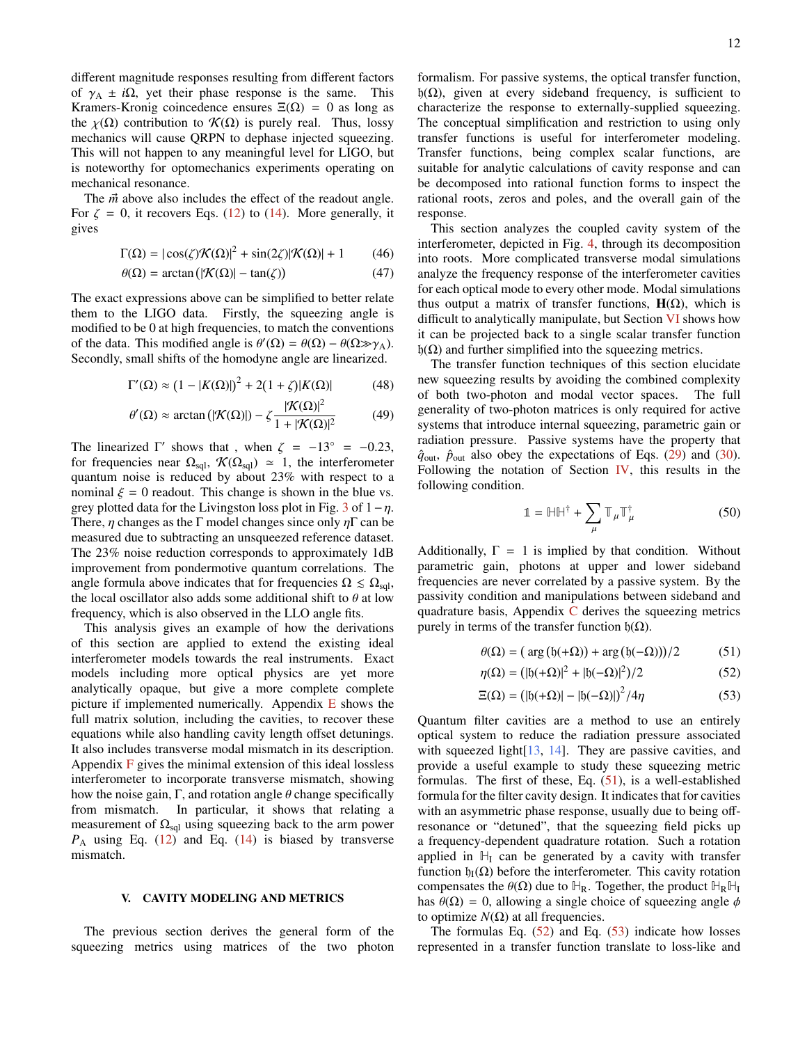different magnitude responses resulting from different factors of $\gamma_A \pm i\Omega$, yet their phase response is the same. This Kramers-Kronig coincedence ensures $\Xi(\Omega) = 0$ as long as the $\chi(\Omega)$ contribution to $\mathcal{K}(\Omega)$ is purely real. Thus, lossy mechanics will cause QRPN to dephase injected squeezing. This will not happen to any meaningful level for LIGO, but is noteworthy for optomechanics experiments operating on mechanical resonance.

The $\vec{m}$ above also includes the effect of the readout angle. For $\zeta = 0$, it recovers Eqs. (12) to (14). More generally, it gives

$$\Gamma(\Omega) = |\cos(\zeta)\mathcal{K}(\Omega)|^2 + \sin(2\zeta)|\mathcal{K}(\Omega)| + 1 \tag{46}$$

$$\theta(\Omega) = \arctan\left(|\mathcal{K}(\Omega)| - \tan(\zeta)\right) \tag{47}$$

The exact expressions above can be simplified to better relate them to the LIGO data. Firstly, the squeezing angle is modified to be 0 at high frequencies, to match the conventions of the data. This modified angle is $\theta'(\Omega) = \theta(\Omega) - \theta(\Omega \gg \gamma_A)$. Secondly, small shifts of the homodyne angle are linearized.

$$\Gamma'(\Omega) \approx \left(1 - |K(\Omega)|\right)^2 + 2(1+\zeta)|K(\Omega)| \tag{48}$$

$$\theta'(\Omega) \approx \arctan\left(|\mathcal{K}(\Omega)|\right) - \zeta\frac{|\mathcal{K}(\Omega)|^2}{1 + |\mathcal{K}(\Omega)|^2} \tag{49}$$

The linearized $\Gamma'$ shows that , when $\zeta = -13^\circ = -0.23$, for frequencies near $\Omega_{\rm sql}$, $\mathcal{K}(\Omega_{\rm sql}) \simeq 1$, the interferometer quantum noise is reduced by about 23% with respect to a nominal $\xi = 0$ readout. This change is shown in the blue vs. grey plotted data for the Livingston loss plot in Fig. 3 of $1-\eta$. There, $\eta$ changes as the $\Gamma$ model changes since only $\eta\Gamma$ can be measured due to subtracting an unsqueezed reference dataset. The 23% noise reduction corresponds to approximately 1dB improvement from pondermotive quantum correlations. The angle formula above indicates that for frequencies $\Omega \lesssim \Omega_{\rm sql}$, the local oscillator also adds some additional shift to $\theta$ at low frequency, which is also observed in the LLO angle fits.

This analysis gives an example of how the derivations of this section are applied to extend the existing ideal interferometer models towards the real instruments. Exact models including more optical physics are yet more analytically opaque, but give a more complete complete picture if implemented numerically. Appendix E shows the full matrix solution, including the cavities, to recover these equations while also handling cavity length offset detunings. It also includes transverse modal mismatch in its description. Appendix F gives the minimal extension of this ideal lossless interferometer to incorporate transverse mismatch, showing how the noise gain, $\Gamma$, and rotation angle $\theta$ change specifically from mismatch. In particular, it shows that relating a measurement of $\Omega_{\rm sql}$ using squeezing back to the arm power $P_A$ using Eq. (12) and Eq. (14) is biased by transverse mismatch.

## V. CAVITY MODELING AND METRICS

The previous section derives the general form of the squeezing metrics using matrices of the two photon formalism. For passive systems, the optical transfer function, $\mathfrak{h}(\Omega)$, given at every sideband frequency, is sufficient to characterize the response to externally-supplied squeezing. The conceptual simplification and restriction to using only transfer functions is useful for interferometer modeling. Transfer functions, being complex scalar functions, are suitable for analytic calculations of cavity response and can be decomposed into rational function forms to inspect the rational roots, zeros and poles, and the overall gain of the response.

This section analyzes the coupled cavity system of the interferometer, depicted in Fig. 4, through its decomposition into roots. More complicated transverse modal simulations analyze the frequency response of the interferometer cavities for each optical mode to every other mode. Modal simulations thus output a matrix of transfer functions, $\mathbf{H}(\Omega)$, which is difficult to analytically manipulate, but Section VI shows how it can be projected back to a single scalar transfer function $\mathfrak{h}(\Omega)$ and further simplified into the squeezing metrics.

The transfer function techniques of this section elucidate new squeezing results by avoiding the combined complexity of both two-photon and modal vector spaces. The full generality of two-photon matrices is only required for active systems that introduce internal squeezing, parametric gain or radiation pressure. Passive systems have the property that $\hat{q}_{\rm out}$, $\hat{p}_{\rm out}$ also obey the expectations of Eqs. (29) and (30). Following the notation of Section IV, this results in the following condition.

$$\mathbb{1} = \mathbb{H}\mathbb{H}^\dagger + \sum_\mu \mathbb{T}_\mu\mathbb{T}_\mu^\dagger \tag{50}$$

Additionally, $\Gamma = 1$ is implied by that condition. Without parametric gain, photons at upper and lower sideband frequencies are never correlated by a passive system. By the passivity condition and manipulations between sideband and quadrature basis, Appendix C derives the squeezing metrics purely in terms of the transfer function $\mathfrak{h}(\Omega)$.

$$\theta(\Omega) = \left(\arg\left(\mathfrak{h}(+\Omega)\right) + \arg\left(\mathfrak{h}(-\Omega)\right)\right)/2 \tag{51}$$

$$\eta(\Omega) = \left(|\mathfrak{h}(+\Omega)|^2 + |\mathfrak{h}(-\Omega)|^2\right)/2 \tag{52}$$

$$\Xi(\Omega) = \left(|\mathfrak{h}(+\Omega)| - |\mathfrak{h}(-\Omega)|\right)^2/4\eta \tag{53}$$

Quantum filter cavities are a method to use an entirely optical system to reduce the radiation pressure associated with squeezed light[13, 14]. They are passive cavities, and provide a useful example to study these squeezing metric formulas. The first of these, Eq. (51), is a well-established formula for the filter cavity design. It indicates that for cavities with an asymmetric phase response, usually due to being off-resonance or "detuned", that the squeezing field picks up a frequency-dependent quadrature rotation. Such a rotation applied in $\mathbb{H}_{\rm I}$ can be generated by a cavity with transfer function $\mathfrak{h}_{\rm I}(\Omega)$ before the interferometer. This cavity rotation compensates the $\theta(\Omega)$ due to $\mathbb{H}_{\rm R}$. Together, the product $\mathbb{H}_{\rm R}\mathbb{H}_{\rm I}$ has $\theta(\Omega) = 0$, allowing a single choice of squeezing angle $\phi$ to optimize $N(\Omega)$ at all frequencies.

The formulas Eq. (52) and Eq. (53) indicate how losses represented in a transfer function translate to loss-like and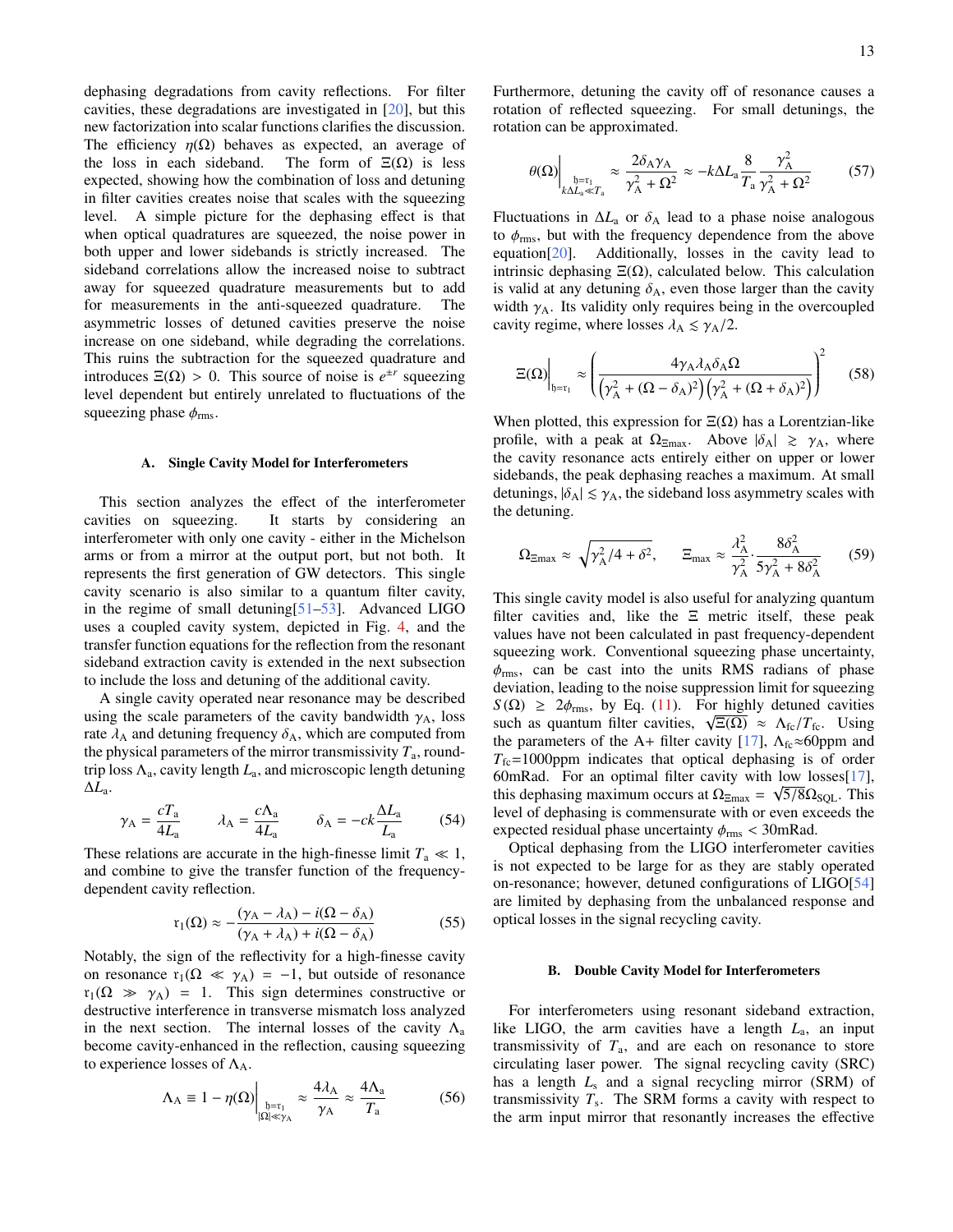dephasing degradations from cavity reflections. For filter cavities, these degradations are investigated in [20], but this new factorization into scalar functions clarifies the discussion. The efficiency $\eta(\Omega)$ behaves as expected, an average of the loss in each sideband. The form of $\Xi(\Omega)$ is less expected, showing how the combination of loss and detuning in filter cavities creates noise that scales with the squeezing level. A simple picture for the dephasing effect is that when optical quadratures are squeezed, the noise power in both upper and lower sidebands is strictly increased. The sideband correlations allow the increased noise to subtract away for squeezed quadrature measurements but to add for measurements in the anti-squeezed quadrature. The asymmetric losses of detuned cavities preserve the noise increase on one sideband, while degrading the correlations. This ruins the subtraction for the squeezed quadrature and introduces $\Xi(\Omega) > 0$. This source of noise is $e^{\pm r}$ squeezing level dependent but entirely unrelated to fluctuations of the squeezing phase $\phi_{\rm rms}$.

### A. Single Cavity Model for Interferometers

This section analyzes the effect of the interferometer cavities on squeezing. It starts by considering an interferometer with only one cavity - either in the Michelson arms or from a mirror at the output port, but not both. It represents the first generation of GW detectors. This single cavity scenario is also similar to a quantum filter cavity, in the regime of small detuning[51–53]. Advanced LIGO uses a coupled cavity system, depicted in Fig. 4, and the transfer function equations for the reflection from the resonant sideband extraction cavity is extended in the next subsection to include the loss and detuning of the additional cavity.

A single cavity operated near resonance may be described using the scale parameters of the cavity bandwidth $\gamma_{\rm A}$, loss rate $\lambda_{\rm A}$ and detuning frequency $\delta_{\rm A}$, which are computed from the physical parameters of the mirror transmissivity $T_{\rm a}$, round-trip loss $\Lambda_{\rm a}$, cavity length $L_{\rm a}$, and microscopic length detuning $\Delta L_{\rm a}$.

$$\gamma_{\rm A} = \frac{cT_{\rm a}}{4L_{\rm a}} \qquad \lambda_{\rm A} = \frac{c\Lambda_{\rm a}}{4L_{\rm a}} \qquad \delta_{\rm A} = -ck\frac{\Delta L_{\rm a}}{L_{\rm a}} \tag{54}$$

These relations are accurate in the high-finesse limit $T_{\rm a} \ll 1$, and combine to give the transfer function of the frequency-dependent cavity reflection.

$$\mathfrak{r}_1(\Omega) \approx -\frac{(\gamma_{\rm A} - \lambda_{\rm A}) - i(\Omega - \delta_{\rm A})}{(\gamma_{\rm A} + \lambda_{\rm A}) + i(\Omega - \delta_{\rm A})} \tag{55}$$

Notably, the sign of the reflectivity for a high-finesse cavity on resonance $\mathfrak{r}_1(\Omega \ll \gamma_{\rm A}) = -1$, but outside of resonance $\mathfrak{r}_1(\Omega \gg \gamma_{\rm A}) = 1$. This sign determines constructive or destructive interference in transverse mismatch loss analyzed in the next section. The internal losses of the cavity $\Lambda_{\rm a}$ become cavity-enhanced in the reflection, causing squeezing to experience losses of $\Lambda_{\rm A}$.

$$\Lambda_{\rm A} \equiv 1 - \eta(\Omega)\Big|_{\substack{\mathfrak{h}=\mathfrak{r}_1 \\ |\Omega| \ll \gamma_{\rm A}}} \approx \frac{4\lambda_{\rm A}}{\gamma_{\rm A}} \approx \frac{4\Lambda_{\rm a}}{T_{\rm a}} \tag{56}$$

Furthermore, detuning the cavity off of resonance causes a rotation of reflected squeezing. For small detunings, the rotation can be approximated.

$$\theta(\Omega)\Big|_{\substack{\mathfrak{h}=\mathfrak{r}_1 \\ k\Delta L_{\rm a} \ll T_{\rm a}}} \approx \frac{2\delta_{\rm A}\gamma_{\rm A}}{\gamma_{\rm A}^2 + \Omega^2} \approx -k\Delta L_{\rm a}\frac{8}{T_{\rm a}}\frac{\gamma_{\rm A}^2}{\gamma_{\rm A}^2 + \Omega^2} \tag{57}$$

Fluctuations in $\Delta L_{\rm a}$ or $\delta_{\rm A}$ lead to a phase noise analogous to $\phi_{\rm rms}$, but with the frequency dependence from the above equation[20]. Additionally, losses in the cavity lead to intrinsic dephasing $\Xi(\Omega)$, calculated below. This calculation is valid at any detuning $\delta_{\rm A}$, even those larger than the cavity width $\gamma_{\rm A}$. Its validity only requires being in the overcoupled cavity regime, where losses $\lambda_{\rm A} \lesssim \gamma_{\rm A}/2$.

$$\Xi(\Omega)\Big|_{\mathfrak{h}=\mathfrak{r}_1} \approx \left(\frac{4\gamma_{\rm A}\lambda_{\rm A}\delta_{\rm A}\Omega}{\left(\gamma_{\rm A}^2 + (\Omega - \delta_{\rm A})^2\right)\left(\gamma_{\rm A}^2 + (\Omega + \delta_{\rm A})^2\right)}\right)^2 \tag{58}$$

When plotted, this expression for $\Xi(\Omega)$ has a Lorentzian-like profile, with a peak at $\Omega_{\Xi\rm max}$. Above $|\delta_{\rm A}| \gtrsim \gamma_{\rm A}$, where the cavity resonance acts entirely either on upper or lower sidebands, the peak dephasing reaches a maximum. At small detunings, $|\delta_{\rm A}| \lesssim \gamma_{\rm A}$, the sideband loss asymmetry scales with the detuning.

$$\Omega_{\Xi\rm max} \approx \sqrt{\gamma_{\rm A}^2/4 + \delta^2}, \qquad \Xi_{\rm max} \approx \frac{\lambda_{\rm A}^2}{\gamma_{\rm A}^2}\cdot\frac{8\delta_{\rm A}^2}{5\gamma_{\rm A}^2 + 8\delta_{\rm A}^2} \tag{59}$$

This single cavity model is also useful for analyzing quantum filter cavities and, like the $\Xi$ metric itself, these peak values have not been calculated in past frequency-dependent squeezing work. Conventional squeezing phase uncertainty, $\phi_{\rm rms}$, can be cast into the units RMS radians of phase deviation, leading to the noise suppression limit for squeezing $S(\Omega) \geq 2\phi_{\rm rms}$, by Eq. (11). For highly detuned cavities such as quantum filter cavities, $\sqrt{\Xi(\Omega)} \approx \Lambda_{\rm fc}/T_{\rm fc}$. Using the parameters of the A+ filter cavity [17], $\Lambda_{\rm fc}{\approx}60$ppm and $T_{\rm fc}{=}1000$ppm indicates that optical dephasing is of order 60mRad. For an optimal filter cavity with low losses[17], this dephasing maximum occurs at $\Omega_{\Xi\rm max} = \sqrt{5/8}\Omega_{\rm SQL}$. This level of dephasing is commensurate with or even exceeds the expected residual phase uncertainty $\phi_{\rm rms} < 30$mRad.

Optical dephasing from the LIGO interferometer cavities is not expected to be large for as they are stably operated on-resonance; however, detuned configurations of LIGO[54] are limited by dephasing from the unbalanced response and optical losses in the signal recycling cavity.

### B. Double Cavity Model for Interferometers

For interferometers using resonant sideband extraction, like LIGO, the arm cavities have a length $L_{\rm a}$, an input transmissivity of $T_{\rm a}$, and are each on resonance to store circulating laser power. The signal recycling cavity (SRC) has a length $L_{\rm s}$ and a signal recycling mirror (SRM) of transmissivity $T_{\rm s}$. The SRM forms a cavity with respect to the arm input mirror that resonantly increases the effective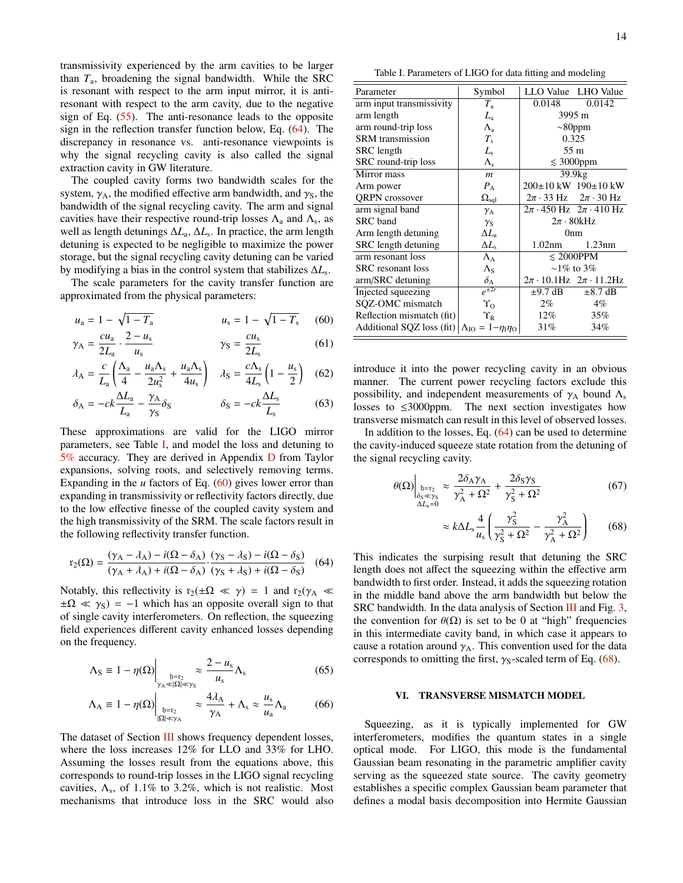transmissivity experienced by the arm cavities to be larger than $T_\mathrm{a}$, broadening the signal bandwidth. While the SRC is resonant with respect to the arm input mirror, it is anti-resonant with respect to the arm cavity, due to the negative sign of Eq. (55). The anti-resonance leads to the opposite sign in the reflection transfer function below, Eq. (64). The discrepancy in resonance vs. anti-resonance viewpoints is why the signal recycling cavity is also called the signal extraction cavity in GW literature.

The coupled cavity forms two bandwidth scales for the system, $\gamma_\mathrm{A}$, the modified effective arm bandwidth, and $\gamma_\mathrm{S}$, the bandwidth of the signal recycling cavity. The arm and signal cavities have their respective round-trip losses $\Lambda_\mathrm{a}$ and $\Lambda_\mathrm{s}$, as well as length detunings $\Delta L_\mathrm{a}$, $\Delta L_\mathrm{s}$. In practice, the arm length detuning is expected to be negligible to maximize the power storage, but the signal recycling cavity detuning can be varied by modifying a bias in the control system that stabilizes $\Delta L_\mathrm{s}$.

The scale parameters for the cavity transfer function are approximated from the physical parameters:

$$u_\mathrm{a} = 1 - \sqrt{1 - T_\mathrm{a}} \qquad\qquad u_\mathrm{s} = 1 - \sqrt{1 - T_\mathrm{s}} \tag{60}$$

$$\gamma_\mathrm{A} = \frac{c u_\mathrm{a}}{2 L_\mathrm{a}} \cdot \frac{2 - u_\mathrm{s}}{u_\mathrm{s}} \qquad\qquad \gamma_\mathrm{S} = \frac{c u_\mathrm{s}}{2 L_\mathrm{s}} \tag{61}$$

$$\lambda_\mathrm{A} = \frac{c}{L_\mathrm{a}}\left(\frac{\Lambda_\mathrm{a}}{4} - \frac{u_\mathrm{a}\Lambda_\mathrm{s}}{2u_\mathrm{s}^2} + \frac{u_\mathrm{a}\Lambda_\mathrm{s}}{4u_\mathrm{s}}\right) \qquad \lambda_\mathrm{S} = \frac{c\Lambda_\mathrm{s}}{4L_\mathrm{s}}\left(1 - \frac{u_\mathrm{s}}{2}\right) \tag{62}$$

$$\delta_\mathrm{A} = -ck\frac{\Delta L_\mathrm{a}}{L_\mathrm{a}} - \frac{\gamma_\mathrm{A}}{\gamma_\mathrm{S}}\delta_\mathrm{S} \qquad\qquad \delta_\mathrm{S} = -ck\frac{\Delta L_\mathrm{s}}{L_\mathrm{s}} \tag{63}$$

These approximations are valid for the LIGO mirror parameters, see Table I, and model the loss and detuning to 5% accuracy. They are derived in Appendix D from Taylor expansions, solving roots, and selectively removing terms. Expanding in the $u$ factors of Eq. (60) gives lower error than expanding in transmissivity or reflectivity factors directly, due to the low effective finesse of the coupled cavity system and the high transmissivity of the SRM. The scale factors result in the following reflectivity transfer function.

$$\mathfrak{r}_2(\Omega) = \frac{(\gamma_\mathrm{A} - \lambda_\mathrm{A}) - i(\Omega - \delta_\mathrm{A})}{(\gamma_\mathrm{A} + \lambda_\mathrm{A}) + i(\Omega - \delta_\mathrm{A})} \cdot \frac{(\gamma_\mathrm{S} - \lambda_\mathrm{S}) - i(\Omega - \delta_\mathrm{S})}{(\gamma_\mathrm{S} + \lambda_\mathrm{S}) + i(\Omega - \delta_\mathrm{S})} \tag{64}$$

Notably, this reflectivity is $\mathfrak{r}_2(\pm\Omega \ll \gamma) = 1$ and $\mathfrak{r}_2(\gamma_\mathrm{A} \ll \pm\Omega \ll \gamma_\mathrm{S}) = -1$ which has an opposite overall sign to that of single cavity interferometers. On reflection, the squeezing field experiences different cavity enhanced losses depending on the frequency.

$$\Lambda_\mathrm{S} \equiv 1 - \eta(\Omega)\Big|_{\substack{\mathfrak{h}=\mathfrak{r}_2 \\ \gamma_\mathrm{A} \ll |\Omega| \ll \gamma_\mathrm{S}}} \approx \frac{2 - u_\mathrm{s}}{u_\mathrm{s}}\Lambda_\mathrm{s} \tag{65}$$

$$\Lambda_\mathrm{A} \equiv 1 - \eta(\Omega)\Big|_{\substack{\mathfrak{h}=\mathfrak{r}_2 \\ |\Omega| \ll \gamma_\mathrm{A}}} \approx \frac{4\lambda_\mathrm{A}}{\gamma_\mathrm{A}} + \Lambda_\mathrm{s} \approx \frac{u_\mathrm{s}}{u_\mathrm{a}}\Lambda_\mathrm{a} \tag{66}$$

The dataset of Section III shows frequency dependent losses, where the loss increases 12% for LLO and 33% for LHO. Assuming the losses result from the equations above, this corresponds to round-trip losses in the LIGO signal recycling cavities, $\Lambda_\mathrm{s}$, of 1.1% to 3.2%, which is not realistic. Most mechanisms that introduce loss in the SRC would also introduce it into the power recycling cavity in an obvious manner. The current power recycling factors exclude this possibility, and independent measurements of $\gamma_\mathrm{A}$ bound $\Lambda_\mathrm{s}$ losses to $\lesssim$3000ppm. The next section investigates how transverse mismatch can result in this level of observed losses.

Table I. Parameters of LIGO for data fitting and modeling

| Parameter | Symbol | LLO Value | LHO Value |
|---|---|---|---|
| arm input transmissivity | $T_\mathrm{a}$ | 0.0148 | 0.0142 |
| arm length | $L_\mathrm{a}$ | 3995 m | |
| arm round-trip loss | $\Lambda_\mathrm{a}$ | ~80ppm | |
| SRM transmission | $T_\mathrm{s}$ | 0.325 | |
| SRC length | $L_\mathrm{s}$ | 55 m | |
| SRC round-trip loss | $\Lambda_\mathrm{s}$ | $\lesssim$ 3000ppm | |
| Mirror mass | $m$ | 39.9kg | |
| Arm power | $P_\mathrm{A}$ | 200±10 kW | 190±10 kW |
| QRPN crossover | $\Omega_\mathrm{sql}$ | $2\pi \cdot 33$ Hz | $2\pi \cdot 30$ Hz |
| arm signal band | $\gamma_\mathrm{A}$ | $2\pi \cdot 450$ Hz | $2\pi \cdot 410$ Hz |
| SRC band | $\gamma_\mathrm{S}$ | $2\pi \cdot 80$kHz | |
| Arm length detuning | $\Delta L_\mathrm{a}$ | 0nm | |
| SRC length detuning | $\Delta L_\mathrm{s}$ | 1.02nm | 1.23nm |
| arm resonant loss | $\Lambda_\mathrm{A}$ | $\lesssim$ 2000PPM | |
| SRC resonant loss | $\Lambda_\mathrm{S}$ | ~1% to 3% | |
| arm/SRC detuning | $\delta_\mathrm{A}$ | $2\pi \cdot 10.1$Hz | $2\pi \cdot 11.2$Hz |
| Injected squeezing | $e^{\pm 2r}$ | ±9.7 dB | ±8.7 dB |
| SQZ-OMC mismatch | $\Upsilon_\mathrm{O}$ | 2% | 4% |
| Reflection mismatch (fit) | $\Upsilon_\mathrm{R}$ | 12% | 35% |
| Additional SQZ loss (fit) | $\Lambda_\mathrm{IO} = 1-\eta_\mathrm{I}\eta_\mathrm{O}$ | 31% | 34% |

In addition to the losses, Eq. (64) can be used to determine the cavity-induced squeeze state rotation from the detuning of the signal recycling cavity.

$$\theta(\Omega)\Big|_{\substack{\mathfrak{h}=\mathfrak{r}_2 \\ \delta_\mathrm{S} \ll \gamma_\mathrm{S} \\ \Delta L_\mathrm{a}=0}} \approx \frac{2\delta_\mathrm{A}\gamma_\mathrm{A}}{\gamma_\mathrm{A}^2 + \Omega^2} + \frac{2\delta_\mathrm{S}\gamma_\mathrm{S}}{\gamma_\mathrm{S}^2 + \Omega^2} \tag{67}$$

$$\approx k\Delta L_\mathrm{s}\frac{4}{u_\mathrm{s}}\left(\frac{\gamma_\mathrm{S}^2}{\gamma_\mathrm{S}^2 + \Omega^2} - \frac{\gamma_\mathrm{A}^2}{\gamma_\mathrm{A}^2 + \Omega^2}\right) \tag{68}$$

This indicates the surpising result that detuning the SRC length does not affect the squeezing within the effective arm bandwidth to first order. Instead, it adds the squeezing rotation in the middle band above the arm bandwidth but below the SRC bandwidth. In the data analysis of Section III and Fig. 3, the convention for $\theta(\Omega)$ is set to be 0 at "high" frequencies in this intermediate cavity band, in which case it appears to cause a rotation around $\gamma_\mathrm{A}$. This convention used for the data corresponds to omitting the first, $\gamma_\mathrm{S}$-scaled term of Eq. (68).

## VI. TRANSVERSE MISMATCH MODEL

Squeezing, as it is typically implemented for GW interferometers, modifies the quantum states in a single optical mode. For LIGO, this mode is the fundamental Gaussian beam resonating in the parametric amplifier cavity serving as the squeezed state source. The cavity geometry establishes a specific complex Gaussian beam parameter that defines a modal basis decomposition into Hermite Gaussian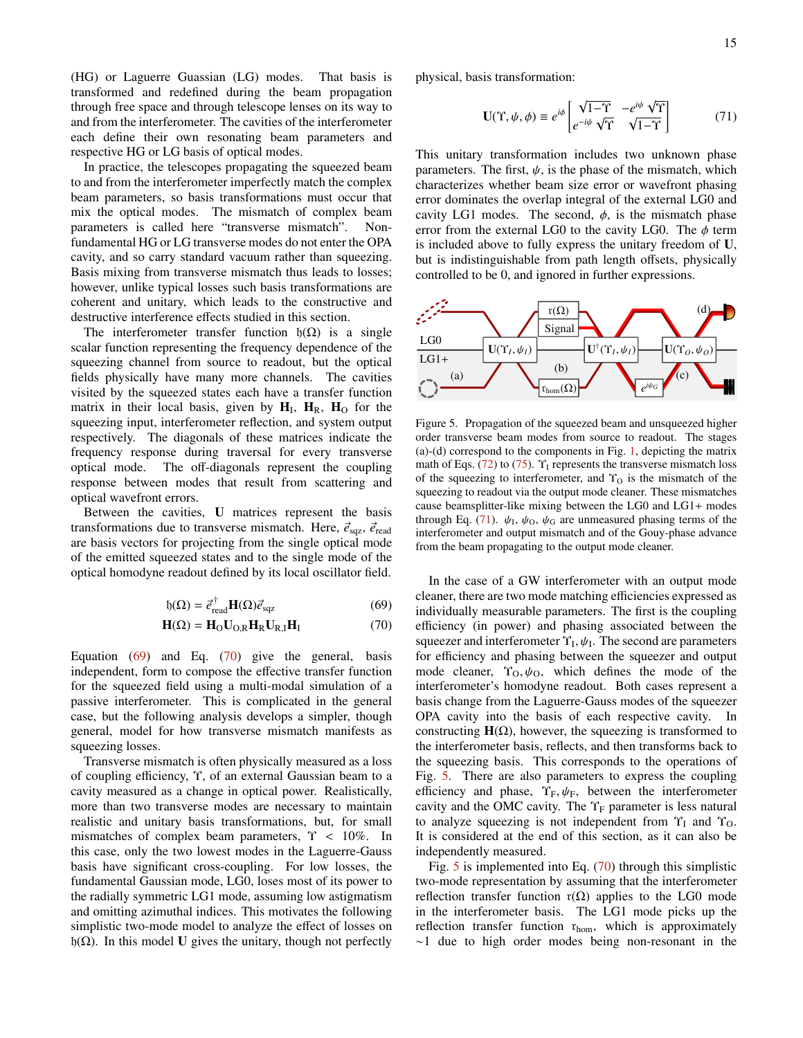(HG) or Laguerre Guassian (LG) modes. That basis is transformed and redefined during the beam propagation through free space and through telescope lenses on its way to and from the interferometer. The cavities of the interferometer each define their own resonating beam parameters and respective HG or LG basis of optical modes.

In practice, the telescopes propagating the squeezed beam to and from the interferometer imperfectly match the complex beam parameters, so basis transformations must occur that mix the optical modes. The mismatch of complex beam parameters is called here "transverse mismatch". Non-fundamental HG or LG transverse modes do not enter the OPA cavity, and so carry standard vacuum rather than squeezing. Basis mixing from transverse mismatch thus leads to losses; however, unlike typical losses such basis transformations are coherent and unitary, which leads to the constructive and destructive interference effects studied in this section.

The interferometer transfer function $\mathfrak{h}(\Omega)$ is a single scalar function representing the frequency dependence of the squeezing channel from source to readout, but the optical fields physically have many more channels. The cavities visited by the squeezed states each have a transfer function matrix in their local basis, given by $\mathbf{H}_{\mathrm{I}}$, $\mathbf{H}_{\mathrm{R}}$, $\mathbf{H}_{\mathrm{O}}$ for the squeezing input, interferometer reflection, and system output respectively. The diagonals of these matrices indicate the frequency response during traversal for every transverse optical mode. The off-diagonals represent the coupling response between modes that result from scattering and optical wavefront errors.

Between the cavities, $\mathbf{U}$ matrices represent the basis transformations due to transverse mismatch. Here, $\vec{e}_{\mathrm{sqz}}$, $\vec{e}_{\mathrm{read}}$ are basis vectors for projecting from the single optical mode of the emitted squeezed states and to the single mode of the optical homodyne readout defined by its local oscillator field.

$$\mathfrak{h}(\Omega) = \vec{e}^{\,\dagger}_{\mathrm{read}}\mathbf{H}(\Omega)\vec{e}_{\mathrm{sqz}} \tag{69}$$

$$\mathbf{H}(\Omega) = \mathbf{H}_{\mathrm{O}}\mathbf{U}_{\mathrm{O,R}}\mathbf{H}_{\mathrm{R}}\mathbf{U}_{\mathrm{R,I}}\mathbf{H}_{\mathrm{I}} \tag{70}$$

Equation (69) and Eq. (70) give the general, basis independent, form to compose the effective transfer function for the squeezed field using a multi-modal simulation of a passive interferometer. This is complicated in the general case, but the following analysis develops a simpler, though general, model for how transverse mismatch manifests as squeezing losses.

Transverse mismatch is often physically measured as a loss of coupling efficiency, $\Upsilon$, of an external Gaussian beam to a cavity measured as a change in optical power. Realistically, more than two transverse modes are necessary to maintain realistic and unitary basis transformations, but, for small mismatches of complex beam parameters, $\Upsilon < 10\%$. In this case, only the two lowest modes in the Laguerre-Gauss basis have significant cross-coupling. For low losses, the fundamental Gaussian mode, LG0, loses most of its power to the radially symmetric LG1 mode, assuming low astigmatism and omitting azimuthal indices. This motivates the following simplistic two-mode model to analyze the effect of losses on $\mathfrak{h}(\Omega)$. In this model $\mathbf{U}$ gives the unitary, though not perfectly physical, basis transformation:

$$\mathbf{U}(\Upsilon,\psi,\phi) \equiv e^{i\phi}\begin{bmatrix}\sqrt{1-\Upsilon} & -e^{i\psi}\sqrt{\Upsilon}\\ e^{-i\psi}\sqrt{\Upsilon} & \sqrt{1-\Upsilon}\end{bmatrix} \tag{71}$$

This unitary transformation includes two unknown phase parameters. The first, $\psi$, is the phase of the mismatch, which characterizes whether beam size error or wavefront phasing error dominates the overlap integral of the external LG0 and cavity LG1 modes. The second, $\phi$, is the mismatch phase error from the external LG0 to the cavity LG0. The $\phi$ term is included above to fully express the unitary freedom of $\mathbf{U}$, but is indistinguishable from path length offsets, physically controlled to be 0, and ignored in further expressions.

Figure 5. Propagation of the squeezed beam and unsqueezed higher order transverse beam modes from source to readout. The stages (a)-(d) correspond to the components in Fig. 1, depicting the matrix math of Eqs. (72) to (75). $\Upsilon_{\mathrm{I}}$ represents the transverse mismatch loss of the squeezing to interferometer, and $\Upsilon_{\mathrm{O}}$ is the mismatch of the squeezing to readout via the output mode cleaner. These mismatches cause beamsplitter-like mixing between the LG0 and LG1+ modes through Eq. (71). $\psi_{\mathrm{I}}$, $\psi_{\mathrm{O}}$, $\psi_{\mathrm{G}}$ are unmeasured phasing terms of the interferometer and output mismatch and of the Gouy-phase advance from the beam propagating to the output mode cleaner.

In the case of a GW interferometer with an output mode cleaner, there are two mode matching efficiencies expressed as individually measurable parameters. The first is the coupling efficiency (in power) and phasing associated between the squeezer and interferometer $\Upsilon_{\mathrm{I}}, \psi_{\mathrm{I}}$. The second are parameters for efficiency and phasing between the squeezer and output mode cleaner, $\Upsilon_{\mathrm{O}}, \psi_{\mathrm{O}}$, which defines the mode of the interferometer's homodyne readout. Both cases represent a basis change from the Laguerre-Gauss modes of the squeezer OPA cavity into the basis of each respective cavity. In constructing $\mathbf{H}(\Omega)$, however, the squeezing is transformed to the interferometer basis, reflects, and then transforms back to the squeezing basis. This corresponds to the operations of Fig. 5. There are also parameters to express the coupling efficiency and phase, $\Upsilon_{\mathrm{F}}, \psi_{\mathrm{F}}$, between the interferometer cavity and the OMC cavity. The $\Upsilon_{\mathrm{F}}$ parameter is less natural to analyze squeezing is not independent from $\Upsilon_{\mathrm{I}}$ and $\Upsilon_{\mathrm{O}}$. It is considered at the end of this section, as it can also be independently measured.

Fig. 5 is implemented into Eq. (70) through this simplistic two-mode representation by assuming that the interferometer reflection transfer function $\mathfrak{r}(\Omega)$ applies to the LG0 mode in the interferometer basis. The LG1 mode picks up the reflection transfer function $\mathfrak{r}_{\mathrm{hom}}$, which is approximately $\sim 1$ due to high order modes being non-resonant in the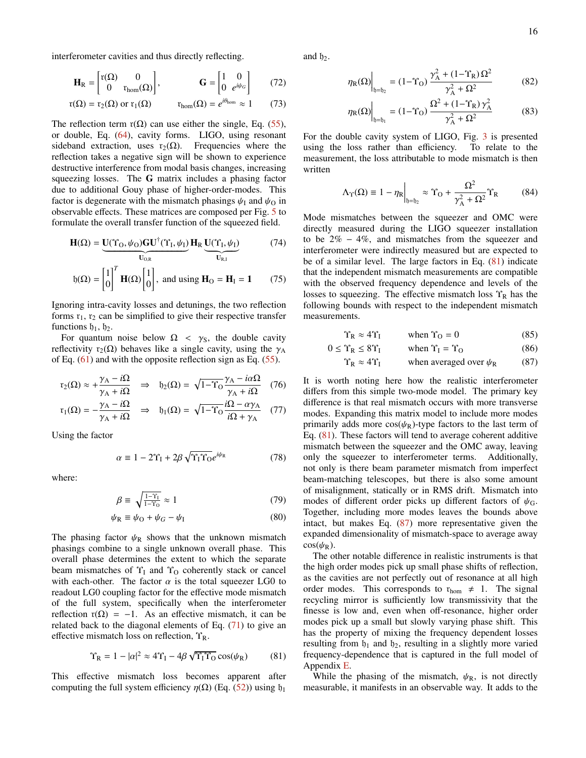interferometer cavities and thus directly reflecting.

$$\mathbf{H}_\mathrm{R} = \begin{bmatrix} \mathfrak{r}(\Omega) & 0 \\ 0 & \mathfrak{r}_\mathrm{hom}(\Omega) \end{bmatrix}, \qquad \mathbf{G} = \begin{bmatrix} 1 & 0 \\ 0 & e^{i\psi_G} \end{bmatrix} \tag{72}$$

$$\mathfrak{r}(\Omega) = \mathfrak{r}_2(\Omega) \text{ or } \mathfrak{r}_1(\Omega) \qquad \mathfrak{r}_\mathrm{hom}(\Omega) = e^{i\theta_\mathrm{hom}} \approx 1 \tag{73}$$

The reflection term $\mathfrak{r}(\Omega)$ can use either the single, Eq. (55), or double, Eq. (64), cavity forms. LIGO, using resonant sideband extraction, uses $\mathfrak{r}_2(\Omega)$. Frequencies where the reflection takes a negative sign will be shown to experience destructive interference from modal basis changes, increasing squeezing losses. The $\mathbf{G}$ matrix includes a phasing factor due to additional Gouy phase of higher-order-modes. This factor is degenerate with the mismatch phasings $\psi_\mathrm{I}$ and $\psi_\mathrm{O}$ in observable effects. These matrices are composed per Fig. 5 to formulate the overall transfer function of the squeezed field.

$$\mathbf{H}(\Omega) = \underbrace{\mathbf{U}(\Upsilon_\mathrm{O},\psi_\mathrm{O})\mathbf{G}\mathbf{U}^\dagger(\Upsilon_\mathrm{I},\psi_\mathrm{I})}_{\mathbf{U}_\mathrm{O,R}}\,\mathbf{H}_\mathrm{R}\,\underbrace{\mathbf{U}(\Upsilon_\mathrm{I},\psi_\mathrm{I})}_{\mathbf{U}_\mathrm{R,I}} \tag{74}$$

$$\mathfrak{h}(\Omega) = \begin{bmatrix}1\\0\end{bmatrix}^T \mathbf{H}(\Omega)\begin{bmatrix}1\\0\end{bmatrix}, \text{ and using } \mathbf{H}_\mathrm{O} = \mathbf{H}_\mathrm{I} = \mathbf{1} \tag{75}$$

Ignoring intra-cavity losses and detunings, the two reflection forms $\mathfrak{r}_1$, $\mathfrak{r}_2$ can be simplified to give their respective transfer functions $\mathfrak{h}_1$, $\mathfrak{h}_2$.

For quantum noise below $\Omega < \gamma_\mathrm{S}$, the double cavity reflectivity $\mathfrak{r}_2(\Omega)$ behaves like a single cavity, using the $\gamma_\mathrm{A}$ of Eq. (61) and with the opposite reflection sign as Eq. (55).

$$\mathfrak{r}_2(\Omega) \approx +\frac{\gamma_\mathrm{A} - i\Omega}{\gamma_\mathrm{A} + i\Omega} \quad\Rightarrow\quad \mathfrak{h}_2(\Omega) = \sqrt{1-\Upsilon_\mathrm{O}}\,\frac{\gamma_\mathrm{A} - i\alpha\Omega}{\gamma_\mathrm{A} + i\Omega} \tag{76}$$

$$\mathfrak{r}_1(\Omega) = -\frac{\gamma_\mathrm{A} - i\Omega}{\gamma_\mathrm{A} + i\Omega} \quad\Rightarrow\quad \mathfrak{h}_1(\Omega) = \sqrt{1-\Upsilon_\mathrm{O}}\,\frac{i\Omega - \alpha\gamma_\mathrm{A}}{i\Omega + \gamma_\mathrm{A}} \tag{77}$$

Using the factor

$$\alpha \equiv 1 - 2\Upsilon_\mathrm{I} + 2\beta\sqrt{\Upsilon_\mathrm{I}\Upsilon_\mathrm{O}}\,e^{i\psi_\mathrm{R}} \tag{78}$$

where:

$$\beta \equiv \sqrt{\tfrac{1-\Upsilon_\mathrm{I}}{1-\Upsilon_\mathrm{O}}} \approx 1 \tag{79}$$

$$\psi_\mathrm{R} \equiv \psi_\mathrm{O} + \psi_G - \psi_\mathrm{I} \tag{80}$$

The phasing factor $\psi_\mathrm{R}$ shows that the unknown mismatch phasings combine to a single unknown overall phase. This overall phase determines the extent to which the separate beam mismatches of $\Upsilon_\mathrm{I}$ and $\Upsilon_\mathrm{O}$ coherently stack or cancel with each-other. The factor $\alpha$ is the total squeezer LG0 to readout LG0 coupling factor for the effective mode mismatch of the full system, specifically when the interferometer reflection $\mathfrak{r}(\Omega) = -1$. As an effective mismatch, it can be related back to the diagonal elements of Eq. (71) to give an effective mismatch loss on reflection, $\Upsilon_\mathrm{R}$.

$$\Upsilon_\mathrm{R} = 1 - |\alpha|^2 \approx 4\Upsilon_\mathrm{I} - 4\beta\sqrt{\Upsilon_\mathrm{I}\Upsilon_\mathrm{O}}\cos(\psi_\mathrm{R}) \tag{81}$$

This effective mismatch loss becomes apparent after computing the full system efficiency $\eta(\Omega)$ (Eq. (52)) using $\mathfrak{h}_1$ and $\mathfrak{h}_2$.

$$\eta_\mathrm{R}(\Omega)\Big|_{\mathfrak{h}=\mathfrak{h}_2} = (1-\Upsilon_\mathrm{O})\,\frac{\gamma_\mathrm{A}^2 + (1-\Upsilon_\mathrm{R})\,\Omega^2}{\gamma_\mathrm{A}^2 + \Omega^2} \tag{82}$$

$$\eta_\mathrm{R}(\Omega)\Big|_{\mathfrak{h}=\mathfrak{h}_1} = (1-\Upsilon_\mathrm{O})\,\frac{\Omega^2 + (1-\Upsilon_\mathrm{R})\,\gamma_\mathrm{A}^2}{\gamma_\mathrm{A}^2 + \Omega^2} \tag{83}$$

For the double cavity system of LIGO, Fig. 3 is presented using the loss rather than efficiency. To relate to the measurement, the loss attributable to mode mismatch is then written

$$\Lambda_\Upsilon(\Omega) \equiv 1 - \eta_\mathrm{R}\Big|_{\mathfrak{h}=\mathfrak{h}_2} \approx \Upsilon_\mathrm{O} + \frac{\Omega^2}{\gamma_\mathrm{A}^2 + \Omega^2}\Upsilon_\mathrm{R} \tag{84}$$

Mode mismatches between the squeezer and OMC were directly measured during the LIGO squeezer installation to be 2% − 4%, and mismatches from the squeezer and interferometer were indirectly measured but are expected to be of a similar level. The large factors in Eq. (81) indicate that the independent mismatch measurements are compatible with the observed frequency dependence and levels of the losses to squeezing. The effective mismatch loss $\Upsilon_\mathrm{R}$ has the following bounds with respect to the independent mismatch measurements.

$$\Upsilon_\mathrm{R} \approx 4\Upsilon_\mathrm{I} \qquad \text{when } \Upsilon_\mathrm{O} = 0 \tag{85}$$

$$0 \le \Upsilon_\mathrm{R} \le 8\Upsilon_\mathrm{I} \qquad \text{when } \Upsilon_\mathrm{I} = \Upsilon_\mathrm{O} \tag{86}$$

$$\Upsilon_\mathrm{R} \approx 4\Upsilon_\mathrm{I} \qquad \text{when averaged over } \psi_\mathrm{R} \tag{87}$$

It is worth noting here how the realistic interferometer differs from this simple two-mode model. The primary key difference is that real mismatch occurs with more transverse modes. Expanding this matrix model to include more modes primarily adds more $\cos(\psi_\mathrm{R})$-type factors to the last term of Eq. (81). These factors will tend to average coherent additive mismatch between the squeezer and the OMC away, leaving only the squeezer to interferometer terms. Additionally, not only is there beam parameter mismatch from imperfect beam-matching telescopes, but there is also some amount of misalignment, statically or in RMS drift. Mismatch into modes of different order picks up different factors of $\psi_\mathrm{G}$. Together, including more modes leaves the bounds above intact, but makes Eq. (87) more representative given the expanded dimensionality of mismatch-space to average away $\cos(\psi_\mathrm{R})$.

The other notable difference in realistic instruments is that the high order modes pick up small phase shifts of reflection, as the cavities are not perfectly out of resonance at all high order modes. This corresponds to $\mathfrak{r}_\mathrm{hom} \neq 1$. The signal recycling mirror is sufficiently low transmissivity that the finesse is low and, even when off-resonance, higher order modes pick up a small but slowly varying phase shift. This has the property of mixing the frequency dependent losses resulting from $\mathfrak{h}_1$ and $\mathfrak{h}_2$, resulting in a slightly more varied frequency-dependence that is captured in the full model of Appendix E.

While the phasing of the mismatch, $\psi_\mathrm{R}$, is not directly measurable, it manifests in an observable way. It adds to the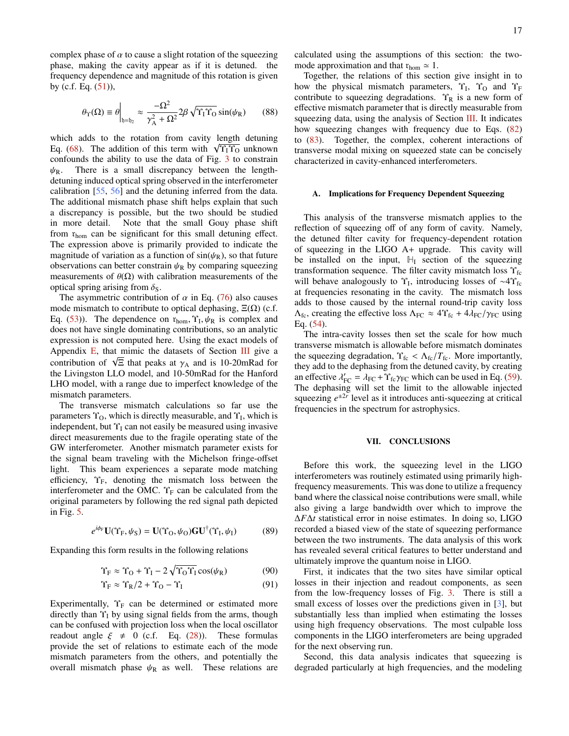complex phase of $\alpha$ to cause a slight rotation of the squeezing phase, making the cavity appear as if it is detuned. the frequency dependence and magnitude of this rotation is given by (c.f. Eq. (51)),

$$\theta_{\Upsilon}(\Omega) \equiv \theta\Big|_{\mathfrak{h}=\mathfrak{h}_2} \approx \frac{-\Omega^2}{\gamma_A^2 + \Omega^2} 2\beta\sqrt{\Upsilon_I \Upsilon_O}\sin(\psi_R) \tag{88}$$

which adds to the rotation from cavity length detuning Eq. (68). The addition of this term with $\sqrt{\Upsilon_I \Upsilon_O}$ unknown confounds the ability to use the data of Fig. 3 to constrain $\psi_R$. There is a small discrepancy between the length-detuning induced optical spring observed in the interferometer calibration [55, 56] and the detuning inferred from the data. The additional mismatch phase shift helps explain that such a discrepancy is possible, but the two should be studied in more detail. Note that the small Gouy phase shift from $\mathfrak{r}_{\mathrm{hom}}$ can be significant for this small detuning effect. The expression above is primarily provided to indicate the magnitude of variation as a function of $\sin(\psi_R)$, so that future observations can better constrain $\psi_R$ by comparing squeezing measurements of $\theta(\Omega)$ with calibration measurements of the optical spring arising from $\delta_S$.

The asymmetric contribution of $\alpha$ in Eq. (76) also causes mode mismatch to contribute to optical dephasing, $\Xi(\Omega)$ (c.f. Eq. (53)). The dependence on $\mathfrak{r}_{\mathrm{hom}}, \Upsilon_I, \psi_R$ is complex and does not have single dominating contributions, so an analytic expression is not computed here. Using the exact models of Appendix E, that mimic the datasets of Section III give a contribution of $\sqrt{\Xi}$ that peaks at $\gamma_A$ and is 10-20mRad for the Livingston LLO model, and 10-50mRad for the Hanford LHO model, with a range due to imperfect knowledge of the mismatch parameters.

The transverse mismatch calculations so far use the parameters $\Upsilon_O$, which is directly measurable, and $\Upsilon_I$, which is independent, but $\Upsilon_I$ can not easily be measured using invasive direct measurements due to the fragile operating state of the GW interferometer. Another mismatch parameter exists for the signal beam traveling with the Michelson fringe-offset light. This beam experiences a separate mode matching efficiency, $\Upsilon_F$, denoting the mismatch loss between the interferometer and the OMC. $\Upsilon_F$ can be calculated from the original parameters by following the red signal path depicted in Fig. 5.

$$e^{i\phi_F}\mathbf{U}(\Upsilon_F, \psi_S) = \mathbf{U}(\Upsilon_O, \psi_O)\mathbf{G}\mathbf{U}^{\dagger}(\Upsilon_I, \psi_I) \tag{89}$$

Expanding this form results in the following relations

$$\Upsilon_F \approx \Upsilon_O + \Upsilon_I - 2\sqrt{\Upsilon_O \Upsilon_I}\cos(\psi_R) \tag{90}$$

$$\Upsilon_F \approx \Upsilon_R/2 + \Upsilon_O - \Upsilon_I \tag{91}$$

Experimentally, $\Upsilon_F$ can be determined or estimated more directly than $\Upsilon_I$ by using signal fields from the arms, though can be confused with projection loss when the local oscillator readout angle $\xi \neq 0$ (c.f. Eq. (28)). These formulas provide the set of relations to estimate each of the mode mismatch parameters from the others, and potentially the overall mismatch phase $\psi_R$ as well. These relations are calculated using the assumptions of this section: the two-mode approximation and that $\mathfrak{r}_{\mathrm{hom}} \simeq 1$.

Together, the relations of this section give insight in to how the physical mismatch parameters, $\Upsilon_I$, $\Upsilon_O$ and $\Upsilon_F$ contribute to squeezing degradations. $\Upsilon_R$ is a new form of effective mismatch parameter that is directly measurable from squeezing data, using the analysis of Section III. It indicates how squeezing changes with frequency due to Eqs. (82) to (83). Together, the complex, coherent interactions of transverse modal mixing on squeezed state can be concisely characterized in cavity-enhanced interferometers.

### A. Implications for Frequency Dependent Squeezing

This analysis of the transverse mismatch applies to the reflection of squeezing off of any form of cavity. Namely, the detuned filter cavity for frequency-dependent rotation of squeezing in the LIGO A+ upgrade. This cavity will be installed on the input, $\mathbb{H}_I$ section of the squeezing transformation sequence. The filter cavity mismatch loss $\Upsilon_{\mathrm{fc}}$ will behave analogously to $\Upsilon_I$, introducing losses of $\sim 4\Upsilon_{\mathrm{fc}}$ at frequencies resonating in the cavity. The mismatch loss adds to those caused by the internal round-trip cavity loss $\Lambda_{\mathrm{fc}}$, creating the effective loss $\Lambda_{\mathrm{FC}} \approx 4\Upsilon_{\mathrm{fc}} + 4\lambda_{\mathrm{FC}}/\gamma_{\mathrm{FC}}$ using Eq. (54).

The intra-cavity losses then set the scale for how much transverse mismatch is allowable before mismatch dominates the squeezing degradation, $\Upsilon_{\mathrm{fc}} < \Lambda_{\mathrm{fc}}/T_{\mathrm{fc}}$. More importantly, they add to the dephasing from the detuned cavity, by creating an effective $\lambda'_{\mathrm{FC}} = \lambda_{\mathrm{FC}} + \Upsilon_{\mathrm{fc}}\gamma_{\mathrm{FC}}$ which can be used in Eq. (59). The dephasing will set the limit to the allowable injected squeezing $e^{\pm 2r}$ level as it introduces anti-squeezing at critical frequencies in the spectrum for astrophysics.

## VII. CONCLUSIONS

Before this work, the squeezing level in the LIGO interferometers was routinely estimated using primarily high-frequency measurements. This was done to utilize a frequency band where the classical noise contributions were small, while also giving a large bandwidth over which to improve the $\Delta F \Delta t$ statistical error in noise estimates. In doing so, LIGO recorded a biased view of the state of squeezing performance between the two instruments. The data analysis of this work has revealed several critical features to better understand and ultimately improve the quantum noise in LIGO.

First, it indicates that the two sites have similar optical losses in their injection and readout components, as seen from the low-frequency losses of Fig. 3. There is still a small excess of losses over the predictions given in [3], but substantially less than implied when estimating the losses using high frequency observations. The most culpable loss components in the LIGO interferometers are being upgraded for the next observing run.

Second, this data analysis indicates that squeezing is degraded particularly at high frequencies, and the modeling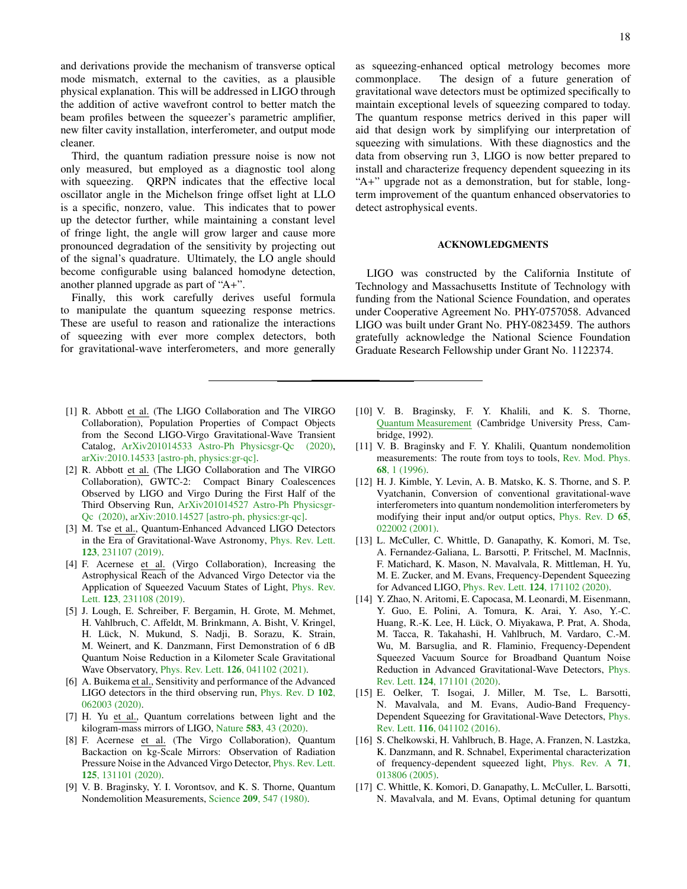and derivations provide the mechanism of transverse optical mode mismatch, external to the cavities, as a plausible physical explanation. This will be addressed in LIGO through the addition of active wavefront control to better match the beam profiles between the squeezer's parametric amplifier, new filter cavity installation, interferometer, and output mode cleaner.

Third, the quantum radiation pressure noise is now not only measured, but employed as a diagnostic tool along with squeezing. QRPN indicates that the effective local oscillator angle in the Michelson fringe offset light at LLO is a specific, nonzero, value. This indicates that to power up the detector further, while maintaining a constant level of fringe light, the angle will grow larger and cause more pronounced degradation of the sensitivity by projecting out of the signal's quadrature. Ultimately, the LO angle should become configurable using balanced homodyne detection, another planned upgrade as part of "A+".

Finally, this work carefully derives useful formula to manipulate the quantum squeezing response metrics. These are useful to reason and rationalize the interactions of squeezing with ever more complex detectors, both for gravitational-wave interferometers, and more generally as squeezing-enhanced optical metrology becomes more commonplace. The design of a future generation of gravitational wave detectors must be optimized specifically to maintain exceptional levels of squeezing compared to today. The quantum response metrics derived in this paper will aid that design work by simplifying our interpretation of squeezing with simulations. With these diagnostics and the data from observing run 3, LIGO is now better prepared to install and characterize frequency dependent squeezing in its "A+" upgrade not as a demonstration, but for stable, long-term improvement of the quantum enhanced observatories to detect astrophysical events.

## ACKNOWLEDGMENTS

LIGO was constructed by the California Institute of Technology and Massachusetts Institute of Technology with funding from the National Science Foundation, and operates under Cooperative Agreement No. PHY-0757058. Advanced LIGO was built under Grant No. PHY-0823459. The authors gratefully acknowledge the National Science Foundation Graduate Research Fellowship under Grant No. 1122374.

---

[1] R. Abbott et al. (The LIGO Collaboration and The VIRGO Collaboration), Population Properties of Compact Objects from the Second LIGO-Virgo Gravitational-Wave Transient Catalog, ArXiv201014533 Astro-Ph Physicsgr-Qc (2020), arXiv:2010.14533 [astro-ph, physics:gr-qc].

[2] R. Abbott et al. (The LIGO Collaboration and The VIRGO Collaboration), GWTC-2: Compact Binary Coalescences Observed by LIGO and Virgo During the First Half of the Third Observing Run, ArXiv201014527 Astro-Ph Physicsgr-Qc (2020), arXiv:2010.14527 [astro-ph, physics:gr-qc].

[3] M. Tse et al., Quantum-Enhanced Advanced LIGO Detectors in the Era of Gravitational-Wave Astronomy, Phys. Rev. Lett. **123**, 231107 (2019).

[4] F. Acernese et al. (Virgo Collaboration), Increasing the Astrophysical Reach of the Advanced Virgo Detector via the Application of Squeezed Vacuum States of Light, Phys. Rev. Lett. **123**, 231108 (2019).

[5] J. Lough, E. Schreiber, F. Bergamin, H. Grote, M. Mehmet, H. Vahlbruch, C. Affeldt, M. Brinkmann, A. Bisht, V. Kringel, H. Lück, N. Mukund, S. Nadji, B. Sorazu, K. Strain, M. Weinert, and K. Danzmann, First Demonstration of 6 dB Quantum Noise Reduction in a Kilometer Scale Gravitational Wave Observatory, Phys. Rev. Lett. **126**, 041102 (2021).

[6] A. Buikema et al., Sensitivity and performance of the Advanced LIGO detectors in the third observing run, Phys. Rev. D **102**, 062003 (2020).

[7] H. Yu et al., Quantum correlations between light and the kilogram-mass mirrors of LIGO, Nature **583**, 43 (2020).

[8] F. Acernese et al. (The Virgo Collaboration), Quantum Backaction on kg-Scale Mirrors: Observation of Radiation Pressure Noise in the Advanced Virgo Detector, Phys. Rev. Lett. **125**, 131101 (2020).

[9] V. B. Braginsky, Y. I. Vorontsov, and K. S. Thorne, Quantum Nondemolition Measurements, Science **209**, 547 (1980).

[10] V. B. Braginsky, F. Y. Khalili, and K. S. Thorne, Quantum Measurement (Cambridge University Press, Cambridge, 1992).

[11] V. B. Braginsky and F. Y. Khalili, Quantum nondemolition measurements: The route from toys to tools, Rev. Mod. Phys. **68**, 1 (1996).

[12] H. J. Kimble, Y. Levin, A. B. Matsko, K. S. Thorne, and S. P. Vyatchanin, Conversion of conventional gravitational-wave interferometers into quantum nondemolition interferometers by modifying their input and/or output optics, Phys. Rev. D **65**, 022002 (2001).

[13] L. McCuller, C. Whittle, D. Ganapathy, K. Komori, M. Tse, A. Fernandez-Galiana, L. Barsotti, P. Fritschel, M. MacInnis, F. Matichard, K. Mason, N. Mavalvala, R. Mittleman, H. Yu, M. E. Zucker, and M. Evans, Frequency-Dependent Squeezing for Advanced LIGO, Phys. Rev. Lett. **124**, 171102 (2020).

[14] Y. Zhao, N. Aritomi, E. Capocasa, M. Leonardi, M. Eisenmann, Y. Guo, E. Polini, A. Tomura, K. Arai, Y. Aso, Y.-C. Huang, R.-K. Lee, H. Lück, O. Miyakawa, P. Prat, A. Shoda, M. Tacca, R. Takahashi, H. Vahlbruch, M. Vardaro, C.-M. Wu, M. Barsuglia, and R. Flaminio, Frequency-Dependent Squeezed Vacuum Source for Broadband Quantum Noise Reduction in Advanced Gravitational-Wave Detectors, Phys. Rev. Lett. **124**, 171101 (2020).

[15] E. Oelker, T. Isogai, J. Miller, M. Tse, L. Barsotti, N. Mavalvala, and M. Evans, Audio-Band Frequency-Dependent Squeezing for Gravitational-Wave Detectors, Phys. Rev. Lett. **116**, 041102 (2016).

[16] S. Chelkowski, H. Vahlbruch, B. Hage, A. Franzen, N. Lastzka, K. Danzmann, and R. Schnabel, Experimental characterization of frequency-dependent squeezed light, Phys. Rev. A **71**, 013806 (2005).

[17] C. Whittle, K. Komori, D. Ganapathy, L. McCuller, L. Barsotti, N. Mavalvala, and M. Evans, Optimal detuning for quantum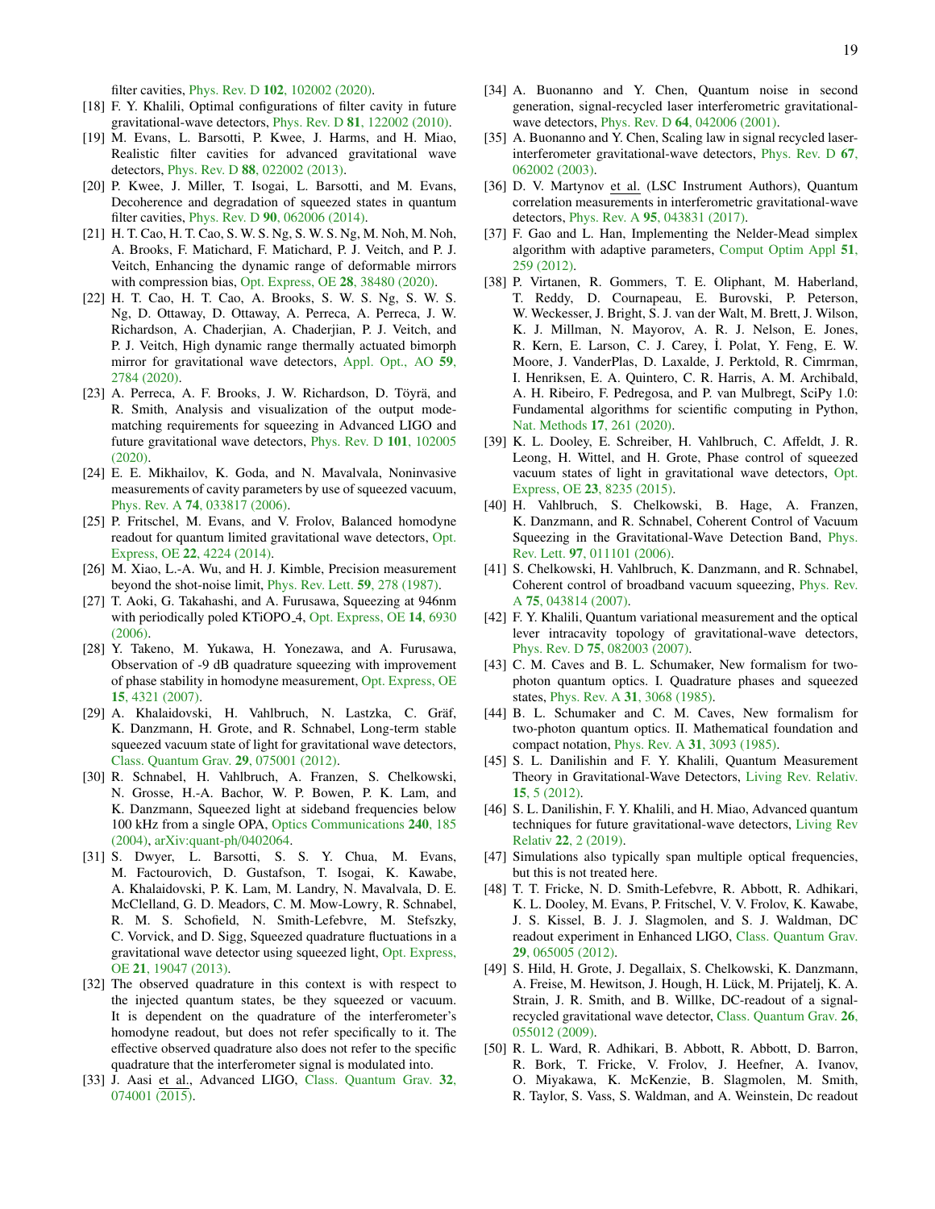filter cavities, Phys. Rev. D **102**, 102002 (2020).

[18] F. Y. Khalili, Optimal configurations of filter cavity in future gravitational-wave detectors, Phys. Rev. D **81**, 122002 (2010).

[19] M. Evans, L. Barsotti, P. Kwee, J. Harms, and H. Miao, Realistic filter cavities for advanced gravitational wave detectors, Phys. Rev. D **88**, 022002 (2013).

[20] P. Kwee, J. Miller, T. Isogai, L. Barsotti, and M. Evans, Decoherence and degradation of squeezed states in quantum filter cavities, Phys. Rev. D **90**, 062006 (2014).

[21] H. T. Cao, H. T. Cao, S. W. S. Ng, S. W. S. Ng, M. Noh, M. Noh, A. Brooks, F. Matichard, F. Matichard, P. J. Veitch, and P. J. Veitch, Enhancing the dynamic range of deformable mirrors with compression bias, Opt. Express, OE **28**, 38480 (2020).

[22] H. T. Cao, H. T. Cao, A. Brooks, S. W. S. Ng, S. W. S. Ng, D. Ottaway, D. Ottaway, A. Perreca, A. Perreca, J. W. Richardson, A. Chaderjian, A. Chaderjian, P. J. Veitch, and P. J. Veitch, High dynamic range thermally actuated bimorph mirror for gravitational wave detectors, Appl. Opt., AO **59**, 2784 (2020).

[23] A. Perreca, A. F. Brooks, J. W. Richardson, D. Töyrä, and R. Smith, Analysis and visualization of the output mode-matching requirements for squeezing in Advanced LIGO and future gravitational wave detectors, Phys. Rev. D **101**, 102005 (2020).

[24] E. E. Mikhailov, K. Goda, and N. Mavalvala, Noninvasive measurements of cavity parameters by use of squeezed vacuum, Phys. Rev. A **74**, 033817 (2006).

[25] P. Fritschel, M. Evans, and V. Frolov, Balanced homodyne readout for quantum limited gravitational wave detectors, Opt. Express, OE **22**, 4224 (2014).

[26] M. Xiao, L.-A. Wu, and H. J. Kimble, Precision measurement beyond the shot-noise limit, Phys. Rev. Lett. **59**, 278 (1987).

[27] T. Aoki, G. Takahashi, and A. Furusawa, Squeezing at 946nm with periodically poled KTiOPO_4, Opt. Express, OE **14**, 6930 (2006).

[28] Y. Takeno, M. Yukawa, H. Yonezawa, and A. Furusawa, Observation of -9 dB quadrature squeezing with improvement of phase stability in homodyne measurement, Opt. Express, OE **15**, 4321 (2007).

[29] A. Khalaidovski, H. Vahlbruch, N. Lastzka, C. Gräf, K. Danzmann, H. Grote, and R. Schnabel, Long-term stable squeezed vacuum state of light for gravitational wave detectors, Class. Quantum Grav. **29**, 075001 (2012).

[30] R. Schnabel, H. Vahlbruch, A. Franzen, S. Chelkowski, N. Grosse, H.-A. Bachor, W. P. Bowen, P. K. Lam, and K. Danzmann, Squeezed light at sideband frequencies below 100 kHz from a single OPA, Optics Communications **240**, 185 (2004), arXiv:quant-ph/0402064.

[31] S. Dwyer, L. Barsotti, S. S. Y. Chua, M. Evans, M. Factourovich, D. Gustafson, T. Isogai, K. Kawabe, A. Khalaidovski, P. K. Lam, M. Landry, N. Mavalvala, D. E. McClelland, G. D. Meadors, C. M. Mow-Lowry, R. Schnabel, R. M. S. Schofield, N. Smith-Lefebvre, M. Stefszky, C. Vorvick, and D. Sigg, Squeezed quadrature fluctuations in a gravitational wave detector using squeezed light, Opt. Express, OE **21**, 19047 (2013).

[32] The observed quadrature in this context is with respect to the injected quantum states, be they squeezed or vacuum. It is dependent on the quadrature of the interferometer's homodyne readout, but does not refer specifically to it. The effective observed quadrature also does not refer to the specific quadrature that the interferometer signal is modulated into.

[33] J. Aasi et al., Advanced LIGO, Class. Quantum Grav. **32**, 074001 (2015).

[34] A. Buonanno and Y. Chen, Quantum noise in second generation, signal-recycled laser interferometric gravitational-wave detectors, Phys. Rev. D **64**, 042006 (2001).

[35] A. Buonanno and Y. Chen, Scaling law in signal recycled laser-interferometer gravitational-wave detectors, Phys. Rev. D **67**, 062002 (2003).

[36] D. V. Martynov et al. (LSC Instrument Authors), Quantum correlation measurements in interferometric gravitational-wave detectors, Phys. Rev. A **95**, 043831 (2017).

[37] F. Gao and L. Han, Implementing the Nelder-Mead simplex algorithm with adaptive parameters, Comput Optim Appl **51**, 259 (2012).

[38] P. Virtanen, R. Gommers, T. E. Oliphant, M. Haberland, T. Reddy, D. Cournapeau, E. Burovski, P. Peterson, W. Weckesser, J. Bright, S. J. van der Walt, M. Brett, J. Wilson, K. J. Millman, N. Mayorov, A. R. J. Nelson, E. Jones, R. Kern, E. Larson, C. J. Carey, İ. Polat, Y. Feng, E. W. Moore, J. VanderPlas, D. Laxalde, J. Perktold, R. Cimrman, I. Henriksen, E. A. Quintero, C. R. Harris, A. M. Archibald, A. H. Ribeiro, F. Pedregosa, and P. van Mulbregt, SciPy 1.0: Fundamental algorithms for scientific computing in Python, Nat. Methods **17**, 261 (2020).

[39] K. L. Dooley, E. Schreiber, H. Vahlbruch, C. Affeldt, J. R. Leong, H. Wittel, and H. Grote, Phase control of squeezed vacuum states of light in gravitational wave detectors, Opt. Express, OE **23**, 8235 (2015).

[40] H. Vahlbruch, S. Chelkowski, B. Hage, A. Franzen, K. Danzmann, and R. Schnabel, Coherent Control of Vacuum Squeezing in the Gravitational-Wave Detection Band, Phys. Rev. Lett. **97**, 011101 (2006).

[41] S. Chelkowski, H. Vahlbruch, K. Danzmann, and R. Schnabel, Coherent control of broadband vacuum squeezing, Phys. Rev. A **75**, 043814 (2007).

[42] F. Y. Khalili, Quantum variational measurement and the optical lever intracavity topology of gravitational-wave detectors, Phys. Rev. D **75**, 082003 (2007).

[43] C. M. Caves and B. L. Schumaker, New formalism for two-photon quantum optics. I. Quadrature phases and squeezed states, Phys. Rev. A **31**, 3068 (1985).

[44] B. L. Schumaker and C. M. Caves, New formalism for two-photon quantum optics. II. Mathematical foundation and compact notation, Phys. Rev. A **31**, 3093 (1985).

[45] S. L. Danilishin and F. Y. Khalili, Quantum Measurement Theory in Gravitational-Wave Detectors, Living Rev. Relativ. **15**, 5 (2012).

[46] S. L. Danilishin, F. Y. Khalili, and H. Miao, Advanced quantum techniques for future gravitational-wave detectors, Living Rev Relativ **22**, 2 (2019).

[47] Simulations also typically span multiple optical frequencies, but this is not treated here.

[48] T. T. Fricke, N. D. Smith-Lefebvre, R. Abbott, R. Adhikari, K. L. Dooley, M. Evans, P. Fritschel, V. V. Frolov, K. Kawabe, J. S. Kissel, B. J. J. Slagmolen, and S. J. Waldman, DC readout experiment in Enhanced LIGO, Class. Quantum Grav. **29**, 065005 (2012).

[49] S. Hild, H. Grote, J. Degallaix, S. Chelkowski, K. Danzmann, A. Freise, M. Hewitson, J. Hough, H. Lück, M. Prijatelj, K. A. Strain, J. R. Smith, and B. Willke, DC-readout of a signal-recycled gravitational wave detector, Class. Quantum Grav. **26**, 055012 (2009).

[50] R. L. Ward, R. Adhikari, B. Abbott, R. Abbott, D. Barron, R. Bork, T. Fricke, V. Frolov, J. Heefner, A. Ivanov, O. Miyakawa, K. McKenzie, B. Slagmolen, M. Smith, R. Taylor, S. Vass, S. Waldman, and A. Weinstein, Dc readout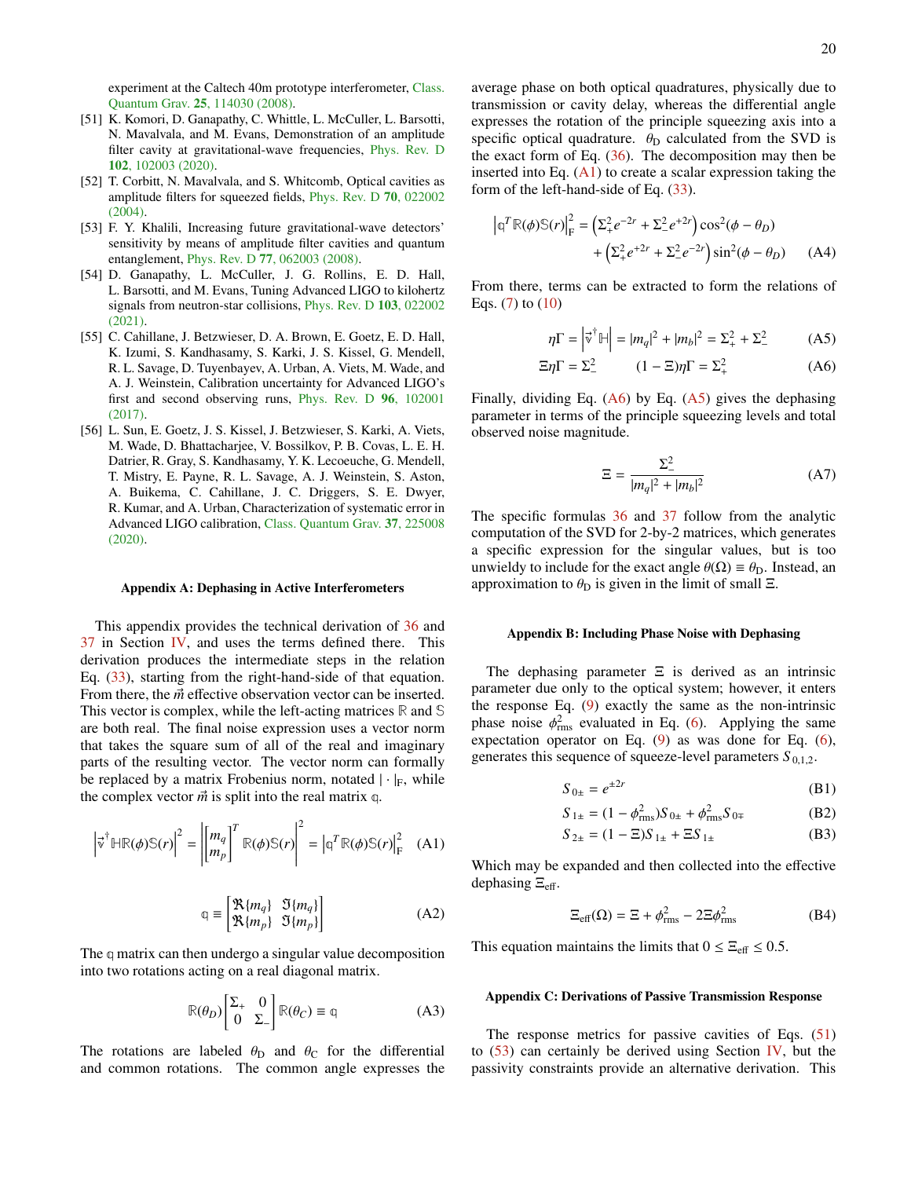experiment at the Caltech 40m prototype interferometer, Class. Quantum Grav. **25**, 114030 (2008).

[51] K. Komori, D. Ganapathy, C. Whittle, L. McCuller, L. Barsotti, N. Mavalvala, and M. Evans, Demonstration of an amplitude filter cavity at gravitational-wave frequencies, Phys. Rev. D **102**, 102003 (2020).

[52] T. Corbitt, N. Mavalvala, and S. Whitcomb, Optical cavities as amplitude filters for squeezed fields, Phys. Rev. D **70**, 022002 (2004).

[53] F. Y. Khalili, Increasing future gravitational-wave detectors' sensitivity by means of amplitude filter cavities and quantum entanglement, Phys. Rev. D **77**, 062003 (2008).

[54] D. Ganapathy, L. McCuller, J. G. Rollins, E. D. Hall, L. Barsotti, and M. Evans, Tuning Advanced LIGO to kilohertz signals from neutron-star collisions, Phys. Rev. D **103**, 022002 (2021).

[55] C. Cahillane, J. Betzwieser, D. A. Brown, E. Goetz, E. D. Hall, K. Izumi, S. Kandhasamy, S. Karki, J. S. Kissel, G. Mendell, R. L. Savage, D. Tuyenbayev, A. Urban, A. Viets, M. Wade, and A. J. Weinstein, Calibration uncertainty for Advanced LIGO's first and second observing runs, Phys. Rev. D **96**, 102001 (2017).

[56] L. Sun, E. Goetz, J. S. Kissel, J. Betzwieser, S. Karki, A. Viets, M. Wade, D. Bhattacharjee, V. Bossilkov, P. B. Covas, L. E. H. Datrier, R. Gray, S. Kandhasamy, Y. K. Lecoeuche, G. Mendell, T. Mistry, E. Payne, R. L. Savage, A. J. Weinstein, S. Aston, A. Buikema, C. Cahillane, J. C. Driggers, S. E. Dwyer, R. Kumar, and A. Urban, Characterization of systematic error in Advanced LIGO calibration, Class. Quantum Grav. **37**, 225008 (2020).

## Appendix A: Dephasing in Active Interferometers

This appendix provides the technical derivation of 36 and 37 in Section IV, and uses the terms defined there. This derivation produces the intermediate steps in the relation Eq. (33), starting from the right-hand-side of that equation. From there, the $\vec{m}$ effective observation vector can be inserted. This vector is complex, while the left-acting matrices $\mathbb{R}$ and $\mathbb{S}$ are both real. The final noise expression uses a vector norm that takes the square sum of all of the real and imaginary parts of the resulting vector. The vector norm can formally be replaced by a matrix Frobenius norm, notated $|\cdot|_{\mathrm{F}}$, while the complex vector $\vec{m}$ is split into the real matrix $\mathbb{q}$.

$$\left|\vec{\mathbb{v}}^{\dagger}\mathbb{H}\mathbb{R}(\phi)\mathbb{S}(r)\right|^2 = \left|\begin{bmatrix} m_q \\ m_p \end{bmatrix}^T \mathbb{R}(\phi)\mathbb{S}(r)\right|^2 = \left|\mathbb{q}^T\mathbb{R}(\phi)\mathbb{S}(r)\right|^2_{\mathrm{F}} \quad \text{(A1)}$$

$$\mathbb{q} \equiv \begin{bmatrix} \Re\{m_q\} & \Im\{m_q\} \\ \Re\{m_p\} & \Im\{m_p\} \end{bmatrix} \quad \text{(A2)}$$

The $\mathbb{q}$ matrix can then undergo a singular value decomposition into two rotations acting on a real diagonal matrix.

$$\mathbb{R}(\theta_D)\begin{bmatrix} \Sigma_+ & 0 \\ 0 & \Sigma_- \end{bmatrix}\mathbb{R}(\theta_C) \equiv \mathbb{q} \quad \text{(A3)}$$

The rotations are labeled $\theta_{\mathrm{D}}$ and $\theta_{\mathrm{C}}$ for the differential and common rotations. The common angle expresses the average phase on both optical quadratures, physically due to transmission or cavity delay, whereas the differential angle expresses the rotation of the principle squeezing axis into a specific optical quadrature. $\theta_{\mathrm{D}}$ calculated from the SVD is the exact form of Eq. (36). The decomposition may then be inserted into Eq. (A1) to create a scalar expression taking the form of the left-hand-side of Eq. (33).

$$\begin{aligned}\left|\mathbb{q}^T\mathbb{R}(\phi)\mathbb{S}(r)\right|^2_{\mathrm{F}} &= \left(\Sigma_+^2 e^{-2r} + \Sigma_-^2 e^{+2r}\right)\cos^2(\phi - \theta_D) \\ &\quad + \left(\Sigma_+^2 e^{+2r} + \Sigma_-^2 e^{-2r}\right)\sin^2(\phi - \theta_D)\end{aligned} \quad \text{(A4)}$$

From there, terms can be extracted to form the relations of Eqs. (7) to (10)

$$\eta\Gamma = \left|\vec{\mathbb{v}}^{\dagger}\mathbb{H}\right| = |m_q|^2 + |m_b|^2 = \Sigma_+^2 + \Sigma_-^2 \quad \text{(A5)}$$

$$\Xi\eta\Gamma = \Sigma_-^2 \qquad (1 - \Xi)\eta\Gamma = \Sigma_+^2 \quad \text{(A6)}$$

Finally, dividing Eq. (A6) by Eq. (A5) gives the dephasing parameter in terms of the principle squeezing levels and total observed noise magnitude.

$$\Xi = \frac{\Sigma_-^2}{|m_q|^2 + |m_b|^2} \quad \text{(A7)}$$

The specific formulas 36 and 37 follow from the analytic computation of the SVD for 2-by-2 matrices, which generates a specific expression for the singular values, but is too unwieldy to include for the exact angle $\theta(\Omega) \equiv \theta_{\mathrm{D}}$. Instead, an approximation to $\theta_{\mathrm{D}}$ is given in the limit of small $\Xi$.

## Appendix B: Including Phase Noise with Dephasing

The dephasing parameter $\Xi$ is derived as an intrinsic parameter due only to the optical system; however, it enters the response Eq. (9) exactly the same as the non-intrinsic phase noise $\phi^2_{\mathrm{rms}}$ evaluated in Eq. (6). Applying the same expectation operator on Eq. (9) as was done for Eq. (6), generates this sequence of squeeze-level parameters $S_{0,1,2}$.

$$S_{0\pm} = e^{\pm 2r} \quad \text{(B1)}$$

$$S_{1\pm} = (1 - \phi^2_{\mathrm{rms}})S_{0\pm} + \phi^2_{\mathrm{rms}}S_{0\mp} \quad \text{(B2)}$$

$$S_{2\pm} = (1 - \Xi)S_{1\pm} + \Xi S_{1\pm} \quad \text{(B3)}$$

Which may be expanded and then collected into the effective dephasing $\Xi_{\mathrm{eff}}$.

$$\Xi_{\mathrm{eff}}(\Omega) = \Xi + \phi^2_{\mathrm{rms}} - 2\Xi\phi^2_{\mathrm{rms}} \quad \text{(B4)}$$

This equation maintains the limits that $0 \leq \Xi_{\mathrm{eff}} \leq 0.5$.

## Appendix C: Derivations of Passive Transmission Response

The response metrics for passive cavities of Eqs. (51) to (53) can certainly be derived using Section IV, but the passivity constraints provide an alternative derivation. This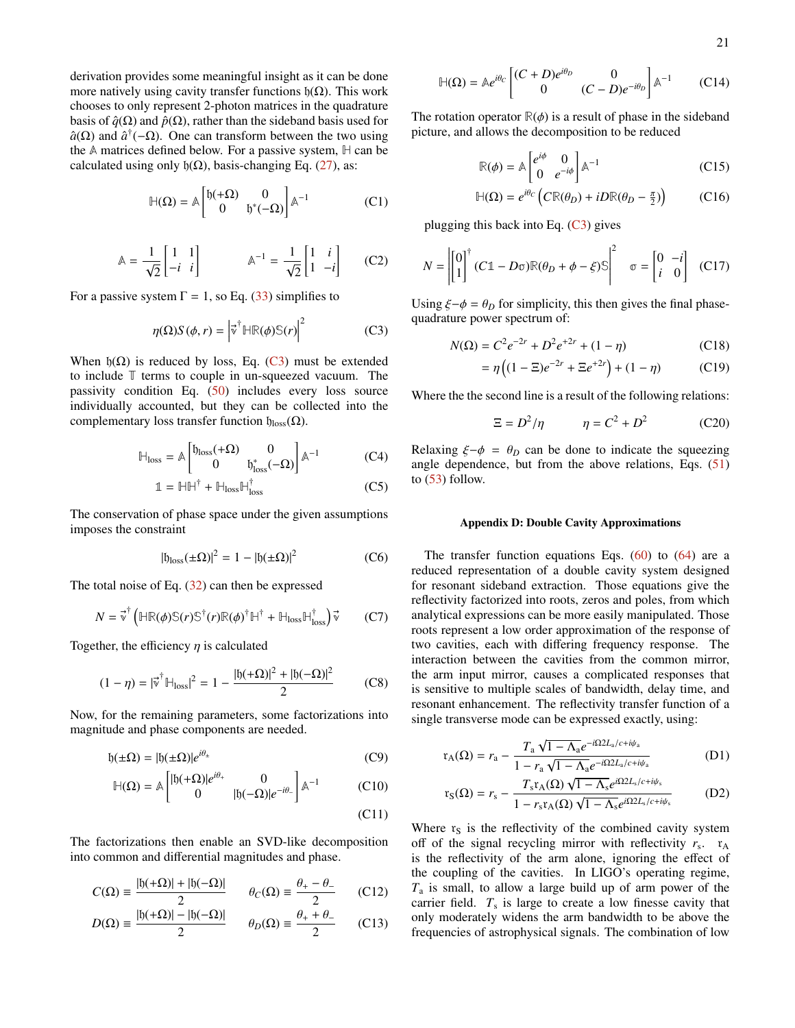derivation provides some meaningful insight as it can be done more natively using cavity transfer functions $\mathfrak{h}(\Omega)$. This work chooses to only represent 2-photon matrices in the quadrature basis of $\hat{q}(\Omega)$ and $\hat{p}(\Omega)$, rather than the sideband basis used for $\hat{a}(\Omega)$ and $\hat{a}^\dagger(-\Omega)$. One can transform between the two using the $\mathbb{A}$ matrices defined below. For a passive system, $\mathbb{H}$ can be calculated using only $\mathfrak{h}(\Omega)$, basis-changing Eq. (27), as:

$$\mathbb{H}(\Omega) = \mathbb{A}\begin{bmatrix} \mathfrak{h}(+\Omega) & 0 \\ 0 & \mathfrak{h}^*(-\Omega) \end{bmatrix}\mathbb{A}^{-1} \tag{C1}$$

$$\mathbb{A} = \frac{1}{\sqrt{2}}\begin{bmatrix} 1 & 1 \\ -i & i \end{bmatrix} \qquad \mathbb{A}^{-1} = \frac{1}{\sqrt{2}}\begin{bmatrix} 1 & i \\ 1 & -i \end{bmatrix} \tag{C2}$$

For a passive system $\Gamma = 1$, so Eq. (33) simplifies to

$$\eta(\Omega)S(\phi, r) = \left|\vec{\mathbb{v}}^\dagger \mathbb{H}\mathbb{R}(\phi)\mathbb{S}(r)\right|^2 \tag{C3}$$

When $\mathfrak{h}(\Omega)$ is reduced by loss, Eq. (C3) must be extended to include $\mathbb{T}$ terms to couple in un-squeezed vacuum. The passivity condition Eq. (50) includes every loss source individually accounted, but they can be collected into the complementary loss transfer function $\mathfrak{h}_{\text{loss}}(\Omega)$.

$$\mathbb{H}_{\text{loss}} = \mathbb{A}\begin{bmatrix} \mathfrak{h}_{\text{loss}}(+\Omega) & 0 \\ 0 & \mathfrak{h}^*_{\text{loss}}(-\Omega) \end{bmatrix}\mathbb{A}^{-1} \tag{C4}$$

$$\mathbb{1} = \mathbb{H}\mathbb{H}^\dagger + \mathbb{H}_{\text{loss}}\mathbb{H}^\dagger_{\text{loss}} \tag{C5}$$

The conservation of phase space under the given assumptions imposes the constraint

$$|\mathfrak{h}_{\text{loss}}(\pm\Omega)|^2 = 1 - |\mathfrak{h}(\pm\Omega)|^2 \tag{C6}$$

The total noise of Eq. (32) can then be expressed

$$N = \vec{\mathbb{v}}^\dagger\left(\mathbb{H}\mathbb{R}(\phi)\mathbb{S}(r)\mathbb{S}^\dagger(r)\mathbb{R}(\phi)^\dagger\mathbb{H}^\dagger + \mathbb{H}_{\text{loss}}\mathbb{H}^\dagger_{\text{loss}}\right)\vec{\mathbb{v}} \tag{C7}$$

Together, the efficiency $\eta$ is calculated

$$(1-\eta) = |\vec{\mathbb{v}}^\dagger\mathbb{H}_{\text{loss}}|^2 = 1 - \frac{|\mathfrak{h}(+\Omega)|^2 + |\mathfrak{h}(-\Omega)|^2}{2} \tag{C8}$$

Now, for the remaining parameters, some factorizations into magnitude and phase components are needed.

$$\mathfrak{h}(\pm\Omega) = |\mathfrak{h}(\pm\Omega)|e^{i\theta_\pm} \tag{C9}$$

$$\mathbb{H}(\Omega) = \mathbb{A}\begin{bmatrix} |\mathfrak{h}(+\Omega)|e^{i\theta_+} & 0 \\ 0 & |\mathfrak{h}(-\Omega)|e^{-i\theta_-} \end{bmatrix}\mathbb{A}^{-1} \tag{C10}$$

$$\tag{C11}$$

The factorizations then enable an SVD-like decomposition into common and differential magnitudes and phase.

$$C(\Omega) \equiv \frac{|\mathfrak{h}(+\Omega)| + |\mathfrak{h}(-\Omega)|}{2} \qquad \theta_C(\Omega) \equiv \frac{\theta_+ - \theta_-}{2} \tag{C12}$$

$$D(\Omega) \equiv \frac{|\mathfrak{h}(+\Omega)| - |\mathfrak{h}(-\Omega)|}{2} \qquad \theta_D(\Omega) \equiv \frac{\theta_+ + \theta_-}{2} \tag{C13}$$

$$\mathbb{H}(\Omega) = \mathbb{A}e^{i\theta_C}\begin{bmatrix} (C+D)e^{i\theta_D} & 0 \\ 0 & (C-D)e^{-i\theta_D} \end{bmatrix}\mathbb{A}^{-1} \tag{C14}$$

The rotation operator $\mathbb{R}(\phi)$ is a result of phase in the sideband picture, and allows the decomposition to be reduced

$$\mathbb{R}(\phi) = \mathbb{A}\begin{bmatrix} e^{i\phi} & 0 \\ 0 & e^{-i\phi} \end{bmatrix}\mathbb{A}^{-1} \tag{C15}$$

$$\mathbb{H}(\Omega) = e^{i\theta_C}\left(C\mathbb{R}(\theta_D) + iD\mathbb{R}(\theta_D - \tfrac{\pi}{2})\right) \tag{C16}$$

plugging this back into Eq. (C3) gives

$$N = \left|\begin{bmatrix} 0 \\ 1 \end{bmatrix}^\dagger (C\mathbb{1} - D\mathbb{\sigma})\mathbb{R}(\theta_D + \phi - \xi)\mathbb{S}\right|^2 \qquad \mathbb{\sigma} = \begin{bmatrix} 0 & -i \\ i & 0 \end{bmatrix} \tag{C17}$$

Using $\xi - \phi = \theta_D$ for simplicity, this then gives the final phase-quadrature power spectrum of:

$$N(\Omega) = C^2e^{-2r} + D^2e^{+2r} + (1-\eta) \tag{C18}$$

$$= \eta\left((1-\Xi)e^{-2r} + \Xi e^{+2r}\right) + (1-\eta) \tag{C19}$$

Where the the second line is a result of the following relations:

$$\Xi = D^2/\eta \qquad \eta = C^2 + D^2 \tag{C20}$$

Relaxing $\xi - \phi = \theta_D$ can be done to indicate the squeezing angle dependence, but from the above relations, Eqs. (51) to (53) follow.

## Appendix D: Double Cavity Approximations

The transfer function equations Eqs. (60) to (64) are a reduced representation of a double cavity system designed for resonant sideband extraction. Those equations give the reflectivity factorized into roots, zeros and poles, from which analytical expressions can be more easily manipulated. Those roots represent a low order approximation of the response of two cavities, each with differing frequency response. The interaction between the cavities from the common mirror, the arm input mirror, causes a complicated responses that is sensitive to multiple scales of bandwidth, delay time, and resonant enhancement. The reflectivity transfer function of a single transverse mode can be expressed exactly, using:

$$\mathfrak{r}_{\text{A}}(\Omega) = r_{\text{a}} - \frac{T_{\text{a}}\sqrt{1-\Lambda_{\text{a}}}e^{-i\Omega 2L_{\text{a}}/c + i\psi_{\text{a}}}}{1 - r_{\text{a}}\sqrt{1-\Lambda_{\text{a}}}e^{-i\Omega 2L_{\text{a}}/c + i\psi_{\text{a}}}} \tag{D1}$$

$$\mathfrak{r}_{\text{S}}(\Omega) = r_{\text{s}} - \frac{T_{\text{s}}\mathfrak{r}_{\text{A}}(\Omega)\sqrt{1-\Lambda_{\text{s}}}e^{i\Omega 2L_{\text{s}}/c + i\psi_{\text{s}}}}{1 - r_{\text{s}}\mathfrak{r}_{\text{A}}(\Omega)\sqrt{1-\Lambda_{\text{s}}}e^{i\Omega 2L_{\text{s}}/c + i\psi_{\text{s}}}} \tag{D2}$$

Where $\mathfrak{r}_{\text{S}}$ is the reflectivity of the combined cavity system off of the signal recycling mirror with reflectivity $r_{\text{s}}$. $\mathfrak{r}_{\text{A}}$ is the reflectivity of the arm alone, ignoring the effect of the coupling of the cavities. In LIGO's operating regime, $T_{\text{a}}$ is small, to allow a large build up of arm power of the carrier field. $T_{\text{s}}$ is large to create a low finesse cavity that only moderately widens the arm bandwidth to be above the frequencies of astrophysical signals. The combination of low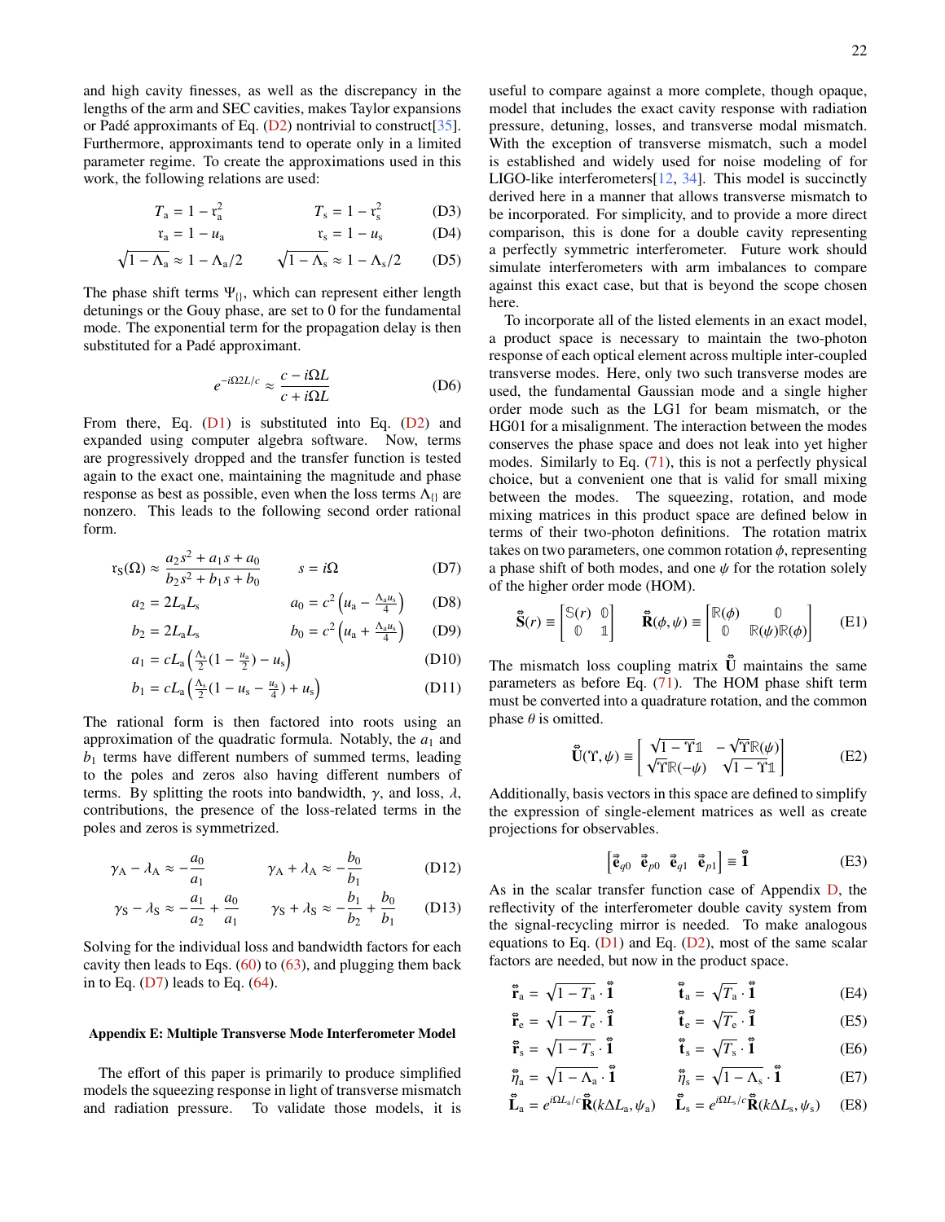and high cavity finesses, as well as the discrepancy in the lengths of the arm and SEC cavities, makes Taylor expansions or Padé approximants of Eq. (D2) nontrivial to construct[35]. Furthermore, approximants tend to operate only in a limited parameter regime. To create the approximations used in this work, the following relations are used:

$$T_{\mathrm{a}} = 1 - \mathrm{r}_{\mathrm{a}}^2 \qquad T_{\mathrm{s}} = 1 - \mathrm{r}_{\mathrm{s}}^2 \tag{D3}$$

$$\mathrm{r}_{\mathrm{a}} = 1 - u_{\mathrm{a}} \qquad \mathrm{r}_{\mathrm{s}} = 1 - u_{\mathrm{s}} \tag{D4}$$

$$\sqrt{1-\Lambda_{\mathrm{a}}} \approx 1 - \Lambda_{\mathrm{a}}/2 \qquad \sqrt{1-\Lambda_{\mathrm{s}}} \approx 1 - \Lambda_{\mathrm{s}}/2 \tag{D5}$$

The phase shift terms $\Psi_{\{\}}$, which can represent either length detunings or the Gouy phase, are set to 0 for the fundamental mode. The exponential term for the propagation delay is then substituted for a Padé approximant.

$$e^{-i\Omega 2L/c} \approx \frac{c - i\Omega L}{c + i\Omega L} \tag{D6}$$

From there, Eq. (D1) is substituted into Eq. (D2) and expanded using computer algebra software. Now, terms are progressively dropped and the transfer function is tested again to the exact one, maintaining the magnitude and phase response as best as possible, even when the loss terms $\Lambda_{\{\}}$ are nonzero. This leads to the following second order rational form.

$$\mathrm{r}_{\mathrm{S}}(\Omega) \approx \frac{a_2 s^2 + a_1 s + a_0}{b_2 s^2 + b_1 s + b_0} \qquad s = i\Omega \tag{D7}$$

$$a_2 = 2L_{\mathrm{a}}L_{\mathrm{s}} \qquad a_0 = c^2\left(u_{\mathrm{a}} - \tfrac{\Lambda_{\mathrm{a}} u_{\mathrm{s}}}{4}\right) \tag{D8}$$

$$b_2 = 2L_{\mathrm{a}}L_{\mathrm{s}} \qquad b_0 = c^2\left(u_{\mathrm{a}} + \tfrac{\Lambda_{\mathrm{a}} u_{\mathrm{s}}}{4}\right) \tag{D9}$$

$$a_1 = cL_{\mathrm{a}}\left(\tfrac{\Lambda_{\mathrm{s}}}{2}(1 - \tfrac{u_{\mathrm{a}}}{2}) - u_{\mathrm{s}}\right) \tag{D10}$$

$$b_1 = cL_{\mathrm{a}}\left(\tfrac{\Lambda_{\mathrm{s}}}{2}(1 - u_{\mathrm{s}} - \tfrac{u_{\mathrm{a}}}{4}) + u_{\mathrm{s}}\right) \tag{D11}$$

The rational form is then factored into roots using an approximation of the quadratic formula. Notably, the $a_1$ and $b_1$ terms have different numbers of summed terms, leading to the poles and zeros also having different numbers of terms. By splitting the roots into bandwidth, $\gamma$, and loss, $\lambda$, contributions, the presence of the loss-related terms in the poles and zeros is symmetrized.

$$\gamma_{\mathrm{A}} - \lambda_{\mathrm{A}} \approx -\frac{a_0}{a_1} \qquad \gamma_{\mathrm{A}} + \lambda_{\mathrm{A}} \approx -\frac{b_0}{b_1} \tag{D12}$$

$$\gamma_{\mathrm{S}} - \lambda_{\mathrm{S}} \approx -\frac{a_1}{a_2} + \frac{a_0}{a_1} \qquad \gamma_{\mathrm{S}} + \lambda_{\mathrm{S}} \approx -\frac{b_1}{b_2} + \frac{b_0}{b_1} \tag{D13}$$

Solving for the individual loss and bandwidth factors for each cavity then leads to Eqs. (60) to (63), and plugging them back in to Eq. (D7) leads to Eq. (64).

## Appendix E: Multiple Transverse Mode Interferometer Model

The effort of this paper is primarily to produce simplified models the squeezing response in light of transverse mismatch and radiation pressure. To validate those models, it is useful to compare against a more complete, though opaque, model that includes the exact cavity response with radiation pressure, detuning, losses, and transverse modal mismatch. With the exception of transverse mismatch, such a model is established and widely used for noise modeling of for LIGO-like interferometers[12, 34]. This model is succinctly derived here in a manner that allows transverse mismatch to be incorporated. For simplicity, and to provide a more direct comparison, this is done for a double cavity representing a perfectly symmetric interferometer. Future work should simulate interferometers with arm imbalances to compare against this exact case, but that is beyond the scope chosen here.

To incorporate all of the listed elements in an exact model, a product space is necessary to maintain the two-photon response of each optical element across multiple inter-coupled transverse modes. Here, only two such transverse modes are used, the fundamental Gaussian mode and a single higher order mode such as the LG1 for beam mismatch, or the HG01 for a misalignment. The interaction between the modes conserves the phase space and does not leak into yet higher modes. Similarly to Eq. (71), this is not a perfectly physical choice, but a convenient one that is valid for small mixing between the modes. The squeezing, rotation, and mode mixing matrices in this product space are defined below in terms of their two-photon definitions. The rotation matrix takes on two parameters, one common rotation $\phi$, representing a phase shift of both modes, and one $\psi$ for the rotation solely of the higher order mode (HOM).

$$\ddot{\mathbf{S}}(r) \equiv \begin{bmatrix} \mathbb{S}(r) & \mathbb{0} \\ \mathbb{0} & \mathbb{1} \end{bmatrix} \qquad \ddot{\mathbf{R}}(\phi,\psi) \equiv \begin{bmatrix} \mathbb{R}(\phi) & \mathbb{0} \\ \mathbb{0} & \mathbb{R}(\psi)\mathbb{R}(\phi) \end{bmatrix} \tag{E1}$$

The mismatch loss coupling matrix $\ddot{\mathbf{U}}$ maintains the same parameters as before Eq. (71). The HOM phase shift term must be converted into a quadrature rotation, and the common phase $\theta$ is omitted.

$$\ddot{\mathbf{U}}(\Upsilon,\psi) \equiv \begin{bmatrix} \sqrt{1-\Upsilon}\mathbb{1} & -\sqrt{\Upsilon}\mathbb{R}(\psi) \\ \sqrt{\Upsilon}\mathbb{R}(-\psi) & \sqrt{1-\Upsilon}\mathbb{1} \end{bmatrix} \tag{E2}$$

Additionally, basis vectors in this space are defined to simplify the expression of single-element matrices as well as create projections for observables.

$$\begin{bmatrix} \ddot{\vec{\mathbf{e}}}_{q0} & \ddot{\vec{\mathbf{e}}}_{p0} & \ddot{\vec{\mathbf{e}}}_{q1} & \ddot{\vec{\mathbf{e}}}_{p1} \end{bmatrix} \equiv \ddot{\mathbf{1}} \tag{E3}$$

As in the scalar transfer function case of Appendix D, the reflectivity of the interferometer double cavity system from the signal-recycling mirror is needed. To make analogous equations to Eq. (D1) and Eq. (D2), most of the same scalar factors are needed, but now in the product space.

$$\ddot{\mathbf{r}}_{\mathrm{a}} = \sqrt{1-T_{\mathrm{a}}}\cdot\ddot{\mathbf{1}} \qquad \ddot{\mathbf{t}}_{\mathrm{a}} = \sqrt{T_{\mathrm{a}}}\cdot\ddot{\mathbf{1}} \tag{E4}$$

$$\ddot{\mathbf{r}}_{\mathrm{e}} = \sqrt{1-T_{\mathrm{e}}}\cdot\ddot{\mathbf{1}} \qquad \ddot{\mathbf{t}}_{\mathrm{e}} = \sqrt{T_{\mathrm{e}}}\cdot\ddot{\mathbf{1}} \tag{E5}$$

$$\ddot{\mathbf{r}}_{\mathrm{s}} = \sqrt{1-T_{\mathrm{s}}}\cdot\ddot{\mathbf{1}} \qquad \ddot{\mathbf{t}}_{\mathrm{s}} = \sqrt{T_{\mathrm{s}}}\cdot\ddot{\mathbf{1}} \tag{E6}$$

$$\ddot{\eta}_{\mathrm{a}} = \sqrt{1-\Lambda_{\mathrm{a}}}\cdot\ddot{\mathbf{1}} \qquad \ddot{\eta}_{\mathrm{s}} = \sqrt{1-\Lambda_{\mathrm{s}}}\cdot\ddot{\mathbf{1}} \tag{E7}$$

$$\ddot{\mathbf{L}}_{\mathrm{a}} = e^{i\Omega L_{\mathrm{a}}/c}\ddot{\mathbf{R}}(k\Delta L_{\mathrm{a}},\psi_{\mathrm{a}}) \qquad \ddot{\mathbf{L}}_{\mathrm{s}} = e^{i\Omega L_{\mathrm{s}}/c}\ddot{\mathbf{R}}(k\Delta L_{\mathrm{s}},\psi_{\mathrm{s}}) \tag{E8}$$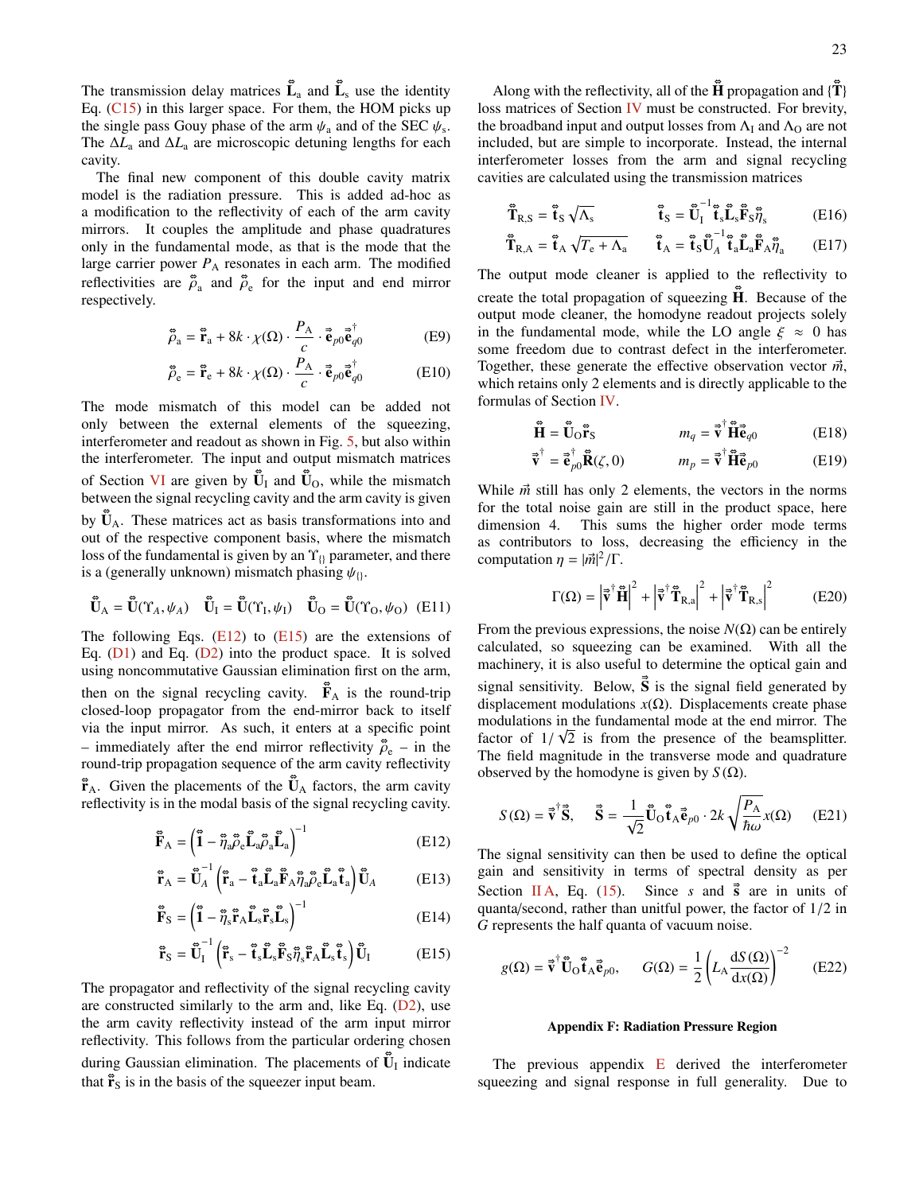The transmission delay matrices $\overset{\leftrightarrow}{\mathbf{L}}_\mathrm{a}$ and $\overset{\leftrightarrow}{\mathbf{L}}_\mathrm{s}$ use the identity Eq. (C15) in this larger space. For them, the HOM picks up the single pass Gouy phase of the arm $\psi_\mathrm{a}$ and of the SEC $\psi_\mathrm{s}$. The $\Delta L_\mathrm{a}$ and $\Delta L_\mathrm{a}$ are microscopic detuning lengths for each cavity.

The final new component of this double cavity matrix model is the radiation pressure. This is added ad-hoc as a modification to the reflectivity of each of the arm cavity mirrors. It couples the amplitude and phase quadratures only in the fundamental mode, as that is the mode that the large carrier power $P_\mathrm{A}$ resonates in each arm. The modified reflectivities are $\overset{\leftrightarrow}{\rho}_\mathrm{a}$ and $\overset{\leftrightarrow}{\rho}_\mathrm{e}$ for the input and end mirror respectively.

$$\overset{\leftrightarrow}{\rho}_\mathrm{a} = \overset{\leftrightarrow}{\mathbf{r}}_\mathrm{a} + 8k \cdot \chi(\Omega) \cdot \frac{P_\mathrm{A}}{c} \cdot \vec{\mathbf{e}}_{p0}\vec{\mathbf{e}}_{q0}^{\dagger} \tag{E9}$$

$$\overset{\leftrightarrow}{\rho}_\mathrm{e} = \overset{\leftrightarrow}{\mathbf{r}}_\mathrm{e} + 8k \cdot \chi(\Omega) \cdot \frac{P_\mathrm{A}}{c} \cdot \vec{\mathbf{e}}_{p0}\vec{\mathbf{e}}_{q0}^{\dagger} \tag{E10}$$

The mode mismatch of this model can be added not only between the external elements of the squeezing, interferometer and readout as shown in Fig. 5, but also within the interferometer. The input and output mismatch matrices of Section VI are given by $\overset{\leftrightarrow}{\mathbf{U}}_\mathrm{I}$ and $\overset{\leftrightarrow}{\mathbf{U}}_\mathrm{O}$, while the mismatch between the signal recycling cavity and the arm cavity is given by $\overset{\leftrightarrow}{\mathbf{U}}_\mathrm{A}$. These matrices act as basis transformations into and out of the respective component basis, where the mismatch loss of the fundamental is given by an $\Upsilon_{\{\}}$ parameter, and there is a (generally unknown) mismatch phasing $\psi_{\{\}}$.

$$\overset{\leftrightarrow}{\mathbf{U}}_\mathrm{A} = \overset{\leftrightarrow}{\mathbf{U}}(\Upsilon_A, \psi_A) \quad \overset{\leftrightarrow}{\mathbf{U}}_\mathrm{I} = \overset{\leftrightarrow}{\mathbf{U}}(\Upsilon_\mathrm{I}, \psi_\mathrm{I}) \quad \overset{\leftrightarrow}{\mathbf{U}}_\mathrm{O} = \overset{\leftrightarrow}{\mathbf{U}}(\Upsilon_\mathrm{O}, \psi_\mathrm{O}) \tag{E11}$$

The following Eqs. (E12) to (E15) are the extensions of Eq. (D1) and Eq. (D2) into the product space. It is solved using noncommutative Gaussian elimination first on the arm, then on the signal recycling cavity. $\overset{\leftrightarrow}{\mathbf{F}}_\mathrm{A}$ is the round-trip closed-loop propagator from the end-mirror back to itself via the input mirror. As such, it enters at a specific point – immediately after the end mirror reflectivity $\overset{\leftrightarrow}{\rho}_\mathrm{e}$ – in the round-trip propagation sequence of the arm cavity reflectivity $\overset{\leftrightarrow}{\mathbf{r}}_\mathrm{A}$. Given the placements of the $\overset{\leftrightarrow}{\mathbf{U}}_\mathrm{A}$ factors, the arm cavity reflectivity is in the modal basis of the signal recycling cavity.

$$\overset{\leftrightarrow}{\mathbf{F}}_\mathrm{A} = \left(\overset{\leftrightarrow}{\mathbf{1}} - \overset{\leftrightarrow}{\eta}_\mathrm{a}\overset{\leftrightarrow}{\rho}_\mathrm{e}\overset{\leftrightarrow}{\mathbf{L}}_\mathrm{a}\overset{\leftrightarrow}{\rho}_\mathrm{a}\overset{\leftrightarrow}{\mathbf{L}}_\mathrm{a}\right)^{-1} \tag{E12}$$

$$\overset{\leftrightarrow}{\mathbf{r}}_\mathrm{A} = \overset{\leftrightarrow}{\mathbf{U}}_A^{-1}\left(\overset{\leftrightarrow}{\mathbf{r}}_\mathrm{a} - \overset{\leftrightarrow}{\mathbf{t}}_\mathrm{a}\overset{\leftrightarrow}{\mathbf{L}}_\mathrm{a}\overset{\leftrightarrow}{\mathbf{F}}_\mathrm{A}\overset{\leftrightarrow}{\eta}_\mathrm{a}\overset{\leftrightarrow}{\rho}_\mathrm{e}\overset{\leftrightarrow}{\mathbf{L}}_\mathrm{a}\overset{\leftrightarrow}{\mathbf{t}}_\mathrm{a}\right)\overset{\leftrightarrow}{\mathbf{U}}_A \tag{E13}$$

$$\overset{\leftrightarrow}{\mathbf{F}}_\mathrm{S} = \left(\overset{\leftrightarrow}{\mathbf{1}} - \overset{\leftrightarrow}{\eta}_\mathrm{s}\overset{\leftrightarrow}{\mathbf{r}}_\mathrm{A}\overset{\leftrightarrow}{\mathbf{L}}_\mathrm{s}\overset{\leftrightarrow}{\mathbf{r}}_\mathrm{s}\overset{\leftrightarrow}{\mathbf{L}}_\mathrm{s}\right)^{-1} \tag{E14}$$

$$\overset{\leftrightarrow}{\mathbf{r}}_\mathrm{S} = \overset{\leftrightarrow}{\mathbf{U}}_\mathrm{I}^{-1}\left(\overset{\leftrightarrow}{\mathbf{r}}_\mathrm{s} - \overset{\leftrightarrow}{\mathbf{t}}_\mathrm{s}\overset{\leftrightarrow}{\mathbf{L}}_\mathrm{s}\overset{\leftrightarrow}{\mathbf{F}}_\mathrm{S}\overset{\leftrightarrow}{\eta}_\mathrm{s}\overset{\leftrightarrow}{\mathbf{r}}_\mathrm{A}\overset{\leftrightarrow}{\mathbf{L}}_\mathrm{s}\overset{\leftrightarrow}{\mathbf{t}}_\mathrm{s}\right)\overset{\leftrightarrow}{\mathbf{U}}_\mathrm{I} \tag{E15}$$

The propagator and reflectivity of the signal recycling cavity are constructed similarly to the arm and, like Eq. (D2), use the arm cavity reflectivity instead of the arm input mirror reflectivity. This follows from the particular ordering chosen during Gaussian elimination. The placements of $\overset{\leftrightarrow}{\mathbf{U}}_\mathrm{I}$ indicate that $\overset{\leftrightarrow}{\mathbf{r}}_\mathrm{S}$ is in the basis of the squeezer input beam.

Along with the reflectivity, all of the $\overset{\leftrightarrow}{\mathbf{H}}$ propagation and $\{\overset{\leftrightarrow}{\mathbf{T}}\}$ loss matrices of Section IV must be constructed. For brevity, the broadband input and output losses from $\Lambda_\mathrm{I}$ and $\Lambda_\mathrm{O}$ are not included, but are simple to incorporate. Instead, the internal interferometer losses from the arm and signal recycling cavities are calculated using the transmission matrices

$$\overset{\leftrightarrow}{\mathbf{T}}_\mathrm{R,S} = \overset{\leftrightarrow}{\mathbf{t}}_\mathrm{S}\sqrt{\Lambda_\mathrm{s}} \qquad \overset{\leftrightarrow}{\mathbf{t}}_\mathrm{S} = \overset{\leftrightarrow}{\mathbf{U}}_\mathrm{I}^{-1}\overset{\leftrightarrow}{\mathbf{t}}_\mathrm{s}\overset{\leftrightarrow}{\mathbf{L}}_\mathrm{s}\overset{\leftrightarrow}{\mathbf{F}}_\mathrm{S}\overset{\leftrightarrow}{\eta}_\mathrm{s} \tag{E16}$$

$$\overset{\leftrightarrow}{\mathbf{T}}_\mathrm{R,A} = \overset{\leftrightarrow}{\mathbf{t}}_\mathrm{A}\sqrt{T_\mathrm{e} + \Lambda_\mathrm{a}} \qquad \overset{\leftrightarrow}{\mathbf{t}}_\mathrm{A} = \overset{\leftrightarrow}{\mathbf{t}}_\mathrm{S}\overset{\leftrightarrow}{\mathbf{U}}_A^{-1}\overset{\leftrightarrow}{\mathbf{t}}_\mathrm{a}\overset{\leftrightarrow}{\mathbf{L}}_\mathrm{a}\overset{\leftrightarrow}{\mathbf{F}}_\mathrm{A}\overset{\leftrightarrow}{\eta}_\mathrm{a} \tag{E17}$$

The output mode cleaner is applied to the reflectivity to create the total propagation of squeezing $\overset{\leftrightarrow}{\mathbf{H}}$. Because of the output mode cleaner, the homodyne readout projects solely in the fundamental mode, while the LO angle $\xi \approx 0$ has some freedom due to contrast defect in the interferometer. Together, these generate the effective observation vector $\vec{m}$, which retains only 2 elements and is directly applicable to the formulas of Section IV.

$$\overset{\leftrightarrow}{\mathbf{H}} = \overset{\leftrightarrow}{\mathbf{U}}_\mathrm{O}\overset{\leftrightarrow}{\mathbf{r}}_\mathrm{S} \qquad m_q = \vec{\mathbf{v}}^{\dagger}\overset{\leftrightarrow}{\mathbf{H}}\vec{\mathbf{e}}_{q0} \tag{E18}$$

$$\vec{\mathbf{v}}^{\dagger} = \vec{\mathbf{e}}_{p0}^{\dagger}\overset{\leftrightarrow}{\mathbf{R}}(\zeta, 0) \qquad m_p = \vec{\mathbf{v}}^{\dagger}\overset{\leftrightarrow}{\mathbf{H}}\vec{\mathbf{e}}_{p0} \tag{E19}$$

While $\vec{m}$ still has only 2 elements, the vectors in the norms for the total noise gain are still in the product space, here dimension 4. This sums the higher order mode terms as contributors to loss, decreasing the efficiency in the computation $\eta = |\vec{m}|^2/\Gamma$.

$$\Gamma(\Omega) = \left|\vec{\mathbf{v}}^{\dagger}\overset{\leftrightarrow}{\mathbf{H}}\right|^2 + \left|\vec{\mathbf{v}}^{\dagger}\overset{\leftrightarrow}{\mathbf{T}}_\mathrm{R,a}\right|^2 + \left|\vec{\mathbf{v}}^{\dagger}\overset{\leftrightarrow}{\mathbf{T}}_\mathrm{R,s}\right|^2 \tag{E20}$$

From the previous expressions, the noise $N(\Omega)$ can be entirely calculated, so squeezing can be examined. With all the machinery, it is also useful to determine the optical gain and signal sensitivity. Below, $\vec{\mathbf{S}}$ is the signal field generated by displacement modulations $x(\Omega)$. Displacements create phase modulations in the fundamental mode at the end mirror. The factor of $1/\sqrt{2}$ is from the presence of the beamsplitter. The field magnitude in the transverse mode and quadrature observed by the homodyne is given by $S(\Omega)$.

$$S(\Omega) = \vec{\mathbf{v}}^{\dagger}\vec{\mathbf{S}}, \qquad \vec{\mathbf{S}} = \frac{1}{\sqrt{2}}\overset{\leftrightarrow}{\mathbf{U}}_\mathrm{O}\overset{\leftrightarrow}{\mathbf{t}}_\mathrm{A}\vec{\mathbf{e}}_{p0} \cdot 2k\sqrt{\frac{P_\mathrm{A}}{\hbar\omega}}x(\Omega) \tag{E21}$$

The signal sensitivity can then be used to define the optical gain and sensitivity in terms of spectral density as per Section II A, Eq. (15). Since $s$ and $\vec{\mathbf{s}}$ are in units of quanta/second, rather than unitful power, the factor of $1/2$ in $G$ represents the half quanta of vacuum noise.

$$g(\Omega) = \vec{\mathbf{v}}^{\dagger}\overset{\leftrightarrow}{\mathbf{U}}_\mathrm{O}\overset{\leftrightarrow}{\mathbf{t}}_\mathrm{A}\vec{\mathbf{e}}_{p0}, \qquad G(\Omega) = \frac{1}{2}\left(L_\mathrm{A}\frac{\mathrm{d}S(\Omega)}{\mathrm{d}x(\Omega)}\right)^{-2} \tag{E22}$$

## Appendix F: Radiation Pressure Region

The previous appendix E derived the interferometer squeezing and signal response in full generality. Due to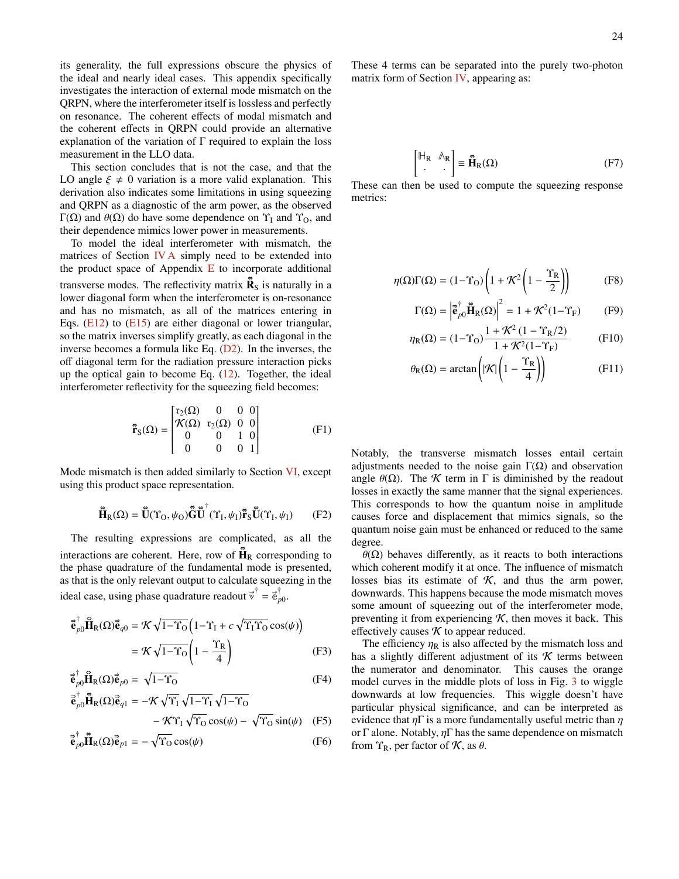its generality, the full expressions obscure the physics of the ideal and nearly ideal cases. This appendix specifically investigates the interaction of external mode mismatch on the QRPN, where the interferometer itself is lossless and perfectly on resonance. The coherent effects of modal mismatch and the coherent effects in QRPN could provide an alternative explanation of the variation of $\Gamma$ required to explain the loss measurement in the LLO data.

This section concludes that is not the case, and that the LO angle $\xi \neq 0$ variation is a more valid explanation. This derivation also indicates some limitations in using squeezing and QRPN as a diagnostic of the arm power, as the observed $\Gamma(\Omega)$ and $\theta(\Omega)$ do have some dependence on $\Upsilon_{\mathrm{I}}$ and $\Upsilon_{\mathrm{O}}$, and their dependence mimics lower power in measurements.

To model the ideal interferometer with mismatch, the matrices of Section IV A simply need to be extended into the product space of Appendix E to incorporate additional transverse modes. The reflectivity matrix $\ddot{\mathbf{R}}_{\mathrm{S}}$ is naturally in a lower diagonal form when the interferometer is on-resonance and has no mismatch, as all of the matrices entering in Eqs. (E12) to (E15) are either diagonal or lower triangular, so the matrix inverses simplify greatly, as each diagonal in the inverse becomes a formula like Eq. (D2). In the inverses, the off diagonal term for the radiation pressure interaction picks up the optical gain to become Eq. (12). Together, the ideal interferometer reflectivity for the squeezing field becomes:

$$\ddot{\mathbf{r}}_{\mathrm{S}}(\Omega) = \begin{bmatrix} \mathrm{r}_2(\Omega) & 0 & 0 & 0 \\ \mathcal{K}(\Omega) & \mathrm{r}_2(\Omega) & 0 & 0 \\ 0 & 0 & 1 & 0 \\ 0 & 0 & 0 & 1 \end{bmatrix} \tag{F1}$$

Mode mismatch is then added similarly to Section VI, except using this product space representation.

$$\ddot{\mathbf{H}}_{\mathrm{R}}(\Omega) = \ddot{\mathbf{U}}(\Upsilon_{\mathrm{O}}, \psi_{\mathrm{O}})\ddot{\mathbf{G}}\ddot{\mathbf{U}}^{\dagger}(\Upsilon_{\mathrm{I}}, \psi_{\mathrm{I}})\ddot{\mathbf{r}}_{\mathrm{S}}\ddot{\mathbf{U}}(\Upsilon_{\mathrm{I}}, \psi_{\mathrm{I}}) \tag{F2}$$

The resulting expressions are complicated, as all the interactions are coherent. Here, row of $\ddot{\mathbf{H}}_{\mathrm{R}}$ corresponding to the phase quadrature of the fundamental mode is presented, as that is the only relevant output to calculate squeezing in the ideal case, using phase quadrature readout $\vec{v}^{\dagger} = \vec{e}^{\dagger}_{p0}$.

$$\begin{aligned}
\vec{\mathbf{e}}^{\dagger}_{p0}\ddot{\mathbf{H}}_{\mathrm{R}}(\Omega)\vec{\mathbf{e}}_{q0} &= \mathcal{K}\sqrt{1-\Upsilon_{\mathrm{O}}}\left(1-\Upsilon_{\mathrm{I}} + c\sqrt{\Upsilon_{\mathrm{I}}\Upsilon_{\mathrm{O}}}\cos(\psi)\right) \\
&= \mathcal{K}\sqrt{1-\Upsilon_{\mathrm{O}}}\left(1-\frac{\Upsilon_{\mathrm{R}}}{4}\right)
\end{aligned} \tag{F3}$$

$$\vec{\mathbf{e}}^{\dagger}_{p0}\ddot{\mathbf{H}}_{\mathrm{R}}(\Omega)\vec{\mathbf{e}}_{p0} = \sqrt{1-\Upsilon_{\mathrm{O}}} \tag{F4}$$

$$\begin{aligned}
\vec{\mathbf{e}}^{\dagger}_{p0}\ddot{\mathbf{H}}_{\mathrm{R}}(\Omega)\vec{\mathbf{e}}_{q1} &= -\mathcal{K}\sqrt{\Upsilon_{\mathrm{I}}}\sqrt{1-\Upsilon_{\mathrm{I}}}\sqrt{1-\Upsilon_{\mathrm{O}}} \\
&\quad - \mathcal{K}\Upsilon_{\mathrm{I}}\sqrt{\Upsilon_{\mathrm{O}}}\cos(\psi) - \sqrt{\Upsilon_{\mathrm{O}}}\sin(\psi)
\end{aligned} \tag{F5}$$

$$\vec{\mathbf{e}}^{\dagger}_{p0}\ddot{\mathbf{H}}_{\mathrm{R}}(\Omega)\vec{\mathbf{e}}_{p1} = -\sqrt{\Upsilon_{\mathrm{O}}}\cos(\psi) \tag{F6}$$

These 4 terms can be separated into the purely two-photon matrix form of Section IV, appearing as:

$$\begin{bmatrix} \mathbb{H}_{\mathrm{R}} & \mathbb{A}_{\mathrm{R}} \\ \cdot & \cdot \end{bmatrix} \equiv \ddot{\mathbf{H}}_{\mathrm{R}}(\Omega) \tag{F7}$$

These can then be used to compute the squeezing response metrics:

$$\eta(\Omega)\Gamma(\Omega) = (1-\Upsilon_{\mathrm{O}})\left(1 + \mathcal{K}^2\left(1 - \frac{\Upsilon_{\mathrm{R}}}{2}\right)\right) \tag{F8}$$

$$\Gamma(\Omega) = \left|\vec{\mathbf{e}}^{\dagger}_{p0}\ddot{\mathbf{H}}_{\mathrm{R}}(\Omega)\right|^2 = 1 + \mathcal{K}^2(1-\Upsilon_{\mathrm{F}}) \tag{F9}$$

$$\eta_{\mathrm{R}}(\Omega) = (1-\Upsilon_{\mathrm{O}})\frac{1 + \mathcal{K}^2\,(1 - \Upsilon_{\mathrm{R}}/2)}{1 + \mathcal{K}^2(1-\Upsilon_{\mathrm{F}})} \tag{F10}$$

$$\theta_{\mathrm{R}}(\Omega) = \arctan\left(|\mathcal{K}|\left(1 - \frac{\Upsilon_{\mathrm{R}}}{4}\right)\right) \tag{F11}$$

Notably, the transverse mismatch losses entail certain adjustments needed to the noise gain $\Gamma(\Omega)$ and observation angle $\theta(\Omega)$. The $\mathcal{K}$ term in $\Gamma$ is diminished by the readout losses in exactly the same manner that the signal experiences. This corresponds to how the quantum noise in amplitude causes force and displacement that mimics signals, so the quantum noise gain must be enhanced or reduced to the same degree.

$\theta(\Omega)$ behaves differently, as it reacts to both interactions which coherent modify it at once. The influence of mismatch losses bias its estimate of $\mathcal{K}$, and thus the arm power, downwards. This happens because the mode mismatch moves some amount of squeezing out of the interferometer mode, preventing it from experiencing $\mathcal{K}$, then moves it back. This effectively causes $\mathcal{K}$ to appear reduced.

The efficiency $\eta_{\mathrm{R}}$ is also affected by the mismatch loss and has a slightly different adjustment of its $\mathcal{K}$ terms between the numerator and denominator. This causes the orange model curves in the middle plots of loss in Fig. 3 to wiggle downwards at low frequencies. This wiggle doesn't have particular physical significance, and can be interpreted as evidence that $\eta\Gamma$ is a more fundamentally useful metric than $\eta$ or $\Gamma$ alone. Notably, $\eta\Gamma$ has the same dependence on mismatch from $\Upsilon_{\mathrm{R}}$, per factor of $\mathcal{K}$, as $\theta$.